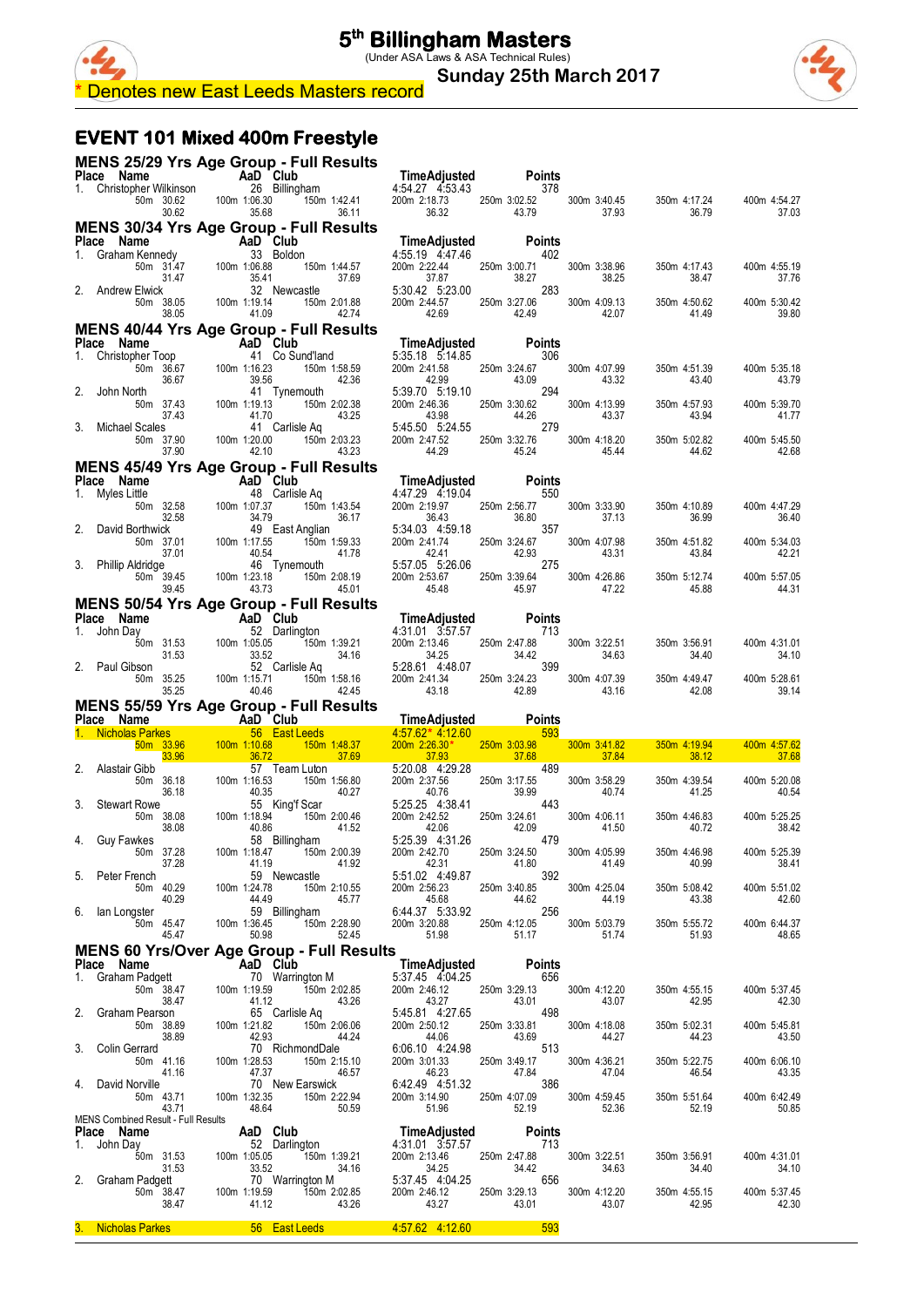# 5th Billingham Masters

(Under ASA Laws & ASA Technical Rules)

**Sunday 25th March 2017**

\* Denotes new East Leeds Masters record

## EVENT 101 Mixed 400m Freestyle

### MENS 25/29 Yrs Age Group - Full Results

| Place | Name | AaD | Club | Time | Adjusted | Points |
|---|---|---|---|---|---|---|
| 1. | Christopher Wilkinson | 26 | Billingham | 4:54.27 | 4:53.43 | 378 |

| Name | 50m | 100m | 150m | 200m | 250m | 300m | 350m | 400m |
|---|---|---|---|---|---|---|---|---|
| Christopher Wilkinson | 30.62 | 1:06.30 | 1:42.41 | 2:18.73 | 3:02.52 | 3:40.45 | 4:17.24 | 4:54.27 |
| | 30.62 | 35.68 | 36.11 | 36.32 | 43.79 | 37.93 | 36.79 | 37.03 |

### MENS 30/34 Yrs Age Group - Full Results

| Place | Name | AaD | Club | Time | Adjusted | Points |
|---|---|---|---|---|---|---|
| 1. | Graham Kennedy | 33 | Boldon | 4:55.19 | 4:47.46 | 402 |
| 2. | Andrew Elwick | 32 | Newcastle | 5:30.42 | 5:23.00 | 283 |

| Name | 50m | 100m | 150m | 200m | 250m | 300m | 350m | 400m |
|---|---|---|---|---|---|---|---|---|
| Graham Kennedy | 31.47 | 1:06.88 | 1:44.57 | 2:22.44 | 3:00.71 | 3:38.96 | 4:17.43 | 4:55.19 |
| | 31.47 | 35.41 | 37.69 | 37.87 | 38.27 | 38.25 | 38.47 | 37.76 |
| Andrew Elwick | 38.05 | 1:19.14 | 2:01.88 | 2:44.57 | 3:27.06 | 4:09.13 | 4:50.62 | 5:30.42 |
| | 38.05 | 41.09 | 42.74 | 42.69 | 42.49 | 42.07 | 41.49 | 39.80 |

### MENS 40/44 Yrs Age Group - Full Results

| Place | Name | AaD | Club | Time | Adjusted | Points |
|---|---|---|---|---|---|---|
| 1. | Christopher Toop | 41 | Co Sund'land | 5:35.18 | 5:14.85 | 306 |
| 2. | John North | 41 | Tynemouth | 5:39.70 | 5:19.10 | 294 |
| 3. | Michael Scales | 41 | Carlisle Aq | 5:45.50 | 5:24.55 | 279 |

| Name | 50m | 100m | 150m | 200m | 250m | 300m | 350m | 400m |
|---|---|---|---|---|---|---|---|---|
| Christopher Toop | 36.67 | 1:16.23 | 1:58.59 | 2:41.58 | 3:24.67 | 4:07.99 | 4:51.39 | 5:35.18 |
| | 36.67 | 39.56 | 42.36 | 42.99 | 43.09 | 43.32 | 43.40 | 43.79 |
| John North | 37.43 | 1:19.13 | 2:02.38 | 2:46.36 | 3:30.62 | 4:13.99 | 4:57.93 | 5:39.70 |
| | 37.43 | 41.70 | 43.25 | 43.98 | 44.26 | 43.37 | 43.94 | 41.77 |
| Michael Scales | 37.90 | 1:20.00 | 2:03.23 | 2:47.52 | 3:32.76 | 4:18.20 | 5:02.82 | 5:45.50 |
| | 37.90 | 42.10 | 43.23 | 44.29 | 45.24 | 45.44 | 44.62 | 42.68 |

### MENS 45/49 Yrs Age Group - Full Results

| Place | Name | AaD | Club | Time | Adjusted | Points |
|---|---|---|---|---|---|---|
| 1. | Myles Little | 48 | Carlisle Aq | 4:47.29 | 4:19.04 | 550 |
| 2. | David Borthwick | 49 | East Anglian | 5:34.03 | 4:59.18 | 357 |
| 3. | Phillip Aldridge | 46 | Tynemouth | 5:57.05 | 5:26.06 | 275 |

| Name | 50m | 100m | 150m | 200m | 250m | 300m | 350m | 400m |
|---|---|---|---|---|---|---|---|---|
| Myles Little | 32.58 | 1:07.37 | 1:43.54 | 2:19.97 | 2:56.77 | 3:33.90 | 4:10.89 | 4:47.29 |
| | 32.58 | 34.79 | 36.17 | 36.43 | 36.80 | 37.13 | 36.99 | 36.40 |
| David Borthwick | 37.01 | 1:17.55 | 1:59.33 | 2:41.74 | 3:24.67 | 4:07.98 | 4:51.82 | 5:34.03 |
| | 37.01 | 40.54 | 41.78 | 42.41 | 42.93 | 43.31 | 43.84 | 42.21 |
| Phillip Aldridge | 39.45 | 1:23.18 | 2:08.19 | 2:53.67 | 3:39.64 | 4:26.86 | 5:12.74 | 5:57.05 |
| | 39.45 | 43.73 | 45.01 | 45.48 | 45.97 | 47.22 | 45.88 | 44.31 |

### MENS 50/54 Yrs Age Group - Full Results

| Place | Name | AaD | Club | Time | Adjusted | Points |
|---|---|---|---|---|---|---|
| 1. | John Day | 52 | Darlington | 4:31.01 | 3:57.57 | 713 |
| 2. | Paul Gibson | 52 | Carlisle Aq | 5:28.61 | 4:48.07 | 399 |

| Name | 50m | 100m | 150m | 200m | 250m | 300m | 350m | 400m |
|---|---|---|---|---|---|---|---|---|
| John Day | 31.53 | 1:05.05 | 1:39.21 | 2:13.46 | 2:47.88 | 3:22.51 | 3:56.91 | 4:31.01 |
| | 31.53 | 33.52 | 34.16 | 34.25 | 34.42 | 34.63 | 34.40 | 34.10 |
| Paul Gibson | 35.25 | 1:15.71 | 1:58.16 | 2:41.34 | 3:24.23 | 4:07.39 | 4:49.47 | 5:28.61 |
| | 35.25 | 40.46 | 42.45 | 43.18 | 42.89 | 43.16 | 42.08 | 39.14 |

### MENS 55/59 Yrs Age Group - Full Results

| Place | Name | AaD | Club | Time | Adjusted | Points |
|---|---|---|---|---|---|---|
| 1. | Nicholas Parkes | 56 | East Leeds | 4:57.62* | 4:12.60 | 593 |
| 2. | Alastair Gibb | 57 | Team Luton | 5:20.08 | 4:29.28 | 489 |
| 3. | Stewart Rowe | 55 | King'f Scar | 5:25.25 | 4:38.41 | 443 |
| 4. | Guy Fawkes | 58 | Billingham | 5:25.39 | 4:31.26 | 479 |
| 5. | Peter French | 59 | Newcastle | 5:51.02 | 4:49.87 | 392 |
| 6. | Ian Longster | 59 | Billingham | 6:44.37 | 5:33.92 | 256 |

| Name | 50m | 100m | 150m | 200m | 250m | 300m | 350m | 400m |
|---|---|---|---|---|---|---|---|---|
| Nicholas Parkes | 33.96 | 1:10.68 | 1:48.37 | 2:26.30* | 3:03.98 | 3:41.82 | 4:19.94 | 4:57.62 |
| | 33.96 | 36.72 | 37.69 | 37.93 | 37.68 | 37.84 | 38.12 | 37.68 |
| Alastair Gibb | 36.18 | 1:16.53 | 1:56.80 | 2:37.56 | 3:17.55 | 3:58.29 | 4:39.54 | 5:20.08 |
| | 36.18 | 40.35 | 40.27 | 40.76 | 39.99 | 40.74 | 41.25 | 40.54 |
| Stewart Rowe | 38.08 | 1:18.94 | 2:00.46 | 2:42.52 | 3:24.61 | 4:06.11 | 4:46.83 | 5:25.25 |
| | 38.08 | 40.86 | 41.52 | 42.06 | 42.09 | 41.50 | 40.72 | 38.42 |
| Guy Fawkes | 37.28 | 1:18.47 | 2:00.39 | 2:42.70 | 3:24.50 | 4:05.99 | 4:46.98 | 5:25.39 |
| | 37.28 | 41.19 | 41.92 | 42.31 | 41.80 | 41.49 | 40.99 | 38.41 |
| Peter French | 40.29 | 1:24.78 | 2:10.55 | 2:56.23 | 3:40.85 | 4:25.04 | 5:08.42 | 5:51.02 |
| | 40.29 | 44.49 | 45.77 | 45.68 | 44.62 | 44.19 | 43.38 | 42.60 |
| Ian Longster | 45.47 | 1:36.45 | 2:28.90 | 3:20.88 | 4:12.05 | 5:03.79 | 5:55.72 | 6:44.37 |
| | 45.47 | 50.98 | 52.45 | 51.98 | 51.17 | 51.74 | 51.93 | 48.65 |

### MENS 60 Yrs/Over Age Group - Full Results

| Place | Name | AaD | Club | Time | Adjusted | Points |
|---|---|---|---|---|---|---|
| 1. | Graham Padgett | 70 | Warrington M | 5:37.45 | 4:04.25 | 656 |
| 2. | Graham Pearson | 65 | Carlisle Aq | 5:45.81 | 4:27.65 | 498 |
| 3. | Colin Gerrard | 70 | RichmondDale | 6:06.10 | 4:24.98 | 513 |
| 4. | David Norville | 70 | New Earswick | 6:42.49 | 4:51.32 | 386 |

| Name | 50m | 100m | 150m | 200m | 250m | 300m | 350m | 400m |
|---|---|---|---|---|---|---|---|---|
| Graham Padgett | 38.47 | 1:19.59 | 2:02.85 | 2:46.12 | 3:29.13 | 4:12.20 | 4:55.15 | 5:37.45 |
| | 38.47 | 41.12 | 43.26 | 43.27 | 43.01 | 43.07 | 42.95 | 42.30 |
| Graham Pearson | 38.89 | 1:21.82 | 2:06.06 | 2:50.12 | 3:33.81 | 4:18.08 | 5:02.31 | 5:45.81 |
| | 38.89 | 42.93 | 44.24 | 44.06 | 43.69 | 44.27 | 44.23 | 43.50 |
| Colin Gerrard | 41.16 | 1:28.53 | 2:15.10 | 3:01.33 | 3:49.17 | 4:36.21 | 5:22.75 | 6:06.10 |
| | 41.16 | 47.37 | 46.57 | 46.23 | 47.84 | 47.04 | 46.54 | 43.35 |
| David Norville | 43.71 | 1:32.35 | 2:22.94 | 3:14.90 | 4:07.09 | 4:59.45 | 5:51.64 | 6:42.49 |
| | 43.71 | 48.64 | 50.59 | 51.96 | 52.19 | 52.36 | 52.19 | 50.85 |

### MENS Combined Result - Full Results

| Place | Name | AaD | Club | Time | Adjusted | Points |
|---|---|---|---|---|---|---|
| 1. | John Day | 52 | Darlington | 4:31.01 | 3:57.57 | 713 |
| 2. | Graham Padgett | 70 | Warrington M | 5:37.45 | 4:04.25 | 656 |
| 3. | Nicholas Parkes | 56 | East Leeds | 4:57.62 | 4:12.60 | 593 |

| Name | 50m | 100m | 150m | 200m | 250m | 300m | 350m | 400m |
|---|---|---|---|---|---|---|---|---|
| John Day | 31.53 | 1:05.05 | 1:39.21 | 2:13.46 | 2:47.88 | 3:22.51 | 3:56.91 | 4:31.01 |
| | 31.53 | 33.52 | 34.16 | 34.25 | 34.42 | 34.63 | 34.40 | 34.10 |
| Graham Padgett | 38.47 | 1:19.59 | 2:02.85 | 2:46.12 | 3:29.13 | 4:12.20 | 4:55.15 | 5:37.45 |
| | 38.47 | 41.12 | 43.26 | 43.27 | 43.01 | 43.07 | 42.95 | 42.30 |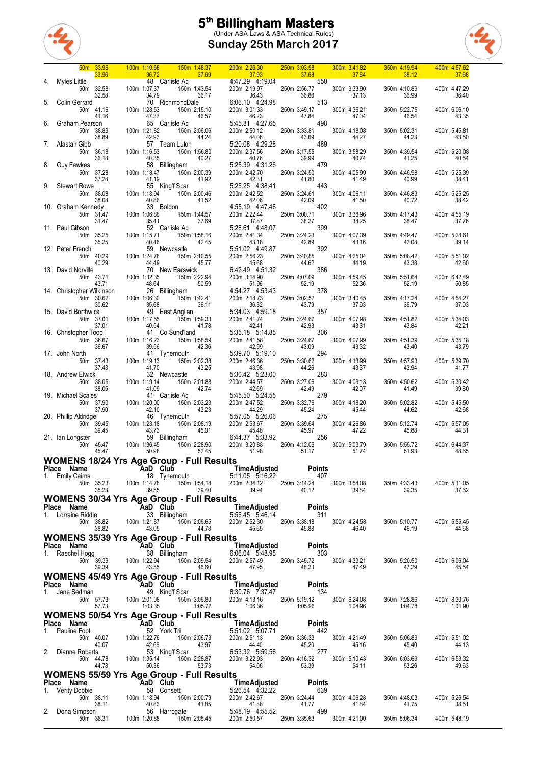# 5th Billingham Masters

(Under ASA Laws & ASA Technical Rules)

## Sunday 25th March 2017

| 50m 33.96 | 100m 1:10.68 | 150m 1:48.37 | 200m 2:26.30 | 250m 3:03.98 | 300m 3:41.82 | 350m 4:19.94 | 400m 4:57.62 |
|---|---|---|---|---|---|---|---|
| 33.96 | 36.72 | 37.69 | 37.93 | 37.68 | 37.84 | 38.12 | 37.68 |

4. Myles Little — 48 Carlisle Aq — 4:47.29 4:19.04 — 550

| 50m 32.58 | 100m 1:07.37 | 150m 1:43.54 | 200m 2:19.97 | 250m 2:56.77 | 300m 3:33.90 | 350m 4:10.89 | 400m 4:47.29 |
|---|---|---|---|---|---|---|---|
| 32.58 | 34.79 | 36.17 | 36.43 | 36.80 | 37.13 | 36.99 | 36.40 |

5. Colin Gerrard — 70 RichmondDale — 6:06.10 4:24.98 — 513

| 50m 41.16 | 100m 1:28.53 | 150m 2:15.10 | 200m 3:01.33 | 250m 3:49.17 | 300m 4:36.21 | 350m 5:22.75 | 400m 6:06.10 |
|---|---|---|---|---|---|---|---|
| 41.16 | 47.37 | 46.57 | 46.23 | 47.84 | 47.04 | 46.54 | 43.35 |

6. Graham Pearson — 65 Carlisle Aq — 5:45.81 4:27.65 — 498

| 50m 38.89 | 100m 1:21.82 | 150m 2:06.06 | 200m 2:50.12 | 250m 3:33.81 | 300m 4:18.08 | 350m 5:02.31 | 400m 5:45.81 |
|---|---|---|---|---|---|---|---|
| 38.89 | 42.93 | 44.24 | 44.06 | 43.69 | 44.27 | 44.23 | 43.50 |

7. Alastair Gibb — 57 Team Luton — 5:20.08 4:29.28 — 489

| 50m 36.18 | 100m 1:16.53 | 150m 1:56.80 | 200m 2:37.56 | 250m 3:17.55 | 300m 3:58.29 | 350m 4:39.54 | 400m 5:20.08 |
|---|---|---|---|---|---|---|---|
| 36.18 | 40.35 | 40.27 | 40.76 | 39.99 | 40.74 | 41.25 | 40.54 |

8. Guy Fawkes — 58 Billingham — 5:25.39 4:31.26 — 479

| 50m 37.28 | 100m 1:18.47 | 150m 2:00.39 | 200m 2:42.70 | 250m 3:24.50 | 300m 4:05.99 | 350m 4:46.98 | 400m 5:25.39 |
|---|---|---|---|---|---|---|---|
| 37.28 | 41.19 | 41.92 | 42.31 | 41.80 | 41.49 | 40.99 | 38.41 |

9. Stewart Rowe — 55 King'f Scar — 5:25.25 4:38.41 — 443

| 50m 38.08 | 100m 1:18.94 | 150m 2:00.46 | 200m 2:42.52 | 250m 3:24.61 | 300m 4:06.11 | 350m 4:46.83 | 400m 5:25.25 |
|---|---|---|---|---|---|---|---|
| 38.08 | 40.86 | 41.52 | 42.06 | 42.09 | 41.50 | 40.72 | 38.42 |

10. Graham Kennedy — 33 Boldon — 4:55.19 4:47.46 — 402

| 50m 31.47 | 100m 1:06.88 | 150m 1:44.57 | 200m 2:22.44 | 250m 3:00.71 | 300m 3:38.96 | 350m 4:17.43 | 400m 4:55.19 |
|---|---|---|---|---|---|---|---|
| 31.47 | 35.41 | 37.69 | 37.87 | 38.27 | 38.25 | 38.47 | 37.76 |

11. Paul Gibson — 52 Carlisle Aq — 5:28.61 4:48.07 — 399

| 50m 35.25 | 100m 1:15.71 | 150m 1:58.16 | 200m 2:41.34 | 250m 3:24.23 | 300m 4:07.39 | 350m 4:49.47 | 400m 5:28.61 |
|---|---|---|---|---|---|---|---|
| 35.25 | 40.46 | 42.45 | 43.18 | 42.89 | 43.16 | 42.08 | 39.14 |

12. Peter French — 59 Newcastle — 5:51.02 4:49.87 — 392

| 50m 40.29 | 100m 1:24.78 | 150m 2:10.55 | 200m 2:56.23 | 250m 3:40.85 | 300m 4:25.04 | 350m 5:08.42 | 400m 5:51.02 |
|---|---|---|---|---|---|---|---|
| 40.29 | 44.49 | 45.77 | 45.68 | 44.62 | 44.19 | 43.38 | 42.60 |

13. David Norville — 70 New Earswick — 6:42.49 4:51.32 — 386

| 50m 43.71 | 100m 1:32.35 | 150m 2:22.94 | 200m 3:14.90 | 250m 4:07.09 | 300m 4:59.45 | 350m 5:51.64 | 400m 6:42.49 |
|---|---|---|---|---|---|---|---|
| 43.71 | 48.64 | 50.59 | 51.96 | 52.19 | 52.36 | 52.19 | 50.85 |

14. Christopher Wilkinson — 26 Billingham — 4:54.27 4:53.43 — 378

| 50m 30.62 | 100m 1:06.30 | 150m 1:42.41 | 200m 2:18.73 | 250m 3:02.52 | 300m 3:40.45 | 350m 4:17.24 | 400m 4:54.27 |
|---|---|---|---|---|---|---|---|
| 30.62 | 35.68 | 36.11 | 36.32 | 43.79 | 37.93 | 36.79 | 37.03 |

15. David Borthwick — 49 East Anglian — 5:34.03 4:59.18 — 357

| 50m 37.01 | 100m 1:17.55 | 150m 1:59.33 | 200m 2:41.74 | 250m 3:24.67 | 300m 4:07.98 | 350m 4:51.82 | 400m 5:34.03 |
|---|---|---|---|---|---|---|---|
| 37.01 | 40.54 | 41.78 | 42.41 | 42.93 | 43.31 | 43.84 | 42.21 |

16. Christopher Toop — 41 Co Sund'land — 5:35.18 5:14.85 — 306

| 50m 36.67 | 100m 1:16.23 | 150m 1:58.59 | 200m 2:41.58 | 250m 3:24.67 | 300m 4:07.99 | 350m 4:51.39 | 400m 5:35.18 |
|---|---|---|---|---|---|---|---|
| 36.67 | 39.56 | 42.36 | 42.99 | 43.09 | 43.32 | 43.40 | 43.79 |

17. John North — 41 Tynemouth — 5:39.70 5:19.10 — 294

| 50m 37.43 | 100m 1:19.13 | 150m 2:02.38 | 200m 2:46.36 | 250m 3:30.62 | 300m 4:13.99 | 350m 4:57.93 | 400m 5:39.70 |
|---|---|---|---|---|---|---|---|
| 37.43 | 41.70 | 43.25 | 43.98 | 44.26 | 43.37 | 43.94 | 41.77 |

18. Andrew Elwick — 32 Newcastle — 5:30.42 5:23.00 — 283

| 50m 38.05 | 100m 1:19.14 | 150m 2:01.88 | 200m 2:44.57 | 250m 3:27.06 | 300m 4:09.13 | 350m 4:50.62 | 400m 5:30.42 |
|---|---|---|---|---|---|---|---|
| 38.05 | 41.09 | 42.74 | 42.69 | 42.49 | 42.07 | 41.49 | 39.80 |

19. Michael Scales — 41 Carlisle Aq — 5:45.50 5:24.55 — 279

| 50m 37.90 | 100m 1:20.00 | 150m 2:03.23 | 200m 2:47.52 | 250m 3:32.76 | 300m 4:18.20 | 350m 5:02.82 | 400m 5:45.50 |
|---|---|---|---|---|---|---|---|
| 37.90 | 42.10 | 43.23 | 44.29 | 45.24 | 45.44 | 44.62 | 42.68 |

20. Phillip Aldridge — 46 Tynemouth — 5:57.05 5:26.06 — 275

| 50m 39.45 | 100m 1:23.18 | 150m 2:08.19 | 200m 2:53.67 | 250m 3:39.64 | 300m 4:26.86 | 350m 5:12.74 | 400m 5:57.05 |
|---|---|---|---|---|---|---|---|
| 39.45 | 43.73 | 45.01 | 45.48 | 45.97 | 47.22 | 45.88 | 44.31 |

21. Ian Longster — 59 Billingham — 6:44.37 5:33.92 — 256

| 50m 45.47 | 100m 1:36.45 | 150m 2:28.90 | 200m 3:20.88 | 250m 4:12.05 | 300m 5:03.79 | 350m 5:55.72 | 400m 6:44.37 |
|---|---|---|---|---|---|---|---|
| 45.47 | 50.98 | 52.45 | 51.98 | 51.17 | 51.74 | 51.93 | 48.65 |

## WOMENS 18/24 Yrs Age Group - Full Results

| Place | Name | AaD | Club | Time | Adjusted | Points |
|---|---|---|---|---|---|---|
| 1. | Emily Cairns | 18 | Tynemouth | 5:11.05 | 5:16.22 | 407 |

| 50m 35.23 | 100m 1:14.78 | 150m 1:54.18 | 200m 2:34.12 | 250m 3:14.24 | 300m 3:54.08 | 350m 4:33.43 | 400m 5:11.05 |
|---|---|---|---|---|---|---|---|
| 35.23 | 39.55 | 39.40 | 39.94 | 40.12 | 39.84 | 39.35 | 37.62 |

## WOMENS 30/34 Yrs Age Group - Full Results

| Place | Name | AaD | Club | Time | Adjusted | Points |
|---|---|---|---|---|---|---|
| 1. | Lorraine Riddle | 33 | Billingham | 5:55.45 | 5:46.14 | 311 |

| 50m 38.82 | 100m 1:21.87 | 150m 2:06.65 | 200m 2:52.30 | 250m 3:38.18 | 300m 4:24.58 | 350m 5:10.77 | 400m 5:55.45 |
|---|---|---|---|---|---|---|---|
| 38.82 | 43.05 | 44.78 | 45.65 | 45.88 | 46.40 | 46.19 | 44.68 |

## WOMENS 35/39 Yrs Age Group - Full Results

| Place | Name | AaD | Club | Time | Adjusted | Points |
|---|---|---|---|---|---|---|
| 1. | Raechel Hogg | 38 | Billingham | 6:06.04 | 5:48.95 | 303 |

| 50m 39.39 | 100m 1:22.94 | 150m 2:09.54 | 200m 2:57.49 | 250m 3:45.72 | 300m 4:33.21 | 350m 5:20.50 | 400m 6:06.04 |
|---|---|---|---|---|---|---|---|
| 39.39 | 43.55 | 46.60 | 47.95 | 48.23 | 47.49 | 47.29 | 45.54 |

## WOMENS 45/49 Yrs Age Group - Full Results

| Place | Name | AaD | Club | Time | Adjusted | Points |
|---|---|---|---|---|---|---|
| 1. | Jane Sedman | 49 | King'f Scar | 8:30.76 | 7:37.47 | 134 |

| 50m 57.73 | 100m 2:01.08 | 150m 3:06.80 | 200m 4:13.16 | 250m 5:19.12 | 300m 6:24.08 | 350m 7:28.86 | 400m 8:30.76 |
|---|---|---|---|---|---|---|---|
| 57.73 | 1:03.35 | 1:05.72 | 1:06.36 | 1:05.96 | 1:04.96 | 1:04.78 | 1:01.90 |

## WOMENS 50/54 Yrs Age Group - Full Results

| Place | Name | AaD | Club | Time | Adjusted | Points |
|---|---|---|---|---|---|---|
| 1. | Pauline Foot | 52 | York Tri | 5:51.02 | 5:07.71 | 442 |

| 50m 40.07 | 100m 1:22.76 | 150m 2:06.73 | 200m 2:51.13 | 250m 3:36.33 | 300m 4:21.49 | 350m 5:06.89 | 400m 5:51.02 |
|---|---|---|---|---|---|---|---|
| 40.07 | 42.69 | 43.97 | 44.40 | 45.20 | 45.16 | 45.40 | 44.13 |

2. Dianne Roberts — 53 King'f Scar — 6:53.32 5:59.56 — 277

| 50m 44.78 | 100m 1:35.14 | 150m 2:28.87 | 200m 3:22.93 | 250m 4:16.32 | 300m 5:10.43 | 350m 6:03.69 | 400m 6:53.32 |
|---|---|---|---|---|---|---|---|
| 44.78 | 50.36 | 53.73 | 54.06 | 53.39 | 54.11 | 53.26 | 49.63 |

## WOMENS 55/59 Yrs Age Group - Full Results

| Place | Name | AaD | Club | Time | Adjusted | Points |
|---|---|---|---|---|---|---|
| 1. | Verity Dobbie | 58 | Consett | 5:26.54 | 4:32.22 | 639 |

| 50m 38.11 | 100m 1:18.94 | 150m 2:00.79 | 200m 2:42.67 | 250m 3:24.44 | 300m 4:06.28 | 350m 4:48.03 | 400m 5:26.54 |
|---|---|---|---|---|---|---|---|
| 38.11 | 40.83 | 41.85 | 41.88 | 41.77 | 41.84 | 41.75 | 38.51 |

2. Dona Simpson — 56 Harrogate — 5:48.19 4:55.52 — 499

| 50m 38.31 | 100m 1:20.88 | 150m 2:05.45 | 200m 2:50.57 | 250m 3:35.63 | 300m 4:21.00 | 350m 5:06.34 | 400m 5:48.19 |
|---|---|---|---|---|---|---|---|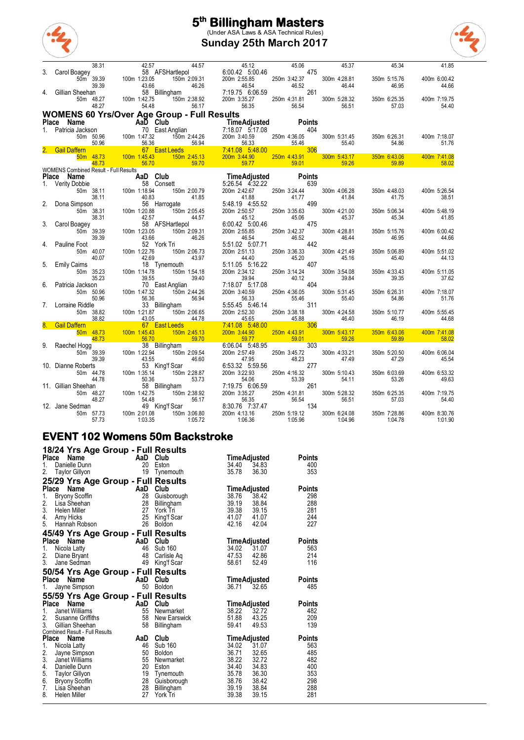# 5th Billingham Masters

(Under ASA Laws & ASA Technical Rules)

**Sunday 25th March 2017**

| | 38.31 | 42.57 | 44.57 | 45.12 | 45.06 | 45.37 | 45.34 | 41.85 |
|---|---|---|---|---|---|---|---|---|

3. Carol Boagey 58 AFSHartlepol 6:00.42 5:00.46 475

| 50m 39.39 | 100m 1:23.05 | 150m 2:09.31 | 200m 2:55.85 | 250m 3:42.37 | 300m 4:28.81 | 350m 5:15.76 | 400m 6:00.42 |
|---|---|---|---|---|---|---|---|
| 39.39 | 43.66 | 46.26 | 46.54 | 46.52 | 46.44 | 46.95 | 44.66 |

4. Gillian Sheehan 58 Billingham 7:19.75 6:06.59 261

| 50m 48.27 | 100m 1:42.75 | 150m 2:38.92 | 200m 3:35.27 | 250m 4:31.81 | 300m 5:28.32 | 350m 6:25.35 | 400m 7:19.75 |
|---|---|---|---|---|---|---|---|
| 48.27 | 54.48 | 56.17 | 56.35 | 56.54 | 56.51 | 57.03 | 54.40 |

## WOMENS 60 Yrs/Over Age Group - Full Results

| Place | Name | AaD | Club | Time | Adjusted | Points |
|---|---|---|---|---|---|---|
| 1. | Patricia Jackson | 70 | East Anglian | 7:18.07 | 5:17.08 | 404 |
| 2. | Gail Daffern | 67 | East Leeds | 7:41.08 | 5:48.00 | 306 |

Patricia Jackson splits:

| 50m 50.96 | 100m 1:47.32 | 150m 2:44.26 | 200m 3:40.59 | 250m 4:36.05 | 300m 5:31.45 | 350m 6:26.31 | 400m 7:18.07 |
|---|---|---|---|---|---|---|---|
| 50.96 | 56.36 | 56.94 | 56.33 | 55.46 | 55.40 | 54.86 | 51.76 |

Gail Daffern splits:

| 50m 48.73 | 100m 1:45.43 | 150m 2:45.13 | 200m 3:44.90 | 250m 4:43.91 | 300m 5:43.17 | 350m 6:43.06 | 400m 7:41.08 |
|---|---|---|---|---|---|---|---|
| 48.73 | 56.70 | 59.70 | 59.77 | 59.01 | 59.26 | 59.89 | 58.02 |

WOMENS Combined Result - Full Results

| Place | Name | AaD | Club | Time | Adjusted | Points |
|---|---|---|---|---|---|---|
| 1. | Verity Dobbie | 58 | Consett | 5:26.54 | 4:32.22 | 639 |
| 2. | Dona Simpson | 56 | Harrogate | 5:48.19 | 4:55.52 | 499 |
| 3. | Carol Boagey | 58 | AFSHartlepol | 6:00.42 | 5:00.46 | 475 |
| 4. | Pauline Foot | 52 | York Tri | 5:51.02 | 5:07.71 | 442 |
| 5. | Emily Cairns | 18 | Tynemouth | 5:11.05 | 5:16.22 | 407 |
| 6. | Patricia Jackson | 70 | East Anglian | 7:18.07 | 5:17.08 | 404 |
| 7. | Lorraine Riddle | 33 | Billingham | 5:55.45 | 5:46.14 | 311 |
| 8. | Gail Daffern | 67 | East Leeds | 7:41.08 | 5:48.00 | 306 |
| 9. | Raechel Hogg | 38 | Billingham | 6:06.04 | 5:48.95 | 303 |
| 10. | Dianne Roberts | 53 | King'f Scar | 6:53.32 | 5:59.56 | 277 |
| 11. | Gillian Sheehan | 58 | Billingham | 7:19.75 | 6:06.59 | 261 |
| 12. | Jane Sedman | 49 | King'f Scar | 8:30.76 | 7:37.47 | 134 |

Splits:

| Name | 50m | 100m | 150m | 200m | 250m | 300m | 350m | 400m |
|---|---|---|---|---|---|---|---|---|
| Verity Dobbie | 38.11 | 1:18.94 | 2:00.79 | 2:42.67 | 3:24.44 | 4:06.28 | 4:48.03 | 5:26.54 |
| | 38.11 | 40.83 | 41.85 | 41.88 | 41.77 | 41.84 | 41.75 | 38.51 |
| Dona Simpson | 38.31 | 1:20.88 | 2:05.45 | 2:50.57 | 3:35.63 | 4:21.00 | 5:06.34 | 5:48.19 |
| | 38.31 | 42.57 | 44.57 | 45.12 | 45.06 | 45.37 | 45.34 | 41.85 |
| Carol Boagey | 39.39 | 1:23.05 | 2:09.31 | 2:55.85 | 3:42.37 | 4:28.81 | 5:15.76 | 6:00.42 |
| | 39.39 | 43.66 | 46.26 | 46.54 | 46.52 | 46.44 | 46.95 | 44.66 |
| Pauline Foot | 40.07 | 1:22.76 | 2:06.73 | 2:51.13 | 3:36.33 | 4:21.49 | 5:06.89 | 5:51.02 |
| | 40.07 | 42.69 | 43.97 | 44.40 | 45.20 | 45.16 | 45.40 | 44.13 |
| Emily Cairns | 35.23 | 1:14.78 | 1:54.18 | 2:34.12 | 3:14.24 | 3:54.08 | 4:33.43 | 5:11.05 |
| | 35.23 | 39.55 | 39.40 | 39.94 | 40.12 | 39.84 | 39.35 | 37.62 |
| Patricia Jackson | 50.96 | 1:47.32 | 2:44.26 | 3:40.59 | 4:36.05 | 5:31.45 | 6:26.31 | 7:18.07 |
| | 50.96 | 56.36 | 56.94 | 56.33 | 55.46 | 55.40 | 54.86 | 51.76 |
| Lorraine Riddle | 38.82 | 1:21.87 | 2:06.65 | 2:52.30 | 3:38.18 | 4:24.58 | 5:10.77 | 5:55.45 |
| | 38.82 | 43.05 | 44.78 | 45.65 | 45.88 | 46.40 | 46.19 | 44.68 |
| Gail Daffern | 48.73 | 1:45.43 | 2:45.13 | 3:44.90 | 4:43.91 | 5:43.17 | 6:43.06 | 7:41.08 |
| | 48.73 | 56.70 | 59.70 | 59.77 | 59.01 | 59.26 | 59.89 | 58.02 |
| Raechel Hogg | 39.39 | 1:22.94 | 2:09.54 | 2:57.49 | 3:45.72 | 4:33.21 | 5:20.50 | 6:06.04 |
| | 39.39 | 43.55 | 46.60 | 47.95 | 48.23 | 47.49 | 47.29 | 45.54 |
| Dianne Roberts | 44.78 | 1:35.14 | 2:28.87 | 3:22.93 | 4:16.32 | 5:10.43 | 6:03.69 | 6:53.32 |
| | 44.78 | 50.36 | 53.73 | 54.06 | 53.39 | 54.11 | 53.26 | 49.63 |
| Gillian Sheehan | 48.27 | 1:42.75 | 2:38.92 | 3:35.27 | 4:31.81 | 5:28.32 | 6:25.35 | 7:19.75 |
| | 48.27 | 54.48 | 56.17 | 56.35 | 56.54 | 56.51 | 57.03 | 54.40 |
| Jane Sedman | 57.73 | 2:01.08 | 3:06.80 | 4:13.16 | 5:19.12 | 6:24.08 | 7:28.86 | 8:30.76 |
| | 57.73 | 1:03.35 | 1:05.72 | 1:06.36 | 1:05.96 | 1:04.96 | 1:04.78 | 1:01.90 |

# EVENT 102 Womens 50m Backstroke

## 18/24 Yrs Age Group - Full Results

| Place | Name | AaD | Club | Time | Adjusted | Points |
|---|---|---|---|---|---|---|
| 1. | Danielle Dunn | 20 | Eston | 34.40 | 34.83 | 400 |
| 2. | Taylor Gillyon | 19 | Tynemouth | 35.78 | 36.30 | 353 |

## 25/29 Yrs Age Group - Full Results

| Place | Name | AaD | Club | Time | Adjusted | Points |
|---|---|---|---|---|---|---|
| 1. | Bryony Scoffin | 28 | Guisborough | 38.76 | 38.42 | 298 |
| 2. | Lisa Sheehan | 28 | Billingham | 39.19 | 38.84 | 288 |
| 3. | Helen Miller | 27 | York Tri | 39.38 | 39.15 | 281 |
| 4. | Amy Hicks | 25 | King'f Scar | 41.07 | 41.07 | 244 |
| 5. | Hannah Robson | 26 | Boldon | 42.16 | 42.04 | 227 |

## 45/49 Yrs Age Group - Full Results

| Place | Name | AaD | Club | Time | Adjusted | Points |
|---|---|---|---|---|---|---|
| 1. | Nicola Latty | 46 | Sub 160 | 34.02 | 31.07 | 563 |
| 2. | Diane Bryant | 48 | Carlisle Aq | 47.53 | 42.86 | 214 |
| 3. | Jane Sedman | 49 | King'f Scar | 58.61 | 52.49 | 116 |

## 50/54 Yrs Age Group - Full Results

| Place | Name | AaD | Club | Time | Adjusted | Points |
|---|---|---|---|---|---|---|
| 1. | Jayne Simpson | 50 | Boldon | 36.71 | 32.65 | 485 |

## 55/59 Yrs Age Group - Full Results

| Place | Name | AaD | Club | Time | Adjusted | Points |
|---|---|---|---|---|---|---|
| 1. | Janet Williams | 55 | Newmarket | 38.22 | 32.72 | 482 |
| 2. | Susanne Griffiths | 58 | New Earswick | 51.88 | 43.25 | 209 |
| 3. | Gillian Sheehan | 58 | Billingham | 59.41 | 49.53 | 139 |

Combined Result - Full Results

| Place | Name | AaD | Club | Time | Adjusted | Points |
|---|---|---|---|---|---|---|
| 1. | Nicola Latty | 46 | Sub 160 | 34.02 | 31.07 | 563 |
| 2. | Jayne Simpson | 50 | Boldon | 36.71 | 32.65 | 485 |
| 3. | Janet Williams | 55 | Newmarket | 38.22 | 32.72 | 482 |
| 4. | Danielle Dunn | 20 | Eston | 34.40 | 34.83 | 400 |
| 5. | Taylor Gillyon | 19 | Tynemouth | 35.78 | 36.30 | 353 |
| 6. | Bryony Scoffin | 28 | Guisborough | 38.76 | 38.42 | 298 |
| 7. | Lisa Sheehan | 28 | Billingham | 39.19 | 38.84 | 288 |
| 8. | Helen Miller | 27 | York Tri | 39.38 | 39.15 | 281 |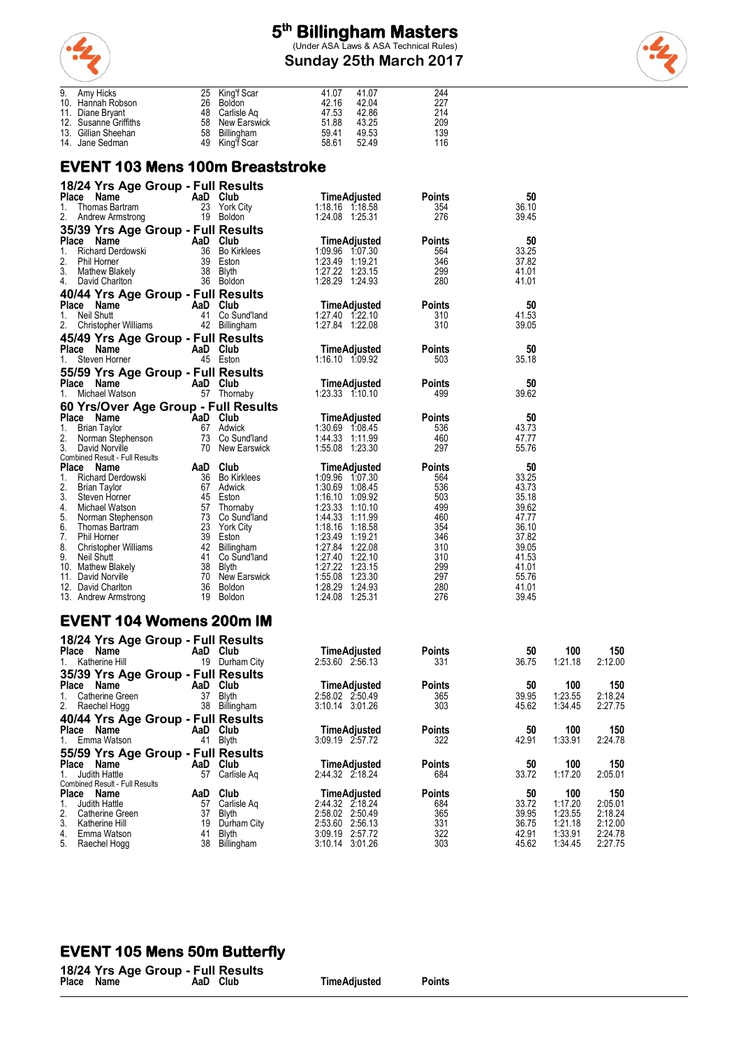| | | | | | | |
|---|---|---|---|---|---|---|
| 9. | Amy Hicks | 25 | King'f Scar | 41.07 | 41.07 | 244 |
| 10. | Hannah Robson | 26 | Boldon | 42.16 | 42.04 | 227 |
| 11. | Diane Bryant | 48 | Carlisle Aq | 47.53 | 42.86 | 214 |
| 12. | Susanne Griffiths | 58 | New Earswick | 51.88 | 43.25 | 209 |
| 13. | Gillian Sheehan | 58 | Billingham | 59.41 | 49.53 | 139 |
| 14. | Jane Sedman | 49 | King'f Scar | 58.61 | 52.49 | 116 |

## EVENT 103 Mens 100m Breaststroke

### 18/24 Yrs Age Group - Full Results

| Place | Name | AaD | Club | Time | Adjusted | Points | 50 |
|---|---|---|---|---|---|---|---|
| 1. | Thomas Bartram | 23 | York City | 1:18.16 | 1:18.58 | 354 | 36.10 |
| 2. | Andrew Armstrong | 19 | Boldon | 1:24.08 | 1:25.31 | 276 | 39.45 |

### 35/39 Yrs Age Group - Full Results

| Place | Name | AaD | Club | Time | Adjusted | Points | 50 |
|---|---|---|---|---|---|---|---|
| 1. | Richard Derdowski | 36 | Bo Kirklees | 1:09.96 | 1:07.30 | 564 | 33.25 |
| 2. | Phil Horner | 39 | Eston | 1:23.49 | 1:19.21 | 346 | 37.82 |
| 3. | Mathew Blakely | 38 | Blyth | 1:27.22 | 1:23.15 | 299 | 41.01 |
| 4. | David Charlton | 36 | Boldon | 1:28.29 | 1:24.93 | 280 | 41.01 |

### 40/44 Yrs Age Group - Full Results

| Place | Name | AaD | Club | Time | Adjusted | Points | 50 |
|---|---|---|---|---|---|---|---|
| 1. | Neil Shutt | 41 | Co Sund'land | 1:27.40 | 1:22.10 | 310 | 41.53 |
| 2. | Christopher Williams | 42 | Billingham | 1:27.84 | 1:22.08 | 310 | 39.05 |

### 45/49 Yrs Age Group - Full Results

| Place | Name | AaD | Club | Time | Adjusted | Points | 50 |
|---|---|---|---|---|---|---|---|
| 1. | Steven Horner | 45 | Eston | 1:16.10 | 1:09.92 | 503 | 35.18 |

### 55/59 Yrs Age Group - Full Results

| Place | Name | AaD | Club | Time | Adjusted | Points | 50 |
|---|---|---|---|---|---|---|---|
| 1. | Michael Watson | 57 | Thornaby | 1:23.33 | 1:10.10 | 499 | 39.62 |

### 60 Yrs/Over Age Group - Full Results

| Place | Name | AaD | Club | Time | Adjusted | Points | 50 |
|---|---|---|---|---|---|---|---|
| 1. | Brian Taylor | 67 | Adwick | 1:30.69 | 1:08.45 | 536 | 43.73 |
| 2. | Norman Stephenson | 73 | Co Sund'land | 1:44.33 | 1:11.99 | 460 | 47.77 |
| 3. | David Norville | 70 | New Earswick | 1:55.08 | 1:23.30 | 297 | 55.76 |

Combined Result - Full Results

| Place | Name | AaD | Club | Time | Adjusted | Points | 50 |
|---|---|---|---|---|---|---|---|
| 1. | Richard Derdowski | 36 | Bo Kirklees | 1:09.96 | 1:07.30 | 564 | 33.25 |
| 2. | Brian Taylor | 67 | Adwick | 1:30.69 | 1:08.45 | 536 | 43.73 |
| 3. | Steven Horner | 45 | Eston | 1:16.10 | 1:09.92 | 503 | 35.18 |
| 4. | Michael Watson | 57 | Thornaby | 1:23.33 | 1:10.10 | 499 | 39.62 |
| 5. | Norman Stephenson | 73 | Co Sund'land | 1:44.33 | 1:11.99 | 460 | 47.77 |
| 6. | Thomas Bartram | 23 | York City | 1:18.16 | 1:18.58 | 354 | 36.10 |
| 7. | Phil Horner | 39 | Eston | 1:23.49 | 1:19.21 | 346 | 37.82 |
| 8. | Christopher Williams | 42 | Billingham | 1:27.84 | 1:22.08 | 310 | 39.05 |
| 9. | Neil Shutt | 41 | Co Sund'land | 1:27.40 | 1:22.10 | 310 | 41.53 |
| 10. | Mathew Blakely | 38 | Blyth | 1:27.22 | 1:23.15 | 299 | 41.01 |
| 11. | David Norville | 70 | New Earswick | 1:55.08 | 1:23.30 | 297 | 55.76 |
| 12. | David Charlton | 36 | Boldon | 1:28.29 | 1:24.93 | 280 | 41.01 |
| 13. | Andrew Armstrong | 19 | Boldon | 1:24.08 | 1:25.31 | 276 | 39.45 |

## EVENT 104 Womens 200m IM

### 18/24 Yrs Age Group - Full Results

| Place | Name | AaD | Club | Time | Adjusted | Points | 50 | 100 | 150 |
|---|---|---|---|---|---|---|---|---|---|
| 1. | Katherine Hill | 19 | Durham City | 2:53.60 | 2:56.13 | 331 | 36.75 | 1:21.18 | 2:12.00 |

### 35/39 Yrs Age Group - Full Results

| Place | Name | AaD | Club | Time | Adjusted | Points | 50 | 100 | 150 |
|---|---|---|---|---|---|---|---|---|---|
| 1. | Catherine Green | 37 | Blyth | 2:58.02 | 2:50.49 | 365 | 39.95 | 1:23.55 | 2:18.24 |
| 2. | Raechel Hogg | 38 | Billingham | 3:10.14 | 3:01.26 | 303 | 45.62 | 1:34.45 | 2:27.75 |

### 40/44 Yrs Age Group - Full Results

| Place | Name | AaD | Club | Time | Adjusted | Points | 50 | 100 | 150 |
|---|---|---|---|---|---|---|---|---|---|
| 1. | Emma Watson | 41 | Blyth | 3:09.19 | 2:57.72 | 322 | 42.91 | 1:33.91 | 2:24.78 |

### 55/59 Yrs Age Group - Full Results

| Place | Name | AaD | Club | Time | Adjusted | Points | 50 | 100 | 150 |
|---|---|---|---|---|---|---|---|---|---|
| 1. | Judith Hattle | 57 | Carlisle Aq | 2:44.32 | 2:18.24 | 684 | 33.72 | 1:17.20 | 2:05.01 |

Combined Result - Full Results

| Place | Name | AaD | Club | Time | Adjusted | Points | 50 | 100 | 150 |
|---|---|---|---|---|---|---|---|---|---|
| 1. | Judith Hattle | 57 | Carlisle Aq | 2:44.32 | 2:18.24 | 684 | 33.72 | 1:17.20 | 2:05.01 |
| 2. | Catherine Green | 37 | Blyth | 2:58.02 | 2:50.49 | 365 | 39.95 | 1:23.55 | 2:18.24 |
| 3. | Katherine Hill | 19 | Durham City | 2:53.60 | 2:56.13 | 331 | 36.75 | 1:21.18 | 2:12.00 |
| 4. | Emma Watson | 41 | Blyth | 3:09.19 | 2:57.72 | 322 | 42.91 | 1:33.91 | 2:24.78 |
| 5. | Raechel Hogg | 38 | Billingham | 3:10.14 | 3:01.26 | 303 | 45.62 | 1:34.45 | 2:27.75 |

## EVENT 105 Mens 50m Butterfly

### 18/24 Yrs Age Group - Full Results

| Place | Name | AaD | Club | Time | Adjusted | Points |
|---|---|---|---|---|---|---|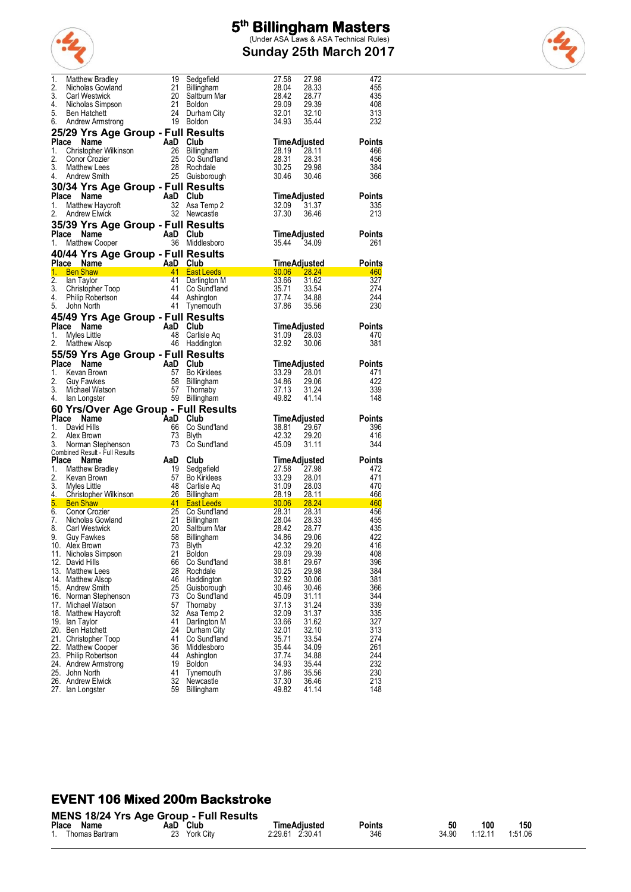# 5th Billingham Masters

(Under ASA Laws & ASA Technical Rules)

**Sunday 25th March 2017**

| Place | Name | AaD | Club | Time | Adjusted | Points |
|---|---|---|---|---|---|---|
| 1. | Matthew Bradley | 19 | Sedgefield | 27.58 | 27.98 | 472 |
| 2. | Nicholas Gowland | 21 | Billingham | 28.04 | 28.33 | 455 |
| 3. | Carl Westwick | 20 | Saltburn Mar | 28.42 | 28.77 | 435 |
| 4. | Nicholas Simpson | 21 | Boldon | 29.09 | 29.39 | 408 |
| 5. | Ben Hatchett | 24 | Durham City | 32.01 | 32.10 | 313 |
| 6. | Andrew Armstrong | 19 | Boldon | 34.93 | 35.44 | 232 |

## 25/29 Yrs Age Group - Full Results

| Place | Name | AaD | Club | Time | Adjusted | Points |
|---|---|---|---|---|---|---|
| 1. | Christopher Wilkinson | 26 | Billingham | 28.19 | 28.11 | 466 |
| 2. | Conor Crozier | 25 | Co Sund'land | 28.31 | 28.31 | 456 |
| 3. | Matthew Lees | 28 | Rochdale | 30.25 | 29.98 | 384 |
| 4. | Andrew Smith | 25 | Guisborough | 30.46 | 30.46 | 366 |

## 30/34 Yrs Age Group - Full Results

| Place | Name | AaD | Club | Time | Adjusted | Points |
|---|---|---|---|---|---|---|
| 1. | Matthew Haycroft | 32 | Asa Temp 2 | 32.09 | 31.37 | 335 |
| 2. | Andrew Elwick | 32 | Newcastle | 37.30 | 36.46 | 213 |

## 35/39 Yrs Age Group - Full Results

| Place | Name | AaD | Club | Time | Adjusted | Points |
|---|---|---|---|---|---|---|
| 1. | Matthew Cooper | 36 | Middlesboro | 35.44 | 34.09 | 261 |

## 40/44 Yrs Age Group - Full Results

| Place | Name | AaD | Club | Time | Adjusted | Points |
|---|---|---|---|---|---|---|
| 1. | Ben Shaw | 41 | East Leeds | 30.06 | 28.24 | 460 |
| 2. | Ian Taylor | 41 | Darlington M | 33.66 | 31.62 | 327 |
| 3. | Christopher Toop | 41 | Co Sund'land | 35.71 | 33.54 | 274 |
| 4. | Philip Robertson | 44 | Ashington | 37.74 | 34.88 | 244 |
| 5. | John North | 41 | Tynemouth | 37.86 | 35.56 | 230 |

## 45/49 Yrs Age Group - Full Results

| Place | Name | AaD | Club | Time | Adjusted | Points |
|---|---|---|---|---|---|---|
| 1. | Myles Little | 48 | Carlisle Aq | 31.09 | 28.03 | 470 |
| 2. | Matthew Alsop | 46 | Haddington | 32.92 | 30.06 | 381 |

## 55/59 Yrs Age Group - Full Results

| Place | Name | AaD | Club | Time | Adjusted | Points |
|---|---|---|---|---|---|---|
| 1. | Kevan Brown | 57 | Bo Kirklees | 33.29 | 28.01 | 471 |
| 2. | Guy Fawkes | 58 | Billingham | 34.86 | 29.06 | 422 |
| 3. | Michael Watson | 57 | Thornaby | 37.13 | 31.24 | 339 |
| 4. | Ian Longster | 59 | Billingham | 49.82 | 41.14 | 148 |

## 60 Yrs/Over Age Group - Full Results

| Place | Name | AaD | Club | Time | Adjusted | Points |
|---|---|---|---|---|---|---|
| 1. | David Hills | 66 | Co Sund'land | 38.81 | 29.67 | 396 |
| 2. | Alex Brown | 73 | Blyth | 42.32 | 29.20 | 416 |
| 3. | Norman Stephenson | 73 | Co Sund'land | 45.09 | 31.11 | 344 |

Combined Result - Full Results

| Place | Name | AaD | Club | Time | Adjusted | Points |
|---|---|---|---|---|---|---|
| 1. | Matthew Bradley | 19 | Sedgefield | 27.58 | 27.98 | 472 |
| 2. | Kevan Brown | 57 | Bo Kirklees | 33.29 | 28.01 | 471 |
| 3. | Myles Little | 48 | Carlisle Aq | 31.09 | 28.03 | 470 |
| 4. | Christopher Wilkinson | 26 | Billingham | 28.19 | 28.11 | 466 |
| 5. | Ben Shaw | 41 | East Leeds | 30.06 | 28.24 | 460 |
| 6. | Conor Crozier | 25 | Co Sund'land | 28.31 | 28.31 | 456 |
| 7. | Nicholas Gowland | 21 | Billingham | 28.04 | 28.33 | 455 |
| 8. | Carl Westwick | 20 | Saltburn Mar | 28.42 | 28.77 | 435 |
| 9. | Guy Fawkes | 58 | Billingham | 34.86 | 29.06 | 422 |
| 10. | Alex Brown | 73 | Blyth | 42.32 | 29.20 | 416 |
| 11. | Nicholas Simpson | 21 | Boldon | 29.09 | 29.39 | 408 |
| 12. | David Hills | 66 | Co Sund'land | 38.81 | 29.67 | 396 |
| 13. | Matthew Lees | 28 | Rochdale | 30.25 | 29.98 | 384 |
| 14. | Matthew Alsop | 46 | Haddington | 32.92 | 30.06 | 381 |
| 15. | Andrew Smith | 25 | Guisborough | 30.46 | 30.46 | 366 |
| 16. | Norman Stephenson | 73 | Co Sund'land | 45.09 | 31.11 | 344 |
| 17. | Michael Watson | 57 | Thornaby | 37.13 | 31.24 | 339 |
| 18. | Matthew Haycroft | 32 | Asa Temp 2 | 32.09 | 31.37 | 335 |
| 19. | Ian Taylor | 41 | Darlington M | 33.66 | 31.62 | 327 |
| 20. | Ben Hatchett | 24 | Durham City | 32.01 | 32.10 | 313 |
| 21. | Christopher Toop | 41 | Co Sund'land | 35.71 | 33.54 | 274 |
| 22. | Matthew Cooper | 36 | Middlesboro | 35.44 | 34.09 | 261 |
| 23. | Philip Robertson | 44 | Ashington | 37.74 | 34.88 | 244 |
| 24. | Andrew Armstrong | 19 | Boldon | 34.93 | 35.44 | 232 |
| 25. | John North | 41 | Tynemouth | 37.86 | 35.56 | 230 |
| 26. | Andrew Elwick | 32 | Newcastle | 37.30 | 36.46 | 213 |
| 27. | Ian Longster | 59 | Billingham | 49.82 | 41.14 | 148 |

# EVENT 106 Mixed 200m Backstroke

## MENS 18/24 Yrs Age Group - Full Results

| Place | Name | AaD | Club | Time | Adjusted | Points | 50 | 100 | 150 |
|---|---|---|---|---|---|---|---|---|---|
| 1. | Thomas Bartram | 23 | York City | 2:29.61 | 2:30.41 | 346 | 34.90 | 1:12.11 | 1:51.06 |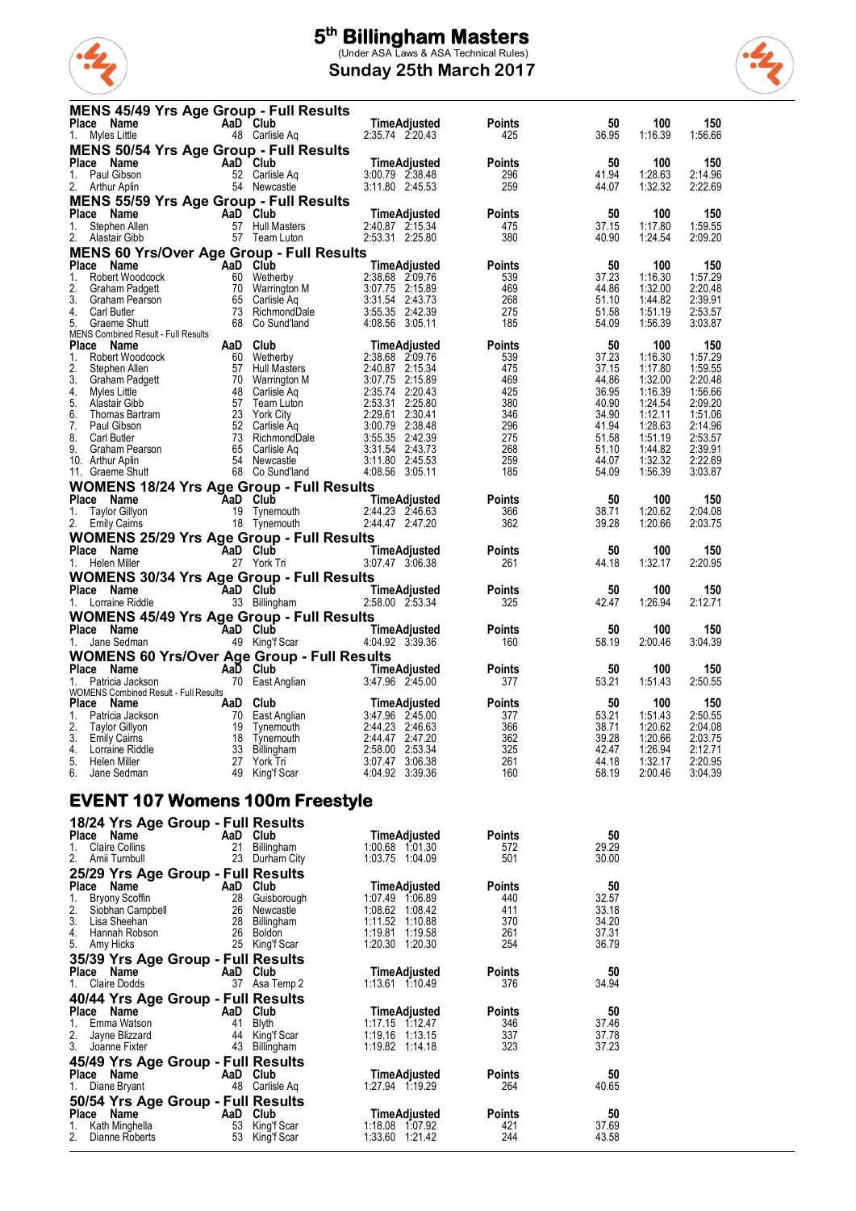# 5th Billingham Masters

(Under ASA Laws & ASA Technical Rules)

Sunday 25th March 2017

## MENS 45/49 Yrs Age Group - Full Results

| Place | Name | AaD | Club | Time | Adjusted | Points | 50 | 100 | 150 |
|---|---|---|---|---|---|---|---|---|---|
| 1. | Myles Little | 48 | Carlisle Aq | 2:35.74 | 2:20.43 | 425 | 36.95 | 1:16.39 | 1:56.66 |

## MENS 50/54 Yrs Age Group - Full Results

| Place | Name | AaD | Club | Time | Adjusted | Points | 50 | 100 | 150 |
|---|---|---|---|---|---|---|---|---|---|
| 1. | Paul Gibson | 52 | Carlisle Aq | 3:00.79 | 2:38.48 | 296 | 41.94 | 1:28.63 | 2:14.96 |
| 2. | Arthur Aplin | 54 | Newcastle | 3:11.80 | 2:45.53 | 259 | 44.07 | 1:32.32 | 2:22.69 |

## MENS 55/59 Yrs Age Group - Full Results

| Place | Name | AaD | Club | Time | Adjusted | Points | 50 | 100 | 150 |
|---|---|---|---|---|---|---|---|---|---|
| 1. | Stephen Allen | 57 | Hull Masters | 2:40.87 | 2:15.34 | 475 | 37.15 | 1:17.80 | 1:59.55 |
| 2. | Alastair Gibb | 57 | Team Luton | 2:53.31 | 2:25.80 | 380 | 40.90 | 1:24.54 | 2:09.20 |

## MENS 60 Yrs/Over Age Group - Full Results

| Place | Name | AaD | Club | Time | Adjusted | Points | 50 | 100 | 150 |
|---|---|---|---|---|---|---|---|---|---|
| 1. | Robert Woodcock | 60 | Wetherby | 2:38.68 | 2:09.76 | 539 | 37.23 | 1:16.30 | 1:57.29 |
| 2. | Graham Padgett | 70 | Warrington M | 3:07.75 | 2:15.89 | 469 | 44.86 | 1:32.00 | 2:20.48 |
| 3. | Graham Pearson | 65 | Carlisle Aq | 3:31.54 | 2:43.73 | 268 | 51.10 | 1:44.82 | 2:39.91 |
| 4. | Carl Butler | 73 | RichmondDale | 3:55.35 | 2:42.39 | 275 | 51.58 | 1:51.19 | 2:53.57 |
| 5. | Graeme Shutt | 68 | Co Sund'land | 4:08.56 | 3:05.11 | 185 | 54.09 | 1:56.39 | 3:03.87 |

MENS Combined Result - Full Results

| Place | Name | AaD | Club | Time | Adjusted | Points | 50 | 100 | 150 |
|---|---|---|---|---|---|---|---|---|---|
| 1. | Robert Woodcock | 60 | Wetherby | 2:38.68 | 2:09.76 | 539 | 37.23 | 1:16.30 | 1:57.29 |
| 2. | Stephen Allen | 57 | Hull Masters | 2:40.87 | 2:15.34 | 475 | 37.15 | 1:17.80 | 1:59.55 |
| 3. | Graham Padgett | 70 | Warrington M | 3:07.75 | 2:15.89 | 469 | 44.86 | 1:32.00 | 2:20.48 |
| 4. | Myles Little | 48 | Carlisle Aq | 2:35.74 | 2:20.43 | 425 | 36.95 | 1:16.39 | 1:56.66 |
| 5. | Alastair Gibb | 57 | Team Luton | 2:53.31 | 2:25.80 | 380 | 40.90 | 1:24.54 | 2:09.20 |
| 6. | Thomas Bartram | 23 | York City | 2:29.61 | 2:30.41 | 346 | 34.90 | 1:12.11 | 1:51.06 |
| 7. | Paul Gibson | 52 | Carlisle Aq | 3:00.79 | 2:38.48 | 296 | 41.94 | 1:28.63 | 2:14.96 |
| 8. | Carl Butler | 73 | RichmondDale | 3:55.35 | 2:42.39 | 275 | 51.58 | 1:51.19 | 2:53.57 |
| 9. | Graham Pearson | 65 | Carlisle Aq | 3:31.54 | 2:43.73 | 268 | 51.10 | 1:44.82 | 2:39.91 |
| 10. | Arthur Aplin | 54 | Newcastle | 3:11.80 | 2:45.53 | 259 | 44.07 | 1:32.32 | 2:22.69 |
| 11. | Graeme Shutt | 68 | Co Sund'land | 4:08.56 | 3:05.11 | 185 | 54.09 | 1:56.39 | 3:03.87 |

## WOMENS 18/24 Yrs Age Group - Full Results

| Place | Name | AaD | Club | Time | Adjusted | Points | 50 | 100 | 150 |
|---|---|---|---|---|---|---|---|---|---|
| 1. | Taylor Gillyon | 19 | Tynemouth | 2:44.23 | 2:46.63 | 366 | 38.71 | 1:20.62 | 2:04.08 |
| 2. | Emily Cairns | 18 | Tynemouth | 2:44.47 | 2:47.20 | 362 | 39.28 | 1:20.66 | 2:03.75 |

## WOMENS 25/29 Yrs Age Group - Full Results

| Place | Name | AaD | Club | Time | Adjusted | Points | 50 | 100 | 150 |
|---|---|---|---|---|---|---|---|---|---|
| 1. | Helen Miller | 27 | York Tri | 3:07.47 | 3:06.38 | 261 | 44.18 | 1:32.17 | 2:20.95 |

## WOMENS 30/34 Yrs Age Group - Full Results

| Place | Name | AaD | Club | Time | Adjusted | Points | 50 | 100 | 150 |
|---|---|---|---|---|---|---|---|---|---|
| 1. | Lorraine Riddle | 33 | Billingham | 2:58.00 | 2:53.34 | 325 | 42.47 | 1:26.94 | 2:12.71 |

## WOMENS 45/49 Yrs Age Group - Full Results

| Place | Name | AaD | Club | Time | Adjusted | Points | 50 | 100 | 150 |
|---|---|---|---|---|---|---|---|---|---|
| 1. | Jane Sedman | 49 | King'f Scar | 4:04.92 | 3:39.36 | 160 | 58.19 | 2:00.46 | 3:04.39 |

## WOMENS 60 Yrs/Over Age Group - Full Results

| Place | Name | AaD | Club | Time | Adjusted | Points | 50 | 100 | 150 |
|---|---|---|---|---|---|---|---|---|---|
| 1. | Patricia Jackson | 70 | East Anglian | 3:47.96 | 2:45.00 | 377 | 53.21 | 1:51.43 | 2:50.55 |

WOMENS Combined Result - Full Results

| Place | Name | AaD | Club | Time | Adjusted | Points | 50 | 100 | 150 |
|---|---|---|---|---|---|---|---|---|---|
| 1. | Patricia Jackson | 70 | East Anglian | 3:47.96 | 2:45.00 | 377 | 53.21 | 1:51.43 | 2:50.55 |
| 2. | Taylor Gillyon | 19 | Tynemouth | 2:44.23 | 2:46.63 | 366 | 38.71 | 1:20.62 | 2:04.08 |
| 3. | Emily Cairns | 18 | Tynemouth | 2:44.47 | 2:47.20 | 362 | 39.28 | 1:20.66 | 2:03.75 |
| 4. | Lorraine Riddle | 33 | Billingham | 2:58.00 | 2:53.34 | 325 | 42.47 | 1:26.94 | 2:12.71 |
| 5. | Helen Miller | 27 | York Tri | 3:07.47 | 3:06.38 | 261 | 44.18 | 1:32.17 | 2:20.95 |
| 6. | Jane Sedman | 49 | King'f Scar | 4:04.92 | 3:39.36 | 160 | 58.19 | 2:00.46 | 3:04.39 |

# EVENT 107 Womens 100m Freestyle

## 18/24 Yrs Age Group - Full Results

| Place | Name | AaD | Club | Time | Adjusted | Points | 50 |
|---|---|---|---|---|---|---|---|
| 1. | Claire Collins | 21 | Billingham | 1:00.68 | 1:01.30 | 572 | 29.29 |
| 2. | Amii Turnbull | 23 | Durham City | 1:03.75 | 1:04.09 | 501 | 30.00 |

## 25/29 Yrs Age Group - Full Results

| Place | Name | AaD | Club | Time | Adjusted | Points | 50 |
|---|---|---|---|---|---|---|---|
| 1. | Bryony Scoffin | 28 | Guisborough | 1:07.49 | 1:06.89 | 440 | 32.57 |
| 2. | Siobhan Campbell | 26 | Newcastle | 1:08.62 | 1:08.42 | 411 | 33.18 |
| 3. | Lisa Sheehan | 28 | Billingham | 1:11.52 | 1:10.88 | 370 | 34.20 |
| 4. | Hannah Robson | 26 | Boldon | 1:19.81 | 1:19.58 | 261 | 37.31 |
| 5. | Amy Hicks | 25 | King'f Scar | 1:20.30 | 1:20.30 | 254 | 36.79 |

## 35/39 Yrs Age Group - Full Results

| Place | Name | AaD | Club | Time | Adjusted | Points | 50 |
|---|---|---|---|---|---|---|---|
| 1. | Claire Dodds | 37 | Asa Temp 2 | 1:13.61 | 1:10.49 | 376 | 34.94 |

## 40/44 Yrs Age Group - Full Results

| Place | Name | AaD | Club | Time | Adjusted | Points | 50 |
|---|---|---|---|---|---|---|---|
| 1. | Emma Watson | 41 | Blyth | 1:17.15 | 1:12.47 | 346 | 37.46 |
| 2. | Jayne Blizzard | 44 | King'f Scar | 1:19.16 | 1:13.15 | 337 | 37.78 |
| 3. | Joanne Fixter | 43 | Billingham | 1:19.82 | 1:14.18 | 323 | 37.23 |

## 45/49 Yrs Age Group - Full Results

| Place | Name | AaD | Club | Time | Adjusted | Points | 50 |
|---|---|---|---|---|---|---|---|
| 1. | Diane Bryant | 48 | Carlisle Aq | 1:27.94 | 1:19.29 | 264 | 40.65 |

## 50/54 Yrs Age Group - Full Results

| Place | Name | AaD | Club | Time | Adjusted | Points | 50 |
|---|---|---|---|---|---|---|---|
| 1. | Kath Minghella | 53 | King'f Scar | 1:18.08 | 1:07.92 | 421 | 37.69 |
| 2. | Dianne Roberts | 53 | King'f Scar | 1:33.60 | 1:21.42 | 244 | 43.58 |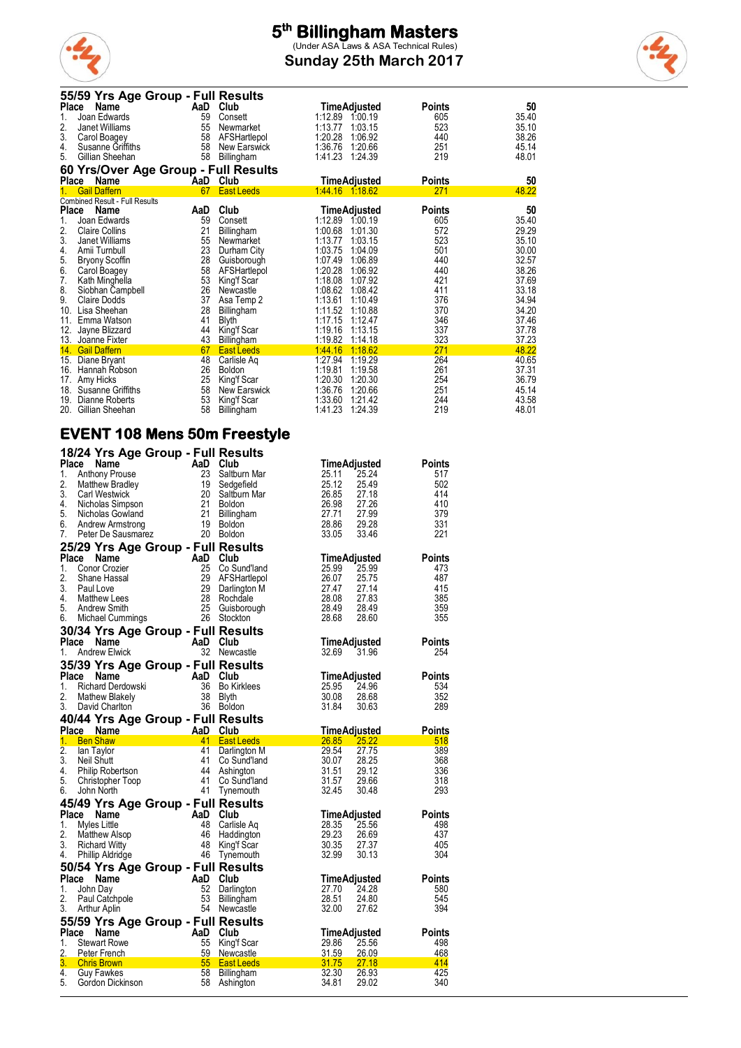# 5th Billingham Masters

(Under ASA Laws & ASA Technical Rules)

**Sunday 25th March 2017**

## 55/59 Yrs Age Group - Full Results

| Place | Name | AaD | Club | Time | Adjusted | Points | 50 |
|---|---|---|---|---|---|---|---|
| 1. | Joan Edwards | 59 | Consett | 1:12.89 | 1:00.19 | 605 | 35.40 |
| 2. | Janet Williams | 55 | Newmarket | 1:13.77 | 1:03.15 | 523 | 35.10 |
| 3. | Carol Boagey | 58 | AFSHartlepol | 1:20.28 | 1:06.92 | 440 | 38.26 |
| 4. | Susanne Griffiths | 58 | New Earswick | 1:36.76 | 1:20.66 | 251 | 45.14 |
| 5. | Gillian Sheehan | 58 | Billingham | 1:41.23 | 1:24.39 | 219 | 48.01 |

## 60 Yrs/Over Age Group - Full Results

| Place | Name | AaD | Club | Time | Adjusted | Points | 50 |
|---|---|---|---|---|---|---|---|
| 1. | Gail Daffern | 67 | East Leeds | 1:44.16 | 1:18.62 | 271 | 48.22 |

Combined Result - Full Results

| Place | Name | AaD | Club | Time | Adjusted | Points | 50 |
|---|---|---|---|---|---|---|---|
| 1. | Joan Edwards | 59 | Consett | 1:12.89 | 1:00.19 | 605 | 35.40 |
| 2. | Claire Collins | 21 | Billingham | 1:00.68 | 1:01.30 | 572 | 29.29 |
| 3. | Janet Williams | 55 | Newmarket | 1:13.77 | 1:03.15 | 523 | 35.10 |
| 4. | Amii Turnbull | 23 | Durham City | 1:03.75 | 1:04.09 | 501 | 30.00 |
| 5. | Bryony Scoffin | 28 | Guisborough | 1:07.49 | 1:06.89 | 440 | 32.57 |
| 6. | Carol Boagey | 58 | AFSHartlepol | 1:20.28 | 1:06.92 | 440 | 38.26 |
| 7. | Kath Minghella | 53 | King'f Scar | 1:18.08 | 1:07.92 | 421 | 37.69 |
| 8. | Siobhan Campbell | 26 | Newcastle | 1:08.62 | 1:08.42 | 411 | 33.18 |
| 9. | Claire Dodds | 37 | Asa Temp 2 | 1:13.61 | 1:10.49 | 376 | 34.94 |
| 10. | Lisa Sheehan | 28 | Billingham | 1:11.52 | 1:10.88 | 370 | 34.20 |
| 11. | Emma Watson | 41 | Blyth | 1:17.15 | 1:12.47 | 346 | 37.46 |
| 12. | Jayne Blizzard | 44 | King'f Scar | 1:19.16 | 1:13.15 | 337 | 37.78 |
| 13. | Joanne Fixter | 43 | Billingham | 1:19.82 | 1:14.18 | 323 | 37.23 |
| 14. | Gail Daffern | 67 | East Leeds | 1:44.16 | 1:18.62 | 271 | 48.22 |
| 15. | Diane Bryant | 48 | Carlisle Aq | 1:27.94 | 1:19.29 | 264 | 40.65 |
| 16. | Hannah Robson | 26 | Boldon | 1:19.81 | 1:19.58 | 261 | 37.31 |
| 17. | Amy Hicks | 25 | King'f Scar | 1:20.30 | 1:20.30 | 254 | 36.79 |
| 18. | Susanne Griffiths | 58 | New Earswick | 1:36.76 | 1:20.66 | 251 | 45.14 |
| 19. | Dianne Roberts | 53 | King'f Scar | 1:33.60 | 1:21.42 | 244 | 43.58 |
| 20. | Gillian Sheehan | 58 | Billingham | 1:41.23 | 1:24.39 | 219 | 48.01 |

# EVENT 108 Mens 50m Freestyle

## 18/24 Yrs Age Group - Full Results

| Place | Name | AaD | Club | Time | Adjusted | Points |
|---|---|---|---|---|---|---|
| 1. | Anthony Prouse | 23 | Saltburn Mar | 25.11 | 25.24 | 517 |
| 2. | Matthew Bradley | 19 | Sedgefield | 25.12 | 25.49 | 502 |
| 3. | Carl Westwick | 20 | Saltburn Mar | 26.85 | 27.18 | 414 |
| 4. | Nicholas Simpson | 21 | Boldon | 26.98 | 27.26 | 410 |
| 5. | Nicholas Gowland | 21 | Billingham | 27.71 | 27.99 | 379 |
| 6. | Andrew Armstrong | 19 | Boldon | 28.86 | 29.28 | 331 |
| 7. | Peter De Sausmarez | 20 | Boldon | 33.05 | 33.46 | 221 |

## 25/29 Yrs Age Group - Full Results

| Place | Name | AaD | Club | Time | Adjusted | Points |
|---|---|---|---|---|---|---|
| 1. | Conor Crozier | 25 | Co Sund'land | 25.99 | 25.99 | 473 |
| 2. | Shane Hassal | 29 | AFSHartlepol | 26.07 | 25.75 | 487 |
| 3. | Paul Love | 29 | Darlington M | 27.47 | 27.14 | 415 |
| 4. | Matthew Lees | 28 | Rochdale | 28.08 | 27.83 | 385 |
| 5. | Andrew Smith | 25 | Guisborough | 28.49 | 28.49 | 359 |
| 6. | Michael Cummings | 26 | Stockton | 28.68 | 28.60 | 355 |

## 30/34 Yrs Age Group - Full Results

| Place | Name | AaD | Club | Time | Adjusted | Points |
|---|---|---|---|---|---|---|
| 1. | Andrew Elwick | 32 | Newcastle | 32.69 | 31.96 | 254 |

## 35/39 Yrs Age Group - Full Results

| Place | Name | AaD | Club | Time | Adjusted | Points |
|---|---|---|---|---|---|---|
| 1. | Richard Derdowski | 36 | Bo Kirklees | 25.95 | 24.96 | 534 |
| 2. | Mathew Blakely | 38 | Blyth | 30.08 | 28.68 | 352 |
| 3. | David Charlton | 36 | Boldon | 31.84 | 30.63 | 289 |

## 40/44 Yrs Age Group - Full Results

| Place | Name | AaD | Club | Time | Adjusted | Points |
|---|---|---|---|---|---|---|
| 1. | Ben Shaw | 41 | East Leeds | 26.85 | 25.22 | 518 |
| 2. | Ian Taylor | 41 | Darlington M | 29.54 | 27.75 | 389 |
| 3. | Neil Shutt | 41 | Co Sund'land | 30.07 | 28.25 | 368 |
| 4. | Philip Robertson | 44 | Ashington | 31.51 | 29.12 | 336 |
| 5. | Christopher Toop | 41 | Co Sund'land | 31.57 | 29.66 | 318 |
| 6. | John North | 41 | Tynemouth | 32.45 | 30.48 | 293 |

## 45/49 Yrs Age Group - Full Results

| Place | Name | AaD | Club | Time | Adjusted | Points |
|---|---|---|---|---|---|---|
| 1. | Myles Little | 48 | Carlisle Aq | 28.35 | 25.56 | 498 |
| 2. | Matthew Alsop | 46 | Haddington | 29.23 | 26.69 | 437 |
| 3. | Richard Witty | 48 | King'f Scar | 30.35 | 27.37 | 405 |
| 4. | Phillip Aldridge | 46 | Tynemouth | 32.99 | 30.13 | 304 |

## 50/54 Yrs Age Group - Full Results

| Place | Name | AaD | Club | Time | Adjusted | Points |
|---|---|---|---|---|---|---|
| 1. | John Day | 52 | Darlington | 27.70 | 24.28 | 580 |
| 2. | Paul Catchpole | 53 | Billingham | 28.51 | 24.80 | 545 |
| 3. | Arthur Aplin | 54 | Newcastle | 32.00 | 27.62 | 394 |

## 55/59 Yrs Age Group - Full Results

| Place | Name | AaD | Club | Time | Adjusted | Points |
|---|---|---|---|---|---|---|
| 1. | Stewart Rowe | 55 | King'f Scar | 29.86 | 25.56 | 498 |
| 2. | Peter French | 59 | Newcastle | 31.59 | 26.09 | 468 |
| 3. | Chris Brown | 55 | East Leeds | 31.75 | 27.18 | 414 |
| 4. | Guy Fawkes | 58 | Billingham | 32.30 | 26.93 | 425 |
| 5. | Gordon Dickinson | 58 | Ashington | 34.81 | 29.02 | 340 |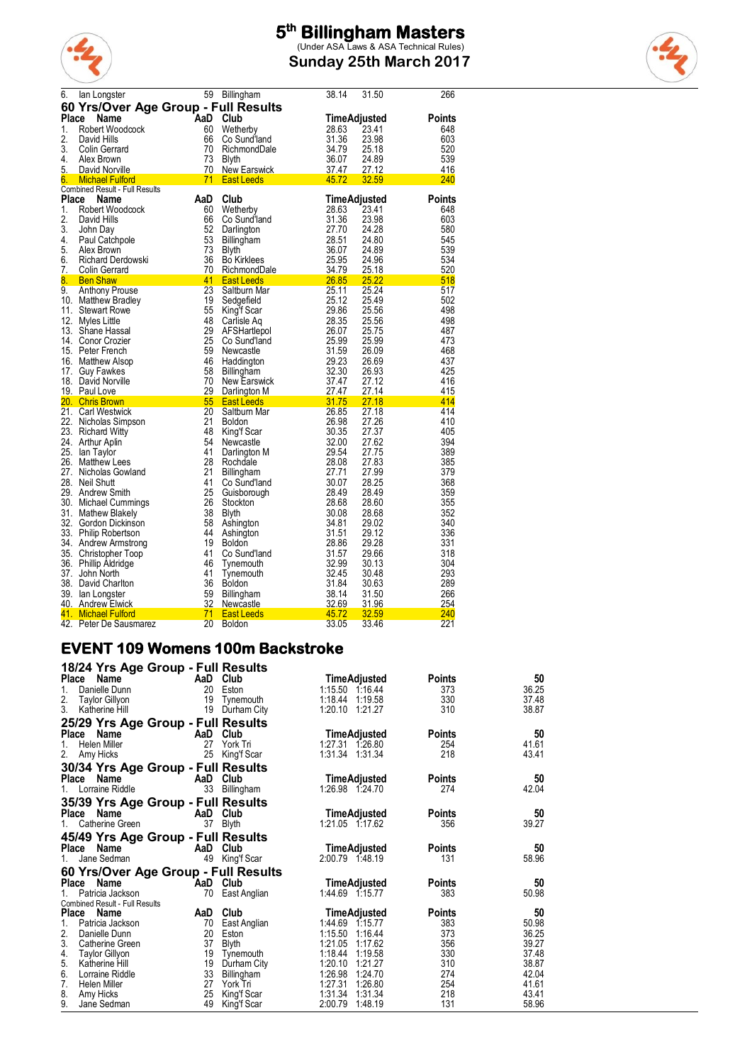| Place | Name | AaD | Club | Time | Adjusted | Points |
|---|---|---|---|---|---|---|
| 6. | Ian Longster | 59 | Billingham | 38.14 | 31.50 | 266 |

## 60 Yrs/Over Age Group - Full Results

| Place | Name | AaD | Club | Time | Adjusted | Points |
|---|---|---|---|---|---|---|
| 1. | Robert Woodcock | 60 | Wetherby | 28.63 | 23.41 | 648 |
| 2. | David Hills | 66 | Co Sund'land | 31.36 | 23.98 | 603 |
| 3. | Colin Gerrard | 70 | RichmondDale | 34.79 | 25.18 | 520 |
| 4. | Alex Brown | 73 | Blyth | 36.07 | 24.89 | 539 |
| 5. | David Norville | 70 | New Earswick | 37.47 | 27.12 | 416 |
| 6. | Michael Fulford | 71 | East Leeds | 45.72 | 32.59 | 240 |

Combined Result - Full Results

| Place | Name | AaD | Club | Time | Adjusted | Points |
|---|---|---|---|---|---|---|
| 1. | Robert Woodcock | 60 | Wetherby | 28.63 | 23.41 | 648 |
| 2. | David Hills | 66 | Co Sund'land | 31.36 | 23.98 | 603 |
| 3. | John Day | 52 | Darlington | 27.70 | 24.28 | 580 |
| 4. | Paul Catchpole | 53 | Billingham | 28.51 | 24.80 | 545 |
| 5. | Alex Brown | 73 | Blyth | 36.07 | 24.89 | 539 |
| 6. | Richard Derdowski | 36 | Bo Kirklees | 25.95 | 24.96 | 534 |
| 7. | Colin Gerrard | 70 | RichmondDale | 34.79 | 25.18 | 520 |
| 8. | Ben Shaw | 41 | East Leeds | 26.85 | 25.22 | 518 |
| 9. | Anthony Prouse | 23 | Saltburn Mar | 25.11 | 25.24 | 517 |
| 10. | Matthew Bradley | 19 | Sedgefield | 25.12 | 25.49 | 502 |
| 11. | Stewart Rowe | 55 | King'f Scar | 29.86 | 25.56 | 498 |
| 12. | Myles Little | 48 | Carlisle Aq | 28.35 | 25.56 | 498 |
| 13. | Shane Hassal | 29 | AFSHartlepol | 26.07 | 25.75 | 487 |
| 14. | Conor Crozier | 25 | Co Sund'land | 25.99 | 25.99 | 473 |
| 15. | Peter French | 59 | Newcastle | 31.59 | 26.09 | 468 |
| 16. | Matthew Alsop | 46 | Haddington | 29.23 | 26.69 | 437 |
| 17. | Guy Fawkes | 58 | Billingham | 32.30 | 26.93 | 425 |
| 18. | David Norville | 70 | New Earswick | 37.47 | 27.12 | 416 |
| 19. | Paul Love | 29 | Darlington M | 27.47 | 27.14 | 415 |
| 20. | Chris Brown | 55 | East Leeds | 31.75 | 27.18 | 414 |
| 21. | Carl Westwick | 20 | Saltburn Mar | 26.85 | 27.18 | 414 |
| 22. | Nicholas Simpson | 21 | Boldon | 26.98 | 27.26 | 410 |
| 23. | Richard Witty | 48 | King'f Scar | 30.35 | 27.37 | 405 |
| 24. | Arthur Aplin | 54 | Newcastle | 32.00 | 27.62 | 394 |
| 25. | Ian Taylor | 41 | Darlington M | 29.54 | 27.75 | 389 |
| 26. | Matthew Lees | 28 | Rochdale | 28.08 | 27.83 | 385 |
| 27. | Nicholas Gowland | 21 | Billingham | 27.71 | 27.99 | 379 |
| 28. | Neil Shutt | 41 | Co Sund'land | 30.07 | 28.25 | 368 |
| 29. | Andrew Smith | 25 | Guisborough | 28.49 | 28.49 | 359 |
| 30. | Michael Cummings | 26 | Stockton | 28.68 | 28.60 | 355 |
| 31. | Mathew Blakely | 38 | Blyth | 30.08 | 28.68 | 352 |
| 32. | Gordon Dickinson | 58 | Ashington | 34.81 | 29.02 | 340 |
| 33. | Philip Robertson | 44 | Ashington | 31.51 | 29.12 | 336 |
| 34. | Andrew Armstrong | 19 | Boldon | 28.86 | 29.28 | 331 |
| 35. | Christopher Toop | 41 | Co Sund'land | 31.57 | 29.66 | 318 |
| 36. | Phillip Aldridge | 46 | Tynemouth | 32.99 | 30.13 | 304 |
| 37. | John North | 41 | Tynemouth | 32.45 | 30.48 | 293 |
| 38. | David Charlton | 36 | Boldon | 31.84 | 30.63 | 289 |
| 39. | Ian Longster | 59 | Billingham | 38.14 | 31.50 | 266 |
| 40. | Andrew Elwick | 32 | Newcastle | 32.69 | 31.96 | 254 |
| 41. | Michael Fulford | 71 | East Leeds | 45.72 | 32.59 | 240 |
| 42. | Peter De Sausmarez | 20 | Boldon | 33.05 | 33.46 | 221 |

# EVENT 109 Womens 100m Backstroke

## 18/24 Yrs Age Group - Full Results

| Place | Name | AaD | Club | Time | Adjusted | Points | 50 |
|---|---|---|---|---|---|---|---|
| 1. | Danielle Dunn | 20 | Eston | 1:15.50 | 1:16.44 | 373 | 36.25 |
| 2. | Taylor Gillyon | 19 | Tynemouth | 1:18.44 | 1:19.58 | 330 | 37.48 |
| 3. | Katherine Hill | 19 | Durham City | 1:20.10 | 1:21.27 | 310 | 38.87 |

## 25/29 Yrs Age Group - Full Results

| Place | Name | AaD | Club | Time | Adjusted | Points | 50 |
|---|---|---|---|---|---|---|---|
| 1. | Helen Miller | 27 | York Tri | 1:27.31 | 1:26.80 | 254 | 41.61 |
| 2. | Amy Hicks | 25 | King'f Scar | 1:31.34 | 1:31.34 | 218 | 43.41 |

## 30/34 Yrs Age Group - Full Results

| Place | Name | AaD | Club | Time | Adjusted | Points | 50 |
|---|---|---|---|---|---|---|---|
| 1. | Lorraine Riddle | 33 | Billingham | 1:26.98 | 1:24.70 | 274 | 42.04 |

## 35/39 Yrs Age Group - Full Results

| Place | Name | AaD | Club | Time | Adjusted | Points | 50 |
|---|---|---|---|---|---|---|---|
| 1. | Catherine Green | 37 | Blyth | 1:21.05 | 1:17.62 | 356 | 39.27 |

## 45/49 Yrs Age Group - Full Results

| Place | Name | AaD | Club | Time | Adjusted | Points | 50 |
|---|---|---|---|---|---|---|---|
| 1. | Jane Sedman | 49 | King'f Scar | 2:00.79 | 1:48.19 | 131 | 58.96 |

## 60 Yrs/Over Age Group - Full Results

| Place | Name | AaD | Club | Time | Adjusted | Points | 50 |
|---|---|---|---|---|---|---|---|
| 1. | Patricia Jackson | 70 | East Anglian | 1:44.69 | 1:15.77 | 383 | 50.98 |

Combined Result - Full Results

| Place | Name | AaD | Club | Time | Adjusted | Points | 50 |
|---|---|---|---|---|---|---|---|
| 1. | Patricia Jackson | 70 | East Anglian | 1:44.69 | 1:15.77 | 383 | 50.98 |
| 2. | Danielle Dunn | 20 | Eston | 1:15.50 | 1:16.44 | 373 | 36.25 |
| 3. | Catherine Green | 37 | Blyth | 1:21.05 | 1:17.62 | 356 | 39.27 |
| 4. | Taylor Gillyon | 19 | Tynemouth | 1:18.44 | 1:19.58 | 330 | 37.48 |
| 5. | Katherine Hill | 19 | Durham City | 1:20.10 | 1:21.27 | 310 | 38.87 |
| 6. | Lorraine Riddle | 33 | Billingham | 1:26.98 | 1:24.70 | 274 | 42.04 |
| 7. | Helen Miller | 27 | York Tri | 1:27.31 | 1:26.80 | 254 | 41.61 |
| 8. | Amy Hicks | 25 | King'f Scar | 1:31.34 | 1:31.34 | 218 | 43.41 |
| 9. | Jane Sedman | 49 | King'f Scar | 2:00.79 | 1:48.19 | 131 | 58.96 |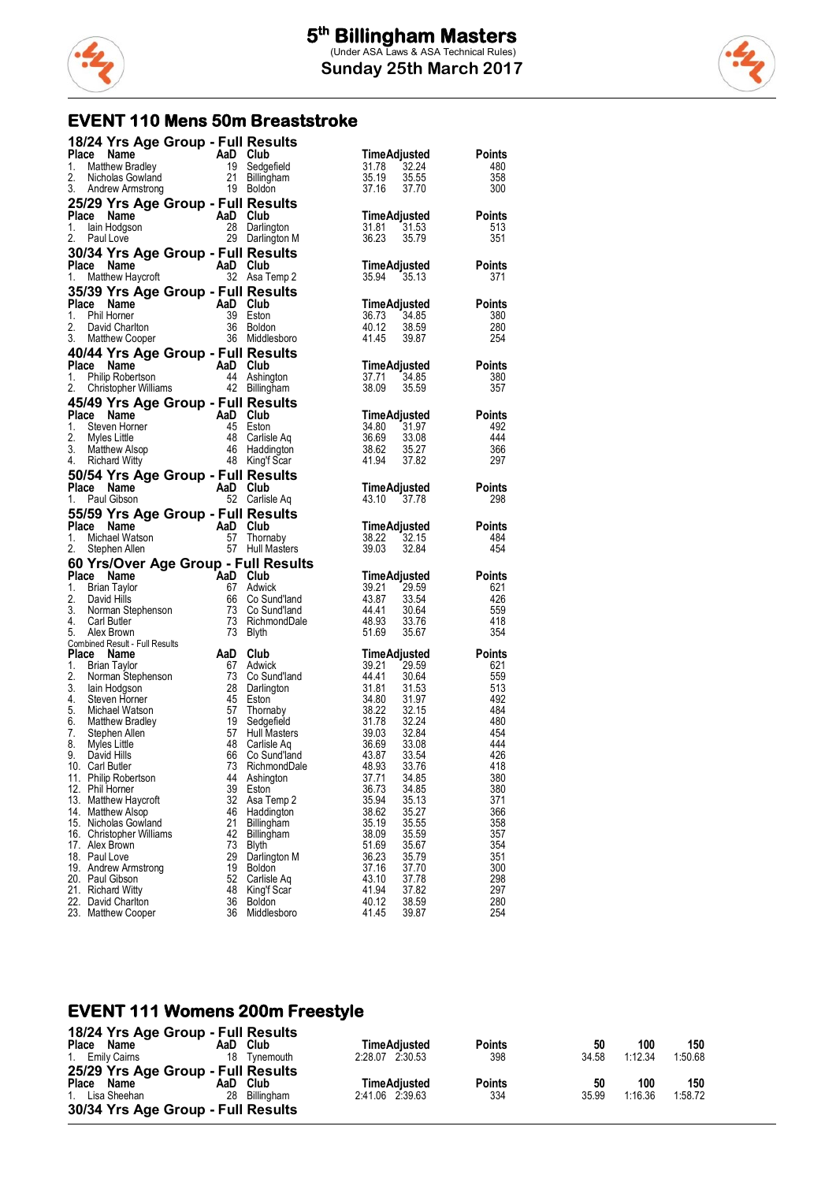# 5th Billingham Masters

(Under ASA Laws & ASA Technical Rules)

Sunday 25th March 2017

## EVENT 110 Mens 50m Breaststroke

### 18/24 Yrs Age Group - Full Results

| Place | Name | AaD | Club | Time | Adjusted | Points |
|---|---|---|---|---|---|---|
| 1. | Matthew Bradley | 19 | Sedgefield | 31.78 | 32.24 | 480 |
| 2. | Nicholas Gowland | 21 | Billingham | 35.19 | 35.55 | 358 |
| 3. | Andrew Armstrong | 19 | Boldon | 37.16 | 37.70 | 300 |

### 25/29 Yrs Age Group - Full Results

| Place | Name | AaD | Club | Time | Adjusted | Points |
|---|---|---|---|---|---|---|
| 1. | Iain Hodgson | 28 | Darlington | 31.81 | 31.53 | 513 |
| 2. | Paul Love | 29 | Darlington M | 36.23 | 35.79 | 351 |

### 30/34 Yrs Age Group - Full Results

| Place | Name | AaD | Club | Time | Adjusted | Points |
|---|---|---|---|---|---|---|
| 1. | Matthew Haycroft | 32 | Asa Temp 2 | 35.94 | 35.13 | 371 |

### 35/39 Yrs Age Group - Full Results

| Place | Name | AaD | Club | Time | Adjusted | Points |
|---|---|---|---|---|---|---|
| 1. | Phil Horner | 39 | Eston | 36.73 | 34.85 | 380 |
| 2. | David Charlton | 36 | Boldon | 40.12 | 38.59 | 280 |
| 3. | Matthew Cooper | 36 | Middlesboro | 41.45 | 39.87 | 254 |

### 40/44 Yrs Age Group - Full Results

| Place | Name | AaD | Club | Time | Adjusted | Points |
|---|---|---|---|---|---|---|
| 1. | Philip Robertson | 44 | Ashington | 37.71 | 34.85 | 380 |
| 2. | Christopher Williams | 42 | Billingham | 38.09 | 35.59 | 357 |

### 45/49 Yrs Age Group - Full Results

| Place | Name | AaD | Club | Time | Adjusted | Points |
|---|---|---|---|---|---|---|
| 1. | Steven Horner | 45 | Eston | 34.80 | 31.97 | 492 |
| 2. | Myles Little | 48 | Carlisle Aq | 36.69 | 33.08 | 444 |
| 3. | Matthew Alsop | 46 | Haddington | 38.62 | 35.27 | 366 |
| 4. | Richard Witty | 48 | King'f Scar | 41.94 | 37.82 | 297 |

### 50/54 Yrs Age Group - Full Results

| Place | Name | AaD | Club | Time | Adjusted | Points |
|---|---|---|---|---|---|---|
| 1. | Paul Gibson | 52 | Carlisle Aq | 43.10 | 37.78 | 298 |

### 55/59 Yrs Age Group - Full Results

| Place | Name | AaD | Club | Time | Adjusted | Points |
|---|---|---|---|---|---|---|
| 1. | Michael Watson | 57 | Thornaby | 38.22 | 32.15 | 484 |
| 2. | Stephen Allen | 57 | Hull Masters | 39.03 | 32.84 | 454 |

### 60 Yrs/Over Age Group - Full Results

| Place | Name | AaD | Club | Time | Adjusted | Points |
|---|---|---|---|---|---|---|
| 1. | Brian Taylor | 67 | Adwick | 39.21 | 29.59 | 621 |
| 2. | David Hills | 66 | Co Sund'land | 43.87 | 33.54 | 426 |
| 3. | Norman Stephenson | 73 | Co Sund'land | 44.41 | 30.64 | 559 |
| 4. | Carl Butler | 73 | RichmondDale | 48.93 | 33.76 | 418 |
| 5. | Alex Brown | 73 | Blyth | 51.69 | 35.67 | 354 |

Combined Result - Full Results

| Place | Name | AaD | Club | Time | Adjusted | Points |
|---|---|---|---|---|---|---|
| 1. | Brian Taylor | 67 | Adwick | 39.21 | 29.59 | 621 |
| 2. | Norman Stephenson | 73 | Co Sund'land | 44.41 | 30.64 | 559 |
| 3. | Iain Hodgson | 28 | Darlington | 31.81 | 31.53 | 513 |
| 4. | Steven Horner | 45 | Eston | 34.80 | 31.97 | 492 |
| 5. | Michael Watson | 57 | Thornaby | 38.22 | 32.15 | 484 |
| 6. | Matthew Bradley | 19 | Sedgefield | 31.78 | 32.24 | 480 |
| 7. | Stephen Allen | 57 | Hull Masters | 39.03 | 32.84 | 454 |
| 8. | Myles Little | 48 | Carlisle Aq | 36.69 | 33.08 | 444 |
| 9. | David Hills | 66 | Co Sund'land | 43.87 | 33.54 | 426 |
| 10. | Carl Butler | 73 | RichmondDale | 48.93 | 33.76 | 418 |
| 11. | Philip Robertson | 44 | Ashington | 37.71 | 34.85 | 380 |
| 12. | Phil Horner | 39 | Eston | 36.73 | 34.85 | 380 |
| 13. | Matthew Haycroft | 32 | Asa Temp 2 | 35.94 | 35.13 | 371 |
| 14. | Matthew Alsop | 46 | Haddington | 38.62 | 35.27 | 366 |
| 15. | Nicholas Gowland | 21 | Billingham | 35.19 | 35.55 | 358 |
| 16. | Christopher Williams | 42 | Billingham | 38.09 | 35.59 | 357 |
| 17. | Alex Brown | 73 | Blyth | 51.69 | 35.67 | 354 |
| 18. | Paul Love | 29 | Darlington M | 36.23 | 35.79 | 351 |
| 19. | Andrew Armstrong | 19 | Boldon | 37.16 | 37.70 | 300 |
| 20. | Paul Gibson | 52 | Carlisle Aq | 43.10 | 37.78 | 298 |
| 21. | Richard Witty | 48 | King'f Scar | 41.94 | 37.82 | 297 |
| 22. | David Charlton | 36 | Boldon | 40.12 | 38.59 | 280 |
| 23. | Matthew Cooper | 36 | Middlesboro | 41.45 | 39.87 | 254 |

## EVENT 111 Womens 200m Freestyle

### 18/24 Yrs Age Group - Full Results

| Place | Name | AaD | Club | Time | Adjusted | Points | 50 | 100 | 150 |
|---|---|---|---|---|---|---|---|---|---|
| 1. | Emily Cairns | 18 | Tynemouth | 2:28.07 | 2:30.53 | 398 | 34.58 | 1:12.34 | 1:50.68 |

### 25/29 Yrs Age Group - Full Results

| Place | Name | AaD | Club | Time | Adjusted | Points | 50 | 100 | 150 |
|---|---|---|---|---|---|---|---|---|---|
| 1. | Lisa Sheehan | 28 | Billingham | 2:41.06 | 2:39.63 | 334 | 35.99 | 1:16.36 | 1:58.72 |

### 30/34 Yrs Age Group - Full Results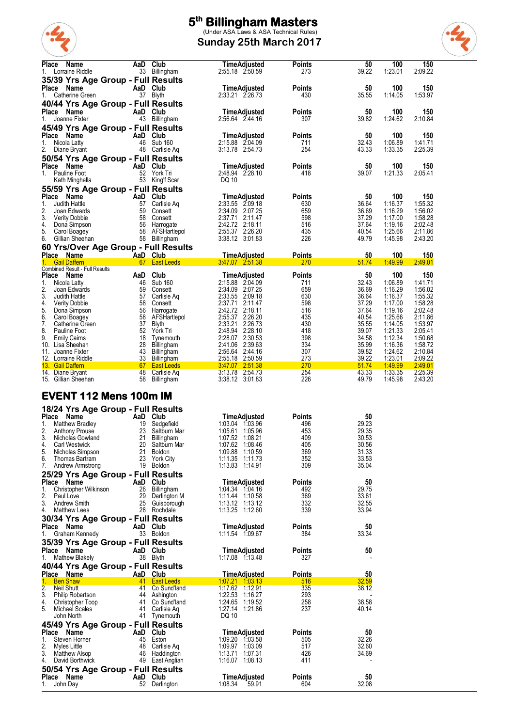# 5th Billingham Masters

(Under ASA Laws & ASA Technical Rules)

**Sunday 25th March 2017**

| Place | Name | AaD | Club | Time | Adjusted | Points | 50 | 100 | 150 |
|---|---|---|---|---|---|---|---|---|---|
| 1. | Lorraine Riddle | 33 | Billingham | 2:55.18 | 2:50.59 | 273 | 39.22 | 1:23.01 | 2:09.22 |

## 35/39 Yrs Age Group - Full Results

| Place | Name | AaD | Club | Time | Adjusted | Points | 50 | 100 | 150 |
|---|---|---|---|---|---|---|---|---|---|
| 1. | Catherine Green | 37 | Blyth | 2:33.21 | 2:26.73 | 430 | 35.55 | 1:14.05 | 1:53.97 |

## 40/44 Yrs Age Group - Full Results

| Place | Name | AaD | Club | Time | Adjusted | Points | 50 | 100 | 150 |
|---|---|---|---|---|---|---|---|---|---|
| 1. | Joanne Fixter | 43 | Billingham | 2:56.64 | 2:44.16 | 307 | 39.82 | 1:24.62 | 2:10.84 |

## 45/49 Yrs Age Group - Full Results

| Place | Name | AaD | Club | Time | Adjusted | Points | 50 | 100 | 150 |
|---|---|---|---|---|---|---|---|---|---|
| 1. | Nicola Latty | 46 | Sub 160 | 2:15.88 | 2:04.09 | 711 | 32.43 | 1:06.89 | 1:41.71 |
| 2. | Diane Bryant | 48 | Carlisle Aq | 3:13.78 | 2:54.73 | 254 | 43.33 | 1:33.35 | 2:25.39 |

## 50/54 Yrs Age Group - Full Results

| Place | Name | AaD | Club | Time | Adjusted | Points | 50 | 100 | 150 |
|---|---|---|---|---|---|---|---|---|---|
| 1. | Pauline Foot | 52 | York Tri | 2:48.94 | 2:28.10 | 418 | 39.07 | 1:21.33 | 2:05.41 |
| | Kath Minghella | 53 | King'f Scar | DQ 10 | | | | | |

## 55/59 Yrs Age Group - Full Results

| Place | Name | AaD | Club | Time | Adjusted | Points | 50 | 100 | 150 |
|---|---|---|---|---|---|---|---|---|---|
| 1. | Judith Hattle | 57 | Carlisle Aq | 2:33.55 | 2:09.18 | 630 | 36.64 | 1:16.37 | 1:55.32 |
| 2. | Joan Edwards | 59 | Consett | 2:34.09 | 2:07.25 | 659 | 36.69 | 1:16.29 | 1:56.02 |
| 3. | Verity Dobbie | 58 | Consett | 2:37.71 | 2:11.47 | 598 | 37.29 | 1:17.00 | 1:58.28 |
| 4. | Dona Simpson | 56 | Harrogate | 2:42.72 | 2:18.11 | 516 | 37.64 | 1:19.16 | 2:02.48 |
| 5. | Carol Boagey | 58 | AFSHartlepol | 2:55.37 | 2:26.20 | 435 | 40.54 | 1:25.66 | 2:11.86 |
| 6. | Gillian Sheehan | 58 | Billingham | 3:38.12 | 3:01.83 | 226 | 49.79 | 1:45.98 | 2:43.20 |

## 60 Yrs/Over Age Group - Full Results

| Place | Name | AaD | Club | Time | Adjusted | Points | 50 | 100 | 150 |
|---|---|---|---|---|---|---|---|---|---|
| 1. | Gail Daffern | 67 | East Leeds | 3:47.07 | 2:51.38 | 270 | 51.74 | 1:49.99 | 2:49.01 |

Combined Result - Full Results

| Place | Name | AaD | Club | Time | Adjusted | Points | 50 | 100 | 150 |
|---|---|---|---|---|---|---|---|---|---|
| 1. | Nicola Latty | 46 | Sub 160 | 2:15.88 | 2:04.09 | 711 | 32.43 | 1:06.89 | 1:41.71 |
| 2. | Joan Edwards | 59 | Consett | 2:34.09 | 2:07.25 | 659 | 36.69 | 1:16.29 | 1:56.02 |
| 3. | Judith Hattle | 57 | Carlisle Aq | 2:33.55 | 2:09.18 | 630 | 36.64 | 1:16.37 | 1:55.32 |
| 4. | Verity Dobbie | 58 | Consett | 2:37.71 | 2:11.47 | 598 | 37.29 | 1:17.00 | 1:58.28 |
| 5. | Dona Simpson | 56 | Harrogate | 2:42.72 | 2:18.11 | 516 | 37.64 | 1:19.16 | 2:02.48 |
| 6. | Carol Boagey | 58 | AFSHartlepol | 2:55.37 | 2:26.20 | 435 | 40.54 | 1:25.66 | 2:11.86 |
| 7. | Catherine Green | 37 | Blyth | 2:33.21 | 2:26.73 | 430 | 35.55 | 1:14.05 | 1:53.97 |
| 8. | Pauline Foot | 52 | York Tri | 2:48.94 | 2:28.10 | 418 | 39.07 | 1:21.33 | 2:05.41 |
| 9. | Emily Cairns | 18 | Tynemouth | 2:28.07 | 2:30.53 | 398 | 34.58 | 1:12.34 | 1:50.68 |
| 10. | Lisa Sheehan | 28 | Billingham | 2:41.06 | 2:39.63 | 334 | 35.99 | 1:16.36 | 1:58.72 |
| 11. | Joanne Fixter | 43 | Billingham | 2:56.64 | 2:44.16 | 307 | 39.82 | 1:24.62 | 2:10.84 |
| 12. | Lorraine Riddle | 33 | Billingham | 2:55.18 | 2:50.59 | 273 | 39.22 | 1:23.01 | 2:09.22 |
| 13. | Gail Daffern | 67 | East Leeds | 3:47.07 | 2:51.38 | 270 | 51.74 | 1:49.99 | 2:49.01 |
| 14. | Diane Bryant | 48 | Carlisle Aq | 3:13.78 | 2:54.73 | 254 | 43.33 | 1:33.35 | 2:25.39 |
| 15. | Gillian Sheehan | 58 | Billingham | 3:38.12 | 3:01.83 | 226 | 49.79 | 1:45.98 | 2:43.20 |

# EVENT 112 Mens 100m IM

## 18/24 Yrs Age Group - Full Results

| Place | Name | AaD | Club | Time | Adjusted | Points | 50 |
|---|---|---|---|---|---|---|---|
| 1. | Matthew Bradley | 19 | Sedgefield | 1:03.04 | 1:03.96 | 496 | 29.23 |
| 2. | Anthony Prouse | 23 | Saltburn Mar | 1:05.61 | 1:05.96 | 453 | 29.35 |
| 3. | Nicholas Gowland | 21 | Billingham | 1:07.52 | 1:08.21 | 409 | 30.53 |
| 4. | Carl Westwick | 20 | Saltburn Mar | 1:07.62 | 1:08.46 | 405 | 30.56 |
| 5. | Nicholas Simpson | 21 | Boldon | 1:09.88 | 1:10.59 | 369 | 31.33 |
| 6. | Thomas Bartram | 23 | York City | 1:11.35 | 1:11.73 | 352 | 33.53 |
| 7. | Andrew Armstrong | 19 | Boldon | 1:13.83 | 1:14.91 | 309 | 35.04 |

## 25/29 Yrs Age Group - Full Results

| Place | Name | AaD | Club | Time | Adjusted | Points | 50 |
|---|---|---|---|---|---|---|---|
| 1. | Christopher Wilkinson | 26 | Billingham | 1:04.34 | 1:04.16 | 492 | 29.75 |
| 2. | Paul Love | 29 | Darlington M | 1:11.44 | 1:10.58 | 369 | 33.61 |
| 3. | Andrew Smith | 25 | Guisborough | 1:13.12 | 1:13.12 | 332 | 32.55 |
| 4. | Matthew Lees | 28 | Rochdale | 1:13.25 | 1:12.60 | 339 | 33.94 |

## 30/34 Yrs Age Group - Full Results

| Place | Name | AaD | Club | Time | Adjusted | Points | 50 |
|---|---|---|---|---|---|---|---|
| 1. | Graham Kennedy | 33 | Boldon | 1:11.54 | 1:09.67 | 384 | 33.34 |

## 35/39 Yrs Age Group - Full Results

| Place | Name | AaD | Club | Time | Adjusted | Points | 50 |
|---|---|---|---|---|---|---|---|
| 1. | Mathew Blakely | 38 | Blyth | 1:17.08 | 1:13.48 | 327 | - |

## 40/44 Yrs Age Group - Full Results

| Place | Name | AaD | Club | Time | Adjusted | Points | 50 |
|---|---|---|---|---|---|---|---|
| 1. | Ben Shaw | 41 | East Leeds | 1:07.21 | 1:03.13 | 516 | 32.59 |
| 2. | Neil Shutt | 41 | Co Sund'land | 1:17.62 | 1:12.91 | 335 | 38.12 |
| 3. | Philip Robertson | 44 | Ashington | 1:22.53 | 1:16.27 | 293 | - |
| 4. | Christopher Toop | 41 | Co Sund'land | 1:24.65 | 1:19.52 | 258 | 38.58 |
| 5. | Michael Scales | 41 | Carlisle Aq | 1:27.14 | 1:21.86 | 237 | 40.14 |
| | John North | 41 | Tynemouth | DQ 10 | | | |

## 45/49 Yrs Age Group - Full Results

| Place | Name | AaD | Club | Time | Adjusted | Points | 50 |
|---|---|---|---|---|---|---|---|
| 1. | Steven Horner | 45 | Eston | 1:09.20 | 1:03.58 | 505 | 32.26 |
| 2. | Myles Little | 48 | Carlisle Aq | 1:09.97 | 1:03.09 | 517 | 32.60 |
| 3. | Matthew Alsop | 46 | Haddington | 1:13.71 | 1:07.31 | 426 | 34.69 |
| 4. | David Borthwick | 49 | East Anglian | 1:16.07 | 1:08.13 | 411 | - |

## 50/54 Yrs Age Group - Full Results

| Place | Name | AaD | Club | Time | Adjusted | Points | 50 |
|---|---|---|---|---|---|---|---|
| 1. | John Day | 52 | Darlington | 1:08.34 | 59.91 | 604 | 32.08 |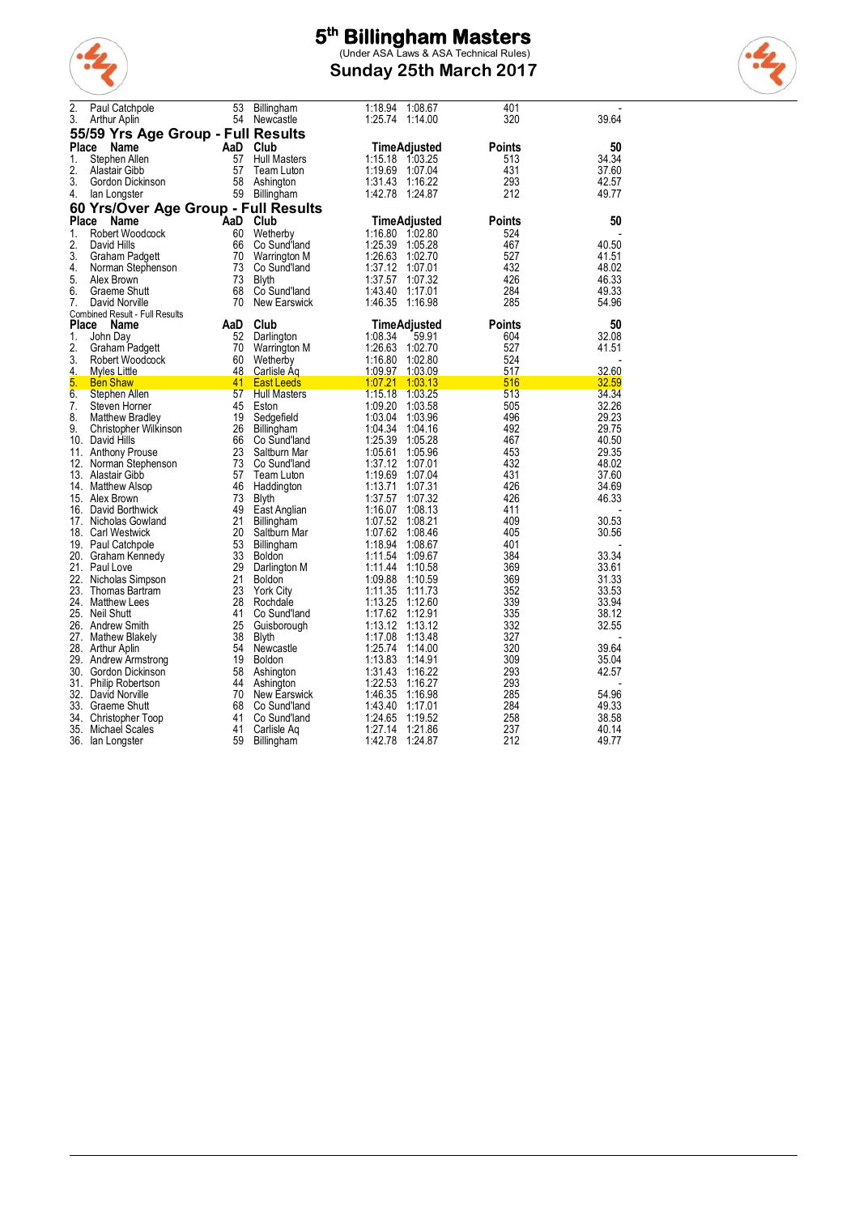# 5th Billingham Masters

(Under ASA Laws & ASA Technical Rules)

## Sunday 25th March 2017

| Place | Name | AaD | Club | Time | Adjusted | Points | 50 |
|---|---|---|---|---|---|---|---|
| 2. | Paul Catchpole | 53 | Billingham | 1:18.94 | 1:08.67 | 401 | - |
| 3. | Arthur Aplin | 54 | Newcastle | 1:25.74 | 1:14.00 | 320 | 39.64 |

## 55/59 Yrs Age Group - Full Results

| Place | Name | AaD | Club | Time | Adjusted | Points | 50 |
|---|---|---|---|---|---|---|---|
| 1. | Stephen Allen | 57 | Hull Masters | 1:15.18 | 1:03.25 | 513 | 34.34 |
| 2. | Alastair Gibb | 57 | Team Luton | 1:19.69 | 1:07.04 | 431 | 37.60 |
| 3. | Gordon Dickinson | 58 | Ashington | 1:31.43 | 1:16.22 | 293 | 42.57 |
| 4. | Ian Longster | 59 | Billingham | 1:42.78 | 1:24.87 | 212 | 49.77 |

## 60 Yrs/Over Age Group - Full Results

| Place | Name | AaD | Club | Time | Adjusted | Points | 50 |
|---|---|---|---|---|---|---|---|
| 1. | Robert Woodcock | 60 | Wetherby | 1:16.80 | 1:02.80 | 524 | - |
| 2. | David Hills | 66 | Co Sund'land | 1:25.39 | 1:05.28 | 467 | 40.50 |
| 3. | Graham Padgett | 70 | Warrington M | 1:26.63 | 1:02.70 | 527 | 41.51 |
| 4. | Norman Stephenson | 73 | Co Sund'land | 1:37.12 | 1:07.01 | 432 | 48.02 |
| 5. | Alex Brown | 73 | Blyth | 1:37.57 | 1:07.32 | 426 | 46.33 |
| 6. | Graeme Shutt | 68 | Co Sund'land | 1:43.40 | 1:17.01 | 284 | 49.33 |
| 7. | David Norville | 70 | New Earswick | 1:46.35 | 1:16.98 | 285 | 54.96 |

Combined Result - Full Results

| Place | Name | AaD | Club | Time | Adjusted | Points | 50 |
|---|---|---|---|---|---|---|---|
| 1. | John Day | 52 | Darlington | 1:08.34 | 59.91 | 604 | 32.08 |
| 2. | Graham Padgett | 70 | Warrington M | 1:26.63 | 1:02.70 | 527 | 41.51 |
| 3. | Robert Woodcock | 60 | Wetherby | 1:16.80 | 1:02.80 | 524 | - |
| 4. | Myles Little | 48 | Carlisle Aq | 1:09.97 | 1:03.09 | 517 | 32.60 |
| 5. | Ben Shaw | 41 | East Leeds | 1:07.21 | 1:03.13 | 516 | 32.59 |
| 6. | Stephen Allen | 57 | Hull Masters | 1:15.18 | 1:03.25 | 513 | 34.34 |
| 7. | Steven Horner | 45 | Eston | 1:09.20 | 1:03.58 | 505 | 32.26 |
| 8. | Matthew Bradley | 19 | Sedgefield | 1:03.04 | 1:03.96 | 496 | 29.23 |
| 9. | Christopher Wilkinson | 26 | Billingham | 1:04.34 | 1:04.16 | 492 | 29.75 |
| 10. | David Hills | 66 | Co Sund'land | 1:25.39 | 1:05.28 | 467 | 40.50 |
| 11. | Anthony Prouse | 23 | Saltburn Mar | 1:05.61 | 1:05.96 | 453 | 29.35 |
| 12. | Norman Stephenson | 73 | Co Sund'land | 1:37.12 | 1:07.01 | 432 | 48.02 |
| 13. | Alastair Gibb | 57 | Team Luton | 1:19.69 | 1:07.04 | 431 | 37.60 |
| 14. | Matthew Alsop | 46 | Haddington | 1:13.71 | 1:07.31 | 426 | 34.69 |
| 15. | Alex Brown | 73 | Blyth | 1:37.57 | 1:07.32 | 426 | 46.33 |
| 16. | David Borthwick | 49 | East Anglian | 1:16.07 | 1:08.13 | 411 | - |
| 17. | Nicholas Gowland | 21 | Billingham | 1:07.52 | 1:08.21 | 409 | 30.53 |
| 18. | Carl Westwick | 20 | Saltburn Mar | 1:07.62 | 1:08.46 | 405 | 30.56 |
| 19. | Paul Catchpole | 53 | Billingham | 1:18.94 | 1:08.67 | 401 | - |
| 20. | Graham Kennedy | 33 | Boldon | 1:11.54 | 1:09.67 | 384 | 33.34 |
| 21. | Paul Love | 29 | Darlington M | 1:11.44 | 1:10.58 | 369 | 33.61 |
| 22. | Nicholas Simpson | 21 | Boldon | 1:09.88 | 1:10.59 | 369 | 31.33 |
| 23. | Thomas Bartram | 23 | York City | 1:11.35 | 1:11.73 | 352 | 33.53 |
| 24. | Matthew Lees | 28 | Rochdale | 1:13.25 | 1:12.60 | 339 | 33.94 |
| 25. | Neil Shutt | 41 | Co Sund'land | 1:17.62 | 1:12.91 | 335 | 38.12 |
| 26. | Andrew Smith | 25 | Guisborough | 1:13.12 | 1:13.12 | 332 | 32.55 |
| 27. | Mathew Blakely | 38 | Blyth | 1:17.08 | 1:13.48 | 327 | - |
| 28. | Arthur Aplin | 54 | Newcastle | 1:25.74 | 1:14.00 | 320 | 39.64 |
| 29. | Andrew Armstrong | 19 | Boldon | 1:13.83 | 1:14.91 | 309 | 35.04 |
| 30. | Gordon Dickinson | 58 | Ashington | 1:31.43 | 1:16.22 | 293 | 42.57 |
| 31. | Philip Robertson | 44 | Ashington | 1:22.53 | 1:16.27 | 293 | - |
| 32. | David Norville | 70 | New Earswick | 1:46.35 | 1:16.98 | 285 | 54.96 |
| 33. | Graeme Shutt | 68 | Co Sund'land | 1:43.40 | 1:17.01 | 284 | 49.33 |
| 34. | Christopher Toop | 41 | Co Sund'land | 1:24.65 | 1:19.52 | 258 | 38.58 |
| 35. | Michael Scales | 41 | Carlisle Aq | 1:27.14 | 1:21.86 | 237 | 40.14 |
| 36. | Ian Longster | 59 | Billingham | 1:42.78 | 1:24.87 | 212 | 49.77 |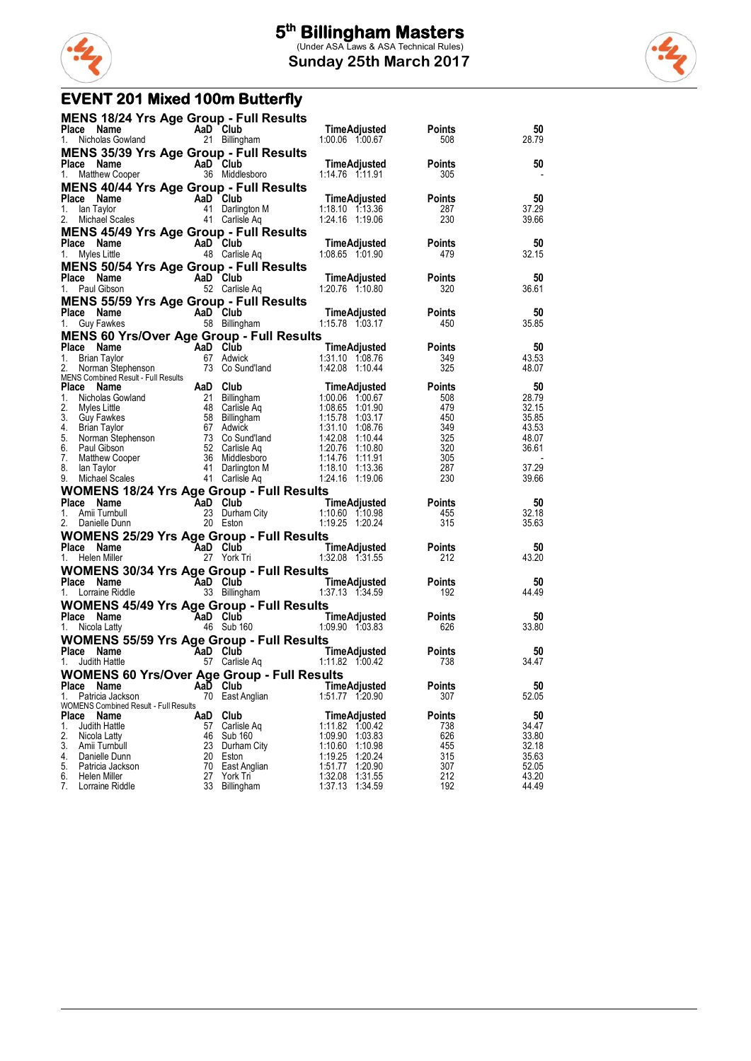# 5th Billingham Masters

(Under ASA Laws & ASA Technical Rules)

**Sunday 25th March 2017**

## EVENT 201 Mixed 100m Butterfly

### MENS 18/24 Yrs Age Group - Full Results

| Place | Name | AaD | Club | Time | Adjusted | Points | 50 |
|---|---|---|---|---|---|---|---|
| 1. | Nicholas Gowland | 21 | Billingham | 1:00.06 | 1:00.67 | 508 | 28.79 |

### MENS 35/39 Yrs Age Group - Full Results

| Place | Name | AaD | Club | Time | Adjusted | Points | 50 |
|---|---|---|---|---|---|---|---|
| 1. | Matthew Cooper | 36 | Middlesboro | 1:14.76 | 1:11.91 | 305 | - |

### MENS 40/44 Yrs Age Group - Full Results

| Place | Name | AaD | Club | Time | Adjusted | Points | 50 |
|---|---|---|---|---|---|---|---|
| 1. | Ian Taylor | 41 | Darlington M | 1:18.10 | 1:13.36 | 287 | 37.29 |
| 2. | Michael Scales | 41 | Carlisle Aq | 1:24.16 | 1:19.06 | 230 | 39.66 |

### MENS 45/49 Yrs Age Group - Full Results

| Place | Name | AaD | Club | Time | Adjusted | Points | 50 |
|---|---|---|---|---|---|---|---|
| 1. | Myles Little | 48 | Carlisle Aq | 1:08.65 | 1:01.90 | 479 | 32.15 |

### MENS 50/54 Yrs Age Group - Full Results

| Place | Name | AaD | Club | Time | Adjusted | Points | 50 |
|---|---|---|---|---|---|---|---|
| 1. | Paul Gibson | 52 | Carlisle Aq | 1:20.76 | 1:10.80 | 320 | 36.61 |

### MENS 55/59 Yrs Age Group - Full Results

| Place | Name | AaD | Club | Time | Adjusted | Points | 50 |
|---|---|---|---|---|---|---|---|
| 1. | Guy Fawkes | 58 | Billingham | 1:15.78 | 1:03.17 | 450 | 35.85 |

### MENS 60 Yrs/Over Age Group - Full Results

| Place | Name | AaD | Club | Time | Adjusted | Points | 50 |
|---|---|---|---|---|---|---|---|
| 1. | Brian Taylor | 67 | Adwick | 1:31.10 | 1:08.76 | 349 | 43.53 |
| 2. | Norman Stephenson | 73 | Co Sund'land | 1:42.08 | 1:10.44 | 325 | 48.07 |

MENS Combined Result - Full Results

| Place | Name | AaD | Club | Time | Adjusted | Points | 50 |
|---|---|---|---|---|---|---|---|
| 1. | Nicholas Gowland | 21 | Billingham | 1:00.06 | 1:00.67 | 508 | 28.79 |
| 2. | Myles Little | 48 | Carlisle Aq | 1:08.65 | 1:01.90 | 479 | 32.15 |
| 3. | Guy Fawkes | 58 | Billingham | 1:15.78 | 1:03.17 | 450 | 35.85 |
| 4. | Brian Taylor | 67 | Adwick | 1:31.10 | 1:08.76 | 349 | 43.53 |
| 5. | Norman Stephenson | 73 | Co Sund'land | 1:42.08 | 1:10.44 | 325 | 48.07 |
| 6. | Paul Gibson | 52 | Carlisle Aq | 1:20.76 | 1:10.80 | 320 | 36.61 |
| 7. | Matthew Cooper | 36 | Middlesboro | 1:14.76 | 1:11.91 | 305 | - |
| 8. | Ian Taylor | 41 | Darlington M | 1:18.10 | 1:13.36 | 287 | 37.29 |
| 9. | Michael Scales | 41 | Carlisle Aq | 1:24.16 | 1:19.06 | 230 | 39.66 |

### WOMENS 18/24 Yrs Age Group - Full Results

| Place | Name | AaD | Club | Time | Adjusted | Points | 50 |
|---|---|---|---|---|---|---|---|
| 1. | Amii Turnbull | 23 | Durham City | 1:10.60 | 1:10.98 | 455 | 32.18 |
| 2. | Danielle Dunn | 20 | Eston | 1:19.25 | 1:20.24 | 315 | 35.63 |

### WOMENS 25/29 Yrs Age Group - Full Results

| Place | Name | AaD | Club | Time | Adjusted | Points | 50 |
|---|---|---|---|---|---|---|---|
| 1. | Helen Miller | 27 | York Tri | 1:32.08 | 1:31.55 | 212 | 43.20 |

### WOMENS 30/34 Yrs Age Group - Full Results

| Place | Name | AaD | Club | Time | Adjusted | Points | 50 |
|---|---|---|---|---|---|---|---|
| 1. | Lorraine Riddle | 33 | Billingham | 1:37.13 | 1:34.59 | 192 | 44.49 |

### WOMENS 45/49 Yrs Age Group - Full Results

| Place | Name | AaD | Club | Time | Adjusted | Points | 50 |
|---|---|---|---|---|---|---|---|
| 1. | Nicola Latty | 46 | Sub 160 | 1:09.90 | 1:03.83 | 626 | 33.80 |

### WOMENS 55/59 Yrs Age Group - Full Results

| Place | Name | AaD | Club | Time | Adjusted | Points | 50 |
|---|---|---|---|---|---|---|---|
| 1. | Judith Hattle | 57 | Carlisle Aq | 1:11.82 | 1:00.42 | 738 | 34.47 |

### WOMENS 60 Yrs/Over Age Group - Full Results

| Place | Name | AaD | Club | Time | Adjusted | Points | 50 |
|---|---|---|---|---|---|---|---|
| 1. | Patricia Jackson | 70 | East Anglian | 1:51.77 | 1:20.90 | 307 | 52.05 |

WOMENS Combined Result - Full Results

| Place | Name | AaD | Club | Time | Adjusted | Points | 50 |
|---|---|---|---|---|---|---|---|
| 1. | Judith Hattle | 57 | Carlisle Aq | 1:11.82 | 1:00.42 | 738 | 34.47 |
| 2. | Nicola Latty | 46 | Sub 160 | 1:09.90 | 1:03.83 | 626 | 33.80 |
| 3. | Amii Turnbull | 23 | Durham City | 1:10.60 | 1:10.98 | 455 | 32.18 |
| 4. | Danielle Dunn | 20 | Eston | 1:19.25 | 1:20.24 | 315 | 35.63 |
| 5. | Patricia Jackson | 70 | East Anglian | 1:51.77 | 1:20.90 | 307 | 52.05 |
| 6. | Helen Miller | 27 | York Tri | 1:32.08 | 1:31.55 | 212 | 43.20 |
| 7. | Lorraine Riddle | 33 | Billingham | 1:37.13 | 1:34.59 | 192 | 44.49 |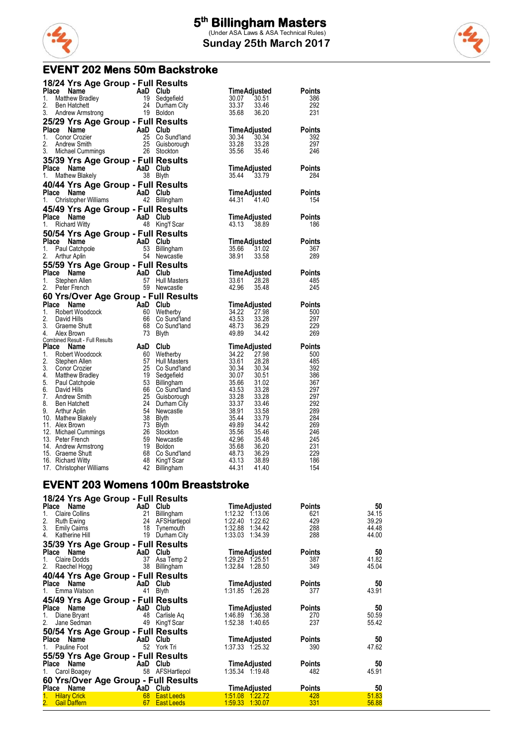# 5th Billingham Masters

(Under ASA Laws & ASA Technical Rules)

**Sunday 25th March 2017**

## EVENT 202 Mens 50m Backstroke

### 18/24 Yrs Age Group - Full Results

| Place | Name | AaD | Club | Time | Adjusted | Points |
|---|---|---|---|---|---|---|
| 1. | Matthew Bradley | 19 | Sedgefield | 30.07 | 30.51 | 386 |
| 2. | Ben Hatchett | 24 | Durham City | 33.37 | 33.46 | 292 |
| 3. | Andrew Armstrong | 19 | Boldon | 35.68 | 36.20 | 231 |

### 25/29 Yrs Age Group - Full Results

| Place | Name | AaD | Club | Time | Adjusted | Points |
|---|---|---|---|---|---|---|
| 1. | Conor Crozier | 25 | Co Sund'land | 30.34 | 30.34 | 392 |
| 2. | Andrew Smith | 25 | Guisborough | 33.28 | 33.28 | 297 |
| 3. | Michael Cummings | 26 | Stockton | 35.56 | 35.46 | 246 |

### 35/39 Yrs Age Group - Full Results

| Place | Name | AaD | Club | Time | Adjusted | Points |
|---|---|---|---|---|---|---|
| 1. | Mathew Blakely | 38 | Blyth | 35.44 | 33.79 | 284 |

### 40/44 Yrs Age Group - Full Results

| Place | Name | AaD | Club | Time | Adjusted | Points |
|---|---|---|---|---|---|---|
| 1. | Christopher Williams | 42 | Billingham | 44.31 | 41.40 | 154 |

### 45/49 Yrs Age Group - Full Results

| Place | Name | AaD | Club | Time | Adjusted | Points |
|---|---|---|---|---|---|---|
| 1. | Richard Witty | 48 | King'f Scar | 43.13 | 38.89 | 186 |

### 50/54 Yrs Age Group - Full Results

| Place | Name | AaD | Club | Time | Adjusted | Points |
|---|---|---|---|---|---|---|
| 1. | Paul Catchpole | 53 | Billingham | 35.66 | 31.02 | 367 |
| 2. | Arthur Aplin | 54 | Newcastle | 38.91 | 33.58 | 289 |

### 55/59 Yrs Age Group - Full Results

| Place | Name | AaD | Club | Time | Adjusted | Points |
|---|---|---|---|---|---|---|
| 1. | Stephen Allen | 57 | Hull Masters | 33.61 | 28.28 | 485 |
| 2. | Peter French | 59 | Newcastle | 42.96 | 35.48 | 245 |

### 60 Yrs/Over Age Group - Full Results

| Place | Name | AaD | Club | Time | Adjusted | Points |
|---|---|---|---|---|---|---|
| 1. | Robert Woodcock | 60 | Wetherby | 34.22 | 27.98 | 500 |
| 2. | David Hills | 66 | Co Sund'land | 43.53 | 33.28 | 297 |
| 3. | Graeme Shutt | 68 | Co Sund'land | 48.73 | 36.29 | 229 |
| 4. | Alex Brown | 73 | Blyth | 49.89 | 34.42 | 269 |

Combined Result - Full Results

| Place | Name | AaD | Club | Time | Adjusted | Points |
|---|---|---|---|---|---|---|
| 1. | Robert Woodcock | 60 | Wetherby | 34.22 | 27.98 | 500 |
| 2. | Stephen Allen | 57 | Hull Masters | 33.61 | 28.28 | 485 |
| 3. | Conor Crozier | 25 | Co Sund'land | 30.34 | 30.34 | 392 |
| 4. | Matthew Bradley | 19 | Sedgefield | 30.07 | 30.51 | 386 |
| 5. | Paul Catchpole | 53 | Billingham | 35.66 | 31.02 | 367 |
| 6. | David Hills | 66 | Co Sund'land | 43.53 | 33.28 | 297 |
| 7. | Andrew Smith | 25 | Guisborough | 33.28 | 33.28 | 297 |
| 8. | Ben Hatchett | 24 | Durham City | 33.37 | 33.46 | 292 |
| 9. | Arthur Aplin | 54 | Newcastle | 38.91 | 33.58 | 289 |
| 10. | Mathew Blakely | 38 | Blyth | 35.44 | 33.79 | 284 |
| 11. | Alex Brown | 73 | Blyth | 49.89 | 34.42 | 269 |
| 12. | Michael Cummings | 26 | Stockton | 35.56 | 35.46 | 246 |
| 13. | Peter French | 59 | Newcastle | 42.96 | 35.48 | 245 |
| 14. | Andrew Armstrong | 19 | Boldon | 35.68 | 36.20 | 231 |
| 15. | Graeme Shutt | 68 | Co Sund'land | 48.73 | 36.29 | 229 |
| 16. | Richard Witty | 48 | King'f Scar | 43.13 | 38.89 | 186 |
| 17. | Christopher Williams | 42 | Billingham | 44.31 | 41.40 | 154 |

## EVENT 203 Womens 100m Breaststroke

### 18/24 Yrs Age Group - Full Results

| Place | Name | AaD | Club | Time | Adjusted | Points | 50 |
|---|---|---|---|---|---|---|---|
| 1. | Claire Collins | 21 | Billingham | 1:12.32 | 1:13.06 | 621 | 34.15 |
| 2. | Ruth Ewing | 24 | AFSHartlepol | 1:22.40 | 1:22.62 | 429 | 39.29 |
| 3. | Emily Cairns | 18 | Tynemouth | 1:32.88 | 1:34.42 | 288 | 44.48 |
| 4. | Katherine Hill | 19 | Durham City | 1:33.03 | 1:34.39 | 288 | 44.00 |

### 35/39 Yrs Age Group - Full Results

| Place | Name | AaD | Club | Time | Adjusted | Points | 50 |
|---|---|---|---|---|---|---|---|
| 1. | Claire Dodds | 37 | Asa Temp 2 | 1:29.29 | 1:25.51 | 387 | 41.82 |
| 2. | Raechel Hogg | 38 | Billingham | 1:32.84 | 1:28.50 | 349 | 45.04 |

### 40/44 Yrs Age Group - Full Results

| Place | Name | AaD | Club | Time | Adjusted | Points | 50 |
|---|---|---|---|---|---|---|---|
| 1. | Emma Watson | 41 | Blyth | 1:31.85 | 1:26.28 | 377 | 43.91 |

### 45/49 Yrs Age Group - Full Results

| Place | Name | AaD | Club | Time | Adjusted | Points | 50 |
|---|---|---|---|---|---|---|---|
| 1. | Diane Bryant | 48 | Carlisle Aq | 1:46.89 | 1:36.38 | 270 | 50.59 |
| 2. | Jane Sedman | 49 | King'f Scar | 1:52.38 | 1:40.65 | 237 | 55.42 |

### 50/54 Yrs Age Group - Full Results

| Place | Name | AaD | Club | Time | Adjusted | Points | 50 |
|---|---|---|---|---|---|---|---|
| 1. | Pauline Foot | 52 | York Tri | 1:37.33 | 1:25.32 | 390 | 47.62 |

### 55/59 Yrs Age Group - Full Results

| Place | Name | AaD | Club | Time | Adjusted | Points | 50 |
|---|---|---|---|---|---|---|---|
| 1. | Carol Boagey | 58 | AFSHartlepol | 1:35.34 | 1:19.48 | 482 | 45.91 |

### 60 Yrs/Over Age Group - Full Results

| Place | Name | AaD | Club | Time | Adjusted | Points | 50 |
|---|---|---|---|---|---|---|---|
| 1. | Hilary Crick | 68 | East Leeds | 1:51.08 | 1:22.72 | 428 | 51.83 |
| 2. | Gail Daffern | 67 | East Leeds | 1:59.33 | 1:30.07 | 331 | 56.88 |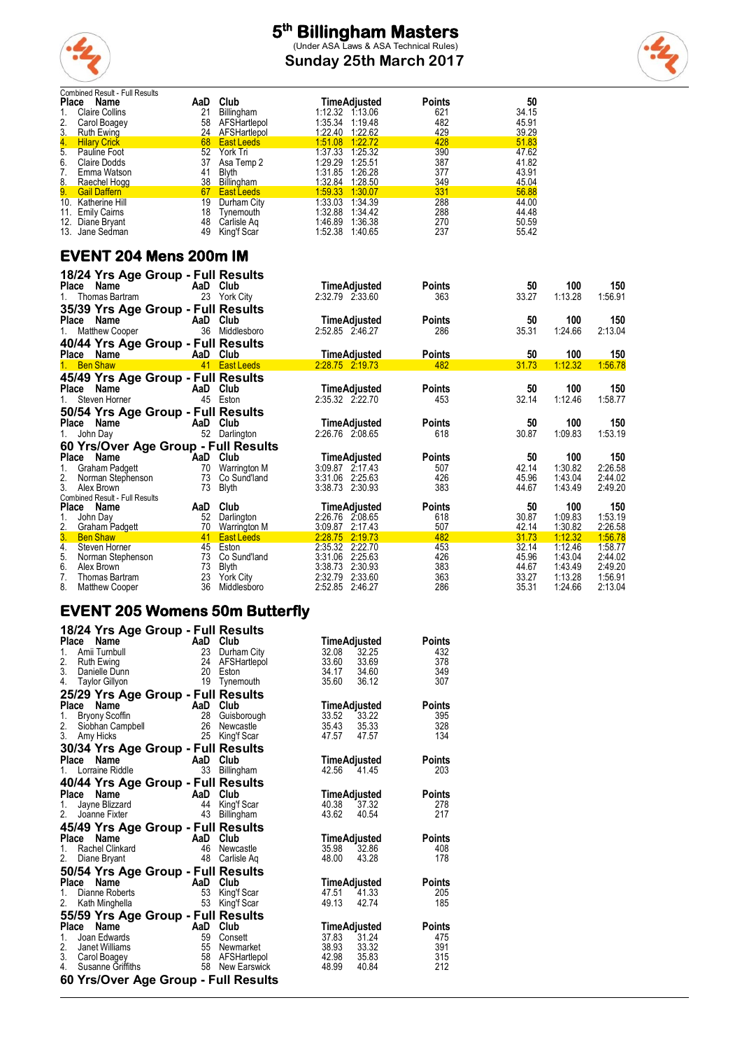# 5th Billingham Masters

(Under ASA Laws & ASA Technical Rules)

## Sunday 25th March 2017

Combined Result - Full Results

| Place | Name | AaD | Club | Time | Adjusted | Points | 50 |
|---|---|---|---|---|---|---|---|
| 1. | Claire Collins | 21 | Billingham | 1:12.32 | 1:13.06 | 621 | 34.15 |
| 2. | Carol Boagey | 58 | AFSHartlepol | 1:35.34 | 1:19.48 | 482 | 45.91 |
| 3. | Ruth Ewing | 24 | AFSHartlepol | 1:22.40 | 1:22.62 | 429 | 39.29 |
| 4. | Hilary Crick | 68 | East Leeds | 1:51.08 | 1:22.72 | 428 | 51.83 |
| 5. | Pauline Foot | 52 | York Tri | 1:37.33 | 1:25.32 | 390 | 47.62 |
| 6. | Claire Dodds | 37 | Asa Temp 2 | 1:29.29 | 1:25.51 | 387 | 41.82 |
| 7. | Emma Watson | 41 | Blyth | 1:31.85 | 1:26.28 | 377 | 43.91 |
| 8. | Raechel Hogg | 38 | Billingham | 1:32.84 | 1:28.50 | 349 | 45.04 |
| 9. | Gail Daffern | 67 | East Leeds | 1:59.33 | 1:30.07 | 331 | 56.88 |
| 10. | Katherine Hill | 19 | Durham City | 1:33.03 | 1:34.39 | 288 | 44.00 |
| 11. | Emily Cairns | 18 | Tynemouth | 1:32.88 | 1:34.42 | 288 | 44.48 |
| 12. | Diane Bryant | 48 | Carlisle Aq | 1:46.89 | 1:36.38 | 270 | 50.59 |
| 13. | Jane Sedman | 49 | King'f Scar | 1:52.38 | 1:40.65 | 237 | 55.42 |

## EVENT 204 Mens 200m IM

### 18/24 Yrs Age Group - Full Results

| Place | Name | AaD | Club | Time | Adjusted | Points | 50 | 100 | 150 |
|---|---|---|---|---|---|---|---|---|---|
| 1. | Thomas Bartram | 23 | York City | 2:32.79 | 2:33.60 | 363 | 33.27 | 1:13.28 | 1:56.91 |

### 35/39 Yrs Age Group - Full Results

| Place | Name | AaD | Club | Time | Adjusted | Points | 50 | 100 | 150 |
|---|---|---|---|---|---|---|---|---|---|
| 1. | Matthew Cooper | 36 | Middlesboro | 2:52.85 | 2:46.27 | 286 | 35.31 | 1:24.66 | 2:13.04 |

### 40/44 Yrs Age Group - Full Results

| Place | Name | AaD | Club | Time | Adjusted | Points | 50 | 100 | 150 |
|---|---|---|---|---|---|---|---|---|---|
| 1. | Ben Shaw | 41 | East Leeds | 2:28.75 | 2:19.73 | 482 | 31.73 | 1:12.32 | 1:56.78 |

### 45/49 Yrs Age Group - Full Results

| Place | Name | AaD | Club | Time | Adjusted | Points | 50 | 100 | 150 |
|---|---|---|---|---|---|---|---|---|---|
| 1. | Steven Horner | 45 | Eston | 2:35.32 | 2:22.70 | 453 | 32.14 | 1:12.46 | 1:58.77 |

### 50/54 Yrs Age Group - Full Results

| Place | Name | AaD | Club | Time | Adjusted | Points | 50 | 100 | 150 |
|---|---|---|---|---|---|---|---|---|---|
| 1. | John Day | 52 | Darlington | 2:26.76 | 2:08.65 | 618 | 30.87 | 1:09.83 | 1:53.19 |

### 60 Yrs/Over Age Group - Full Results

| Place | Name | AaD | Club | Time | Adjusted | Points | 50 | 100 | 150 |
|---|---|---|---|---|---|---|---|---|---|
| 1. | Graham Padgett | 70 | Warrington M | 3:09.87 | 2:17.43 | 507 | 42.14 | 1:30.82 | 2:26.58 |
| 2. | Norman Stephenson | 73 | Co Sund'land | 3:31.06 | 2:25.63 | 426 | 45.96 | 1:43.04 | 2:44.02 |
| 3. | Alex Brown | 73 | Blyth | 3:38.73 | 2:30.93 | 383 | 44.67 | 1:43.49 | 2:49.20 |

Combined Result - Full Results

| Place | Name | AaD | Club | Time | Adjusted | Points | 50 | 100 | 150 |
|---|---|---|---|---|---|---|---|---|---|
| 1. | John Day | 52 | Darlington | 2:26.76 | 2:08.65 | 618 | 30.87 | 1:09.83 | 1:53.19 |
| 2. | Graham Padgett | 70 | Warrington M | 3:09.87 | 2:17.43 | 507 | 42.14 | 1:30.82 | 2:26.58 |
| 3. | Ben Shaw | 41 | East Leeds | 2:28.75 | 2:19.73 | 482 | 31.73 | 1:12.32 | 1:56.78 |
| 4. | Steven Horner | 45 | Eston | 2:35.32 | 2:22.70 | 453 | 32.14 | 1:12.46 | 1:58.77 |
| 5. | Norman Stephenson | 73 | Co Sund'land | 3:31.06 | 2:25.63 | 426 | 45.96 | 1:43.04 | 2:44.02 |
| 6. | Alex Brown | 73 | Blyth | 3:38.73 | 2:30.93 | 383 | 44.67 | 1:43.49 | 2:49.20 |
| 7. | Thomas Bartram | 23 | York City | 2:32.79 | 2:33.60 | 363 | 33.27 | 1:13.28 | 1:56.91 |
| 8. | Matthew Cooper | 36 | Middlesboro | 2:52.85 | 2:46.27 | 286 | 35.31 | 1:24.66 | 2:13.04 |

## EVENT 205 Womens 50m Butterfly

### 18/24 Yrs Age Group - Full Results

| Place | Name | AaD | Club | Time | Adjusted | Points |
|---|---|---|---|---|---|---|
| 1. | Amii Turnbull | 23 | Durham City | 32.08 | 32.25 | 432 |
| 2. | Ruth Ewing | 24 | AFSHartlepol | 33.60 | 33.69 | 378 |
| 3. | Danielle Dunn | 20 | Eston | 34.17 | 34.60 | 349 |
| 4. | Taylor Gillyon | 19 | Tynemouth | 35.60 | 36.12 | 307 |

### 25/29 Yrs Age Group - Full Results

| Place | Name | AaD | Club | Time | Adjusted | Points |
|---|---|---|---|---|---|---|
| 1. | Bryony Scoffin | 28 | Guisborough | 33.52 | 33.22 | 395 |
| 2. | Siobhan Campbell | 26 | Newcastle | 35.43 | 35.33 | 328 |
| 3. | Amy Hicks | 25 | King'f Scar | 47.57 | 47.57 | 134 |

### 30/34 Yrs Age Group - Full Results

| Place | Name | AaD | Club | Time | Adjusted | Points |
|---|---|---|---|---|---|---|
| 1. | Lorraine Riddle | 33 | Billingham | 42.56 | 41.45 | 203 |

### 40/44 Yrs Age Group - Full Results

| Place | Name | AaD | Club | Time | Adjusted | Points |
|---|---|---|---|---|---|---|
| 1. | Jayne Blizzard | 44 | King'f Scar | 40.38 | 37.32 | 278 |
| 2. | Joanne Fixter | 43 | Billingham | 43.62 | 40.54 | 217 |

### 45/49 Yrs Age Group - Full Results

| Place | Name | AaD | Club | Time | Adjusted | Points |
|---|---|---|---|---|---|---|
| 1. | Rachel Clinkard | 46 | Newcastle | 35.98 | 32.86 | 408 |
| 2. | Diane Bryant | 48 | Carlisle Aq | 48.00 | 43.28 | 178 |

### 50/54 Yrs Age Group - Full Results

| Place | Name | AaD | Club | Time | Adjusted | Points |
|---|---|---|---|---|---|---|
| 1. | Dianne Roberts | 53 | King'f Scar | 47.51 | 41.33 | 205 |
| 2. | Kath Minghella | 53 | King'f Scar | 49.13 | 42.74 | 185 |

### 55/59 Yrs Age Group - Full Results

| Place | Name | AaD | Club | Time | Adjusted | Points |
|---|---|---|---|---|---|---|
| 1. | Joan Edwards | 59 | Consett | 37.83 | 31.24 | 475 |
| 2. | Janet Williams | 55 | Newmarket | 38.93 | 33.32 | 391 |
| 3. | Carol Boagey | 58 | AFSHartlepol | 42.98 | 35.83 | 315 |
| 4. | Susanne Griffiths | 58 | New Earswick | 48.99 | 40.84 | 212 |

### 60 Yrs/Over Age Group - Full Results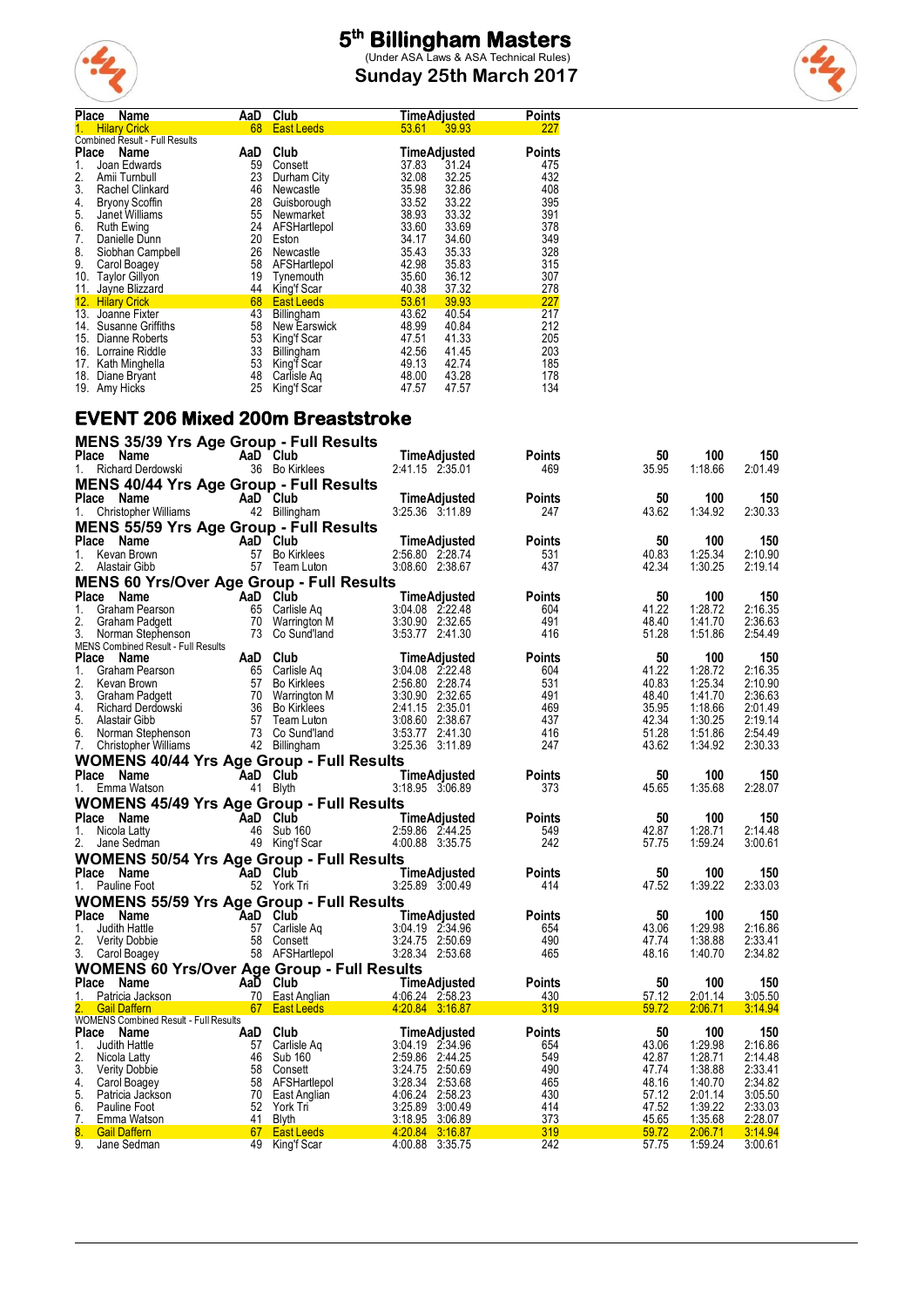# 5th Billingham Masters

(Under ASA Laws & ASA Technical Rules)

## Sunday 25th March 2017

| Place | Name | AaD | Club | Time | Adjusted | Points |
|---|---|---|---|---|---|---|
| 1. | Hilary Crick | 68 | East Leeds | 53.61 | 39.93 | 227 |

Combined Result - Full Results

| Place | Name | AaD | Club | Time | Adjusted | Points |
|---|---|---|---|---|---|---|
| 1. | Joan Edwards | 59 | Consett | 37.83 | 31.24 | 475 |
| 2. | Amii Turnbull | 23 | Durham City | 32.08 | 32.25 | 432 |
| 3. | Rachel Clinkard | 46 | Newcastle | 35.98 | 32.86 | 408 |
| 4. | Bryony Scoffin | 28 | Guisborough | 33.52 | 33.22 | 395 |
| 5. | Janet Williams | 55 | Newmarket | 38.93 | 33.32 | 391 |
| 6. | Ruth Ewing | 24 | AFSHartlepol | 33.60 | 33.69 | 378 |
| 7. | Danielle Dunn | 20 | Eston | 34.17 | 34.60 | 349 |
| 8. | Siobhan Campbell | 26 | Newcastle | 35.43 | 35.33 | 328 |
| 9. | Carol Boagey | 58 | AFSHartlepol | 42.98 | 35.83 | 315 |
| 10. | Taylor Gillyon | 19 | Tynemouth | 35.60 | 36.12 | 307 |
| 11. | Jayne Blizzard | 44 | King'f Scar | 40.38 | 37.32 | 278 |
| 12. | Hilary Crick | 68 | East Leeds | 53.61 | 39.93 | 227 |
| 13. | Joanne Fixter | 43 | Billingham | 43.62 | 40.54 | 217 |
| 14. | Susanne Griffiths | 58 | New Earswick | 48.99 | 40.84 | 212 |
| 15. | Dianne Roberts | 53 | King'f Scar | 47.51 | 41.33 | 205 |
| 16. | Lorraine Riddle | 33 | Billingham | 42.56 | 41.45 | 203 |
| 17. | Kath Minghella | 53 | King'f Scar | 49.13 | 42.74 | 185 |
| 18. | Diane Bryant | 48 | Carlisle Aq | 48.00 | 43.28 | 178 |
| 19. | Amy Hicks | 25 | King'f Scar | 47.57 | 47.57 | 134 |

## EVENT 206 Mixed 200m Breaststroke

### MENS 35/39 Yrs Age Group - Full Results

| Place | Name | AaD | Club | Time | Adjusted | Points | 50 | 100 | 150 |
|---|---|---|---|---|---|---|---|---|---|
| 1. | Richard Derdowski | 36 | Bo Kirklees | 2:41.15 | 2:35.01 | 469 | 35.95 | 1:18.66 | 2:01.49 |

### MENS 40/44 Yrs Age Group - Full Results

| Place | Name | AaD | Club | Time | Adjusted | Points | 50 | 100 | 150 |
|---|---|---|---|---|---|---|---|---|---|
| 1. | Christopher Williams | 42 | Billingham | 3:25.36 | 3:11.89 | 247 | 43.62 | 1:34.92 | 2:30.33 |

### MENS 55/59 Yrs Age Group - Full Results

| Place | Name | AaD | Club | Time | Adjusted | Points | 50 | 100 | 150 |
|---|---|---|---|---|---|---|---|---|---|
| 1. | Kevan Brown | 57 | Bo Kirklees | 2:56.80 | 2:28.74 | 531 | 40.83 | 1:25.34 | 2:10.90 |
| 2. | Alastair Gibb | 57 | Team Luton | 3:08.60 | 2:38.67 | 437 | 42.34 | 1:30.25 | 2:19.14 |

### MENS 60 Yrs/Over Age Group - Full Results

| Place | Name | AaD | Club | Time | Adjusted | Points | 50 | 100 | 150 |
|---|---|---|---|---|---|---|---|---|---|
| 1. | Graham Pearson | 65 | Carlisle Aq | 3:04.08 | 2:22.48 | 604 | 41.22 | 1:28.72 | 2:16.35 |
| 2. | Graham Padgett | 70 | Warrington M | 3:30.90 | 2:32.65 | 491 | 48.40 | 1:41.70 | 2:36.63 |
| 3. | Norman Stephenson | 73 | Co Sund'land | 3:53.77 | 2:41.30 | 416 | 51.28 | 1:51.86 | 2:54.49 |

MENS Combined Result - Full Results

| Place | Name | AaD | Club | Time | Adjusted | Points | 50 | 100 | 150 |
|---|---|---|---|---|---|---|---|---|---|
| 1. | Graham Pearson | 65 | Carlisle Aq | 3:04.08 | 2:22.48 | 604 | 41.22 | 1:28.72 | 2:16.35 |
| 2. | Kevan Brown | 57 | Bo Kirklees | 2:56.80 | 2:28.74 | 531 | 40.83 | 1:25.34 | 2:10.90 |
| 3. | Graham Padgett | 70 | Warrington M | 3:30.90 | 2:32.65 | 491 | 48.40 | 1:41.70 | 2:36.63 |
| 4. | Richard Derdowski | 36 | Bo Kirklees | 2:41.15 | 2:35.01 | 469 | 35.95 | 1:18.66 | 2:01.49 |
| 5. | Alastair Gibb | 57 | Team Luton | 3:08.60 | 2:38.67 | 437 | 42.34 | 1:30.25 | 2:19.14 |
| 6. | Norman Stephenson | 73 | Co Sund'land | 3:53.77 | 2:41.30 | 416 | 51.28 | 1:51.86 | 2:54.49 |
| 7. | Christopher Williams | 42 | Billingham | 3:25.36 | 3:11.89 | 247 | 43.62 | 1:34.92 | 2:30.33 |

### WOMENS 40/44 Yrs Age Group - Full Results

| Place | Name | AaD | Club | Time | Adjusted | Points | 50 | 100 | 150 |
|---|---|---|---|---|---|---|---|---|---|
| 1. | Emma Watson | 41 | Blyth | 3:18.95 | 3:06.89 | 373 | 45.65 | 1:35.68 | 2:28.07 |

### WOMENS 45/49 Yrs Age Group - Full Results

| Place | Name | AaD | Club | Time | Adjusted | Points | 50 | 100 | 150 |
|---|---|---|---|---|---|---|---|---|---|
| 1. | Nicola Latty | 46 | Sub 160 | 2:59.86 | 2:44.25 | 549 | 42.87 | 1:28.71 | 2:14.48 |
| 2. | Jane Sedman | 49 | King'f Scar | 4:00.88 | 3:35.75 | 242 | 57.75 | 1:59.24 | 3:00.61 |

### WOMENS 50/54 Yrs Age Group - Full Results

| Place | Name | AaD | Club | Time | Adjusted | Points | 50 | 100 | 150 |
|---|---|---|---|---|---|---|---|---|---|
| 1. | Pauline Foot | 52 | York Tri | 3:25.89 | 3:00.49 | 414 | 47.52 | 1:39.22 | 2:33.03 |

### WOMENS 55/59 Yrs Age Group - Full Results

| Place | Name | AaD | Club | Time | Adjusted | Points | 50 | 100 | 150 |
|---|---|---|---|---|---|---|---|---|---|
| 1. | Judith Hattle | 57 | Carlisle Aq | 3:04.19 | 2:34.96 | 654 | 43.06 | 1:29.98 | 2:16.86 |
| 2. | Verity Dobbie | 58 | Consett | 3:24.75 | 2:50.69 | 490 | 47.74 | 1:38.88 | 2:33.41 |
| 3. | Carol Boagey | 58 | AFSHartlepol | 3:28.34 | 2:53.68 | 465 | 48.16 | 1:40.70 | 2:34.82 |

### WOMENS 60 Yrs/Over Age Group - Full Results

| Place | Name | AaD | Club | Time | Adjusted | Points | 50 | 100 | 150 |
|---|---|---|---|---|---|---|---|---|---|
| 1. | Patricia Jackson | 70 | East Anglian | 4:06.24 | 2:58.23 | 430 | 57.12 | 2:01.14 | 3:05.50 |
| 2. | Gail Daffern | 67 | East Leeds | 4:20.84 | 3:16.87 | 319 | 59.72 | 2:06.71 | 3:14.94 |

WOMENS Combined Result - Full Results

| Place | Name | AaD | Club | Time | Adjusted | Points | 50 | 100 | 150 |
|---|---|---|---|---|---|---|---|---|---|
| 1. | Judith Hattle | 57 | Carlisle Aq | 3:04.19 | 2:34.96 | 654 | 43.06 | 1:29.98 | 2:16.86 |
| 2. | Nicola Latty | 46 | Sub 160 | 2:59.86 | 2:44.25 | 549 | 42.87 | 1:28.71 | 2:14.48 |
| 3. | Verity Dobbie | 58 | Consett | 3:24.75 | 2:50.69 | 490 | 47.74 | 1:38.88 | 2:33.41 |
| 4. | Carol Boagey | 58 | AFSHartlepol | 3:28.34 | 2:53.68 | 465 | 48.16 | 1:40.70 | 2:34.82 |
| 5. | Patricia Jackson | 70 | East Anglian | 4:06.24 | 2:58.23 | 430 | 57.12 | 2:01.14 | 3:05.50 |
| 6. | Pauline Foot | 52 | York Tri | 3:25.89 | 3:00.49 | 414 | 47.52 | 1:39.22 | 2:33.03 |
| 7. | Emma Watson | 41 | Blyth | 3:18.95 | 3:06.89 | 373 | 45.65 | 1:35.68 | 2:28.07 |
| 8. | Gail Daffern | 67 | East Leeds | 4:20.84 | 3:16.87 | 319 | 59.72 | 2:06.71 | 3:14.94 |
| 9. | Jane Sedman | 49 | King'f Scar | 4:00.88 | 3:35.75 | 242 | 57.75 | 1:59.24 | 3:00.61 |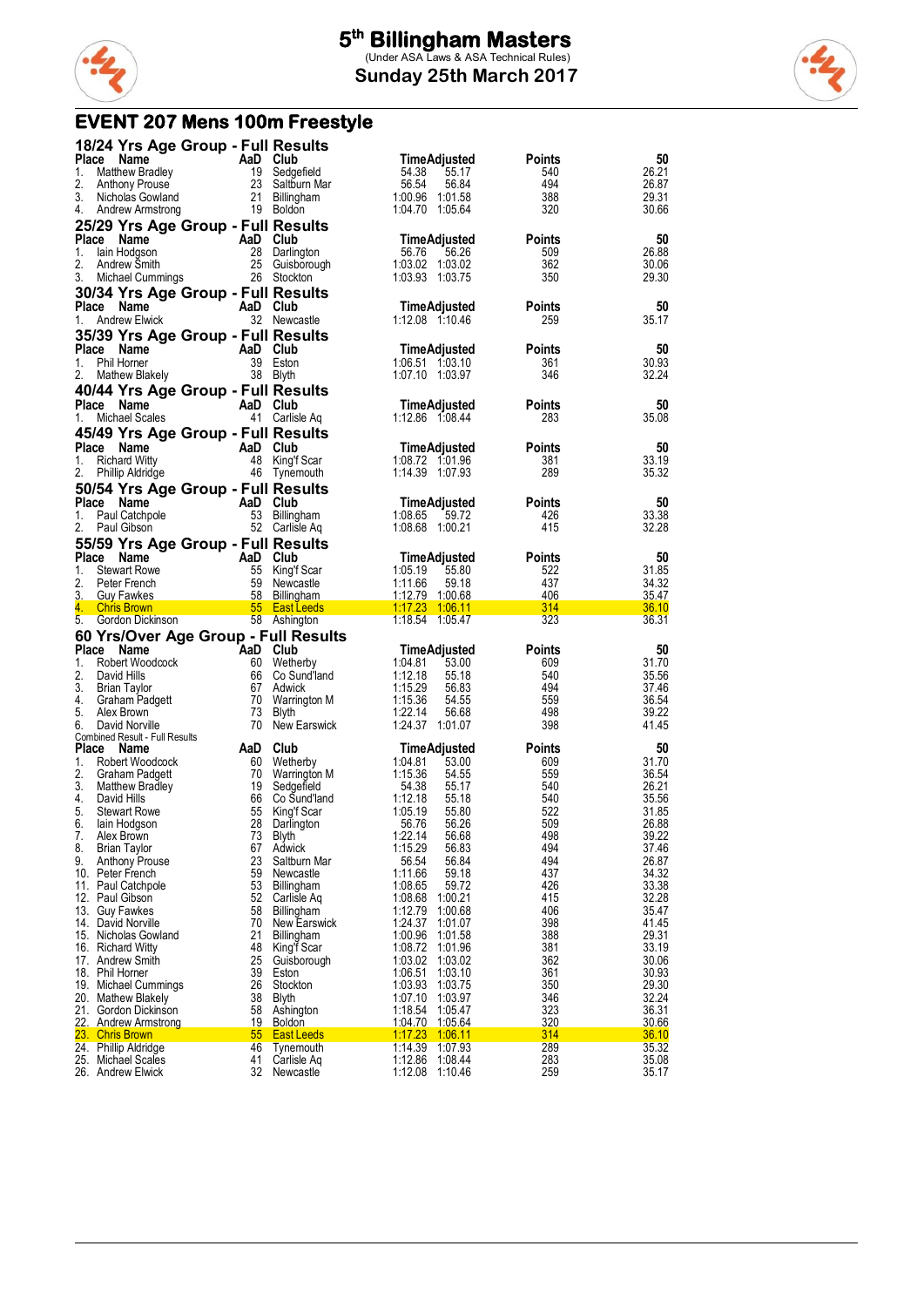# 5th Billingham Masters

(Under ASA Laws & ASA Technical Rules)

**Sunday 25th March 2017**

## EVENT 207 Mens 100m Freestyle

### 18/24 Yrs Age Group - Full Results

| Place | Name | AaD | Club | Time | Adjusted | Points | 50 |
|---|---|---|---|---|---|---|---|
| 1. | Matthew Bradley | 19 | Sedgefield | 54.38 | 55.17 | 540 | 26.21 |
| 2. | Anthony Prouse | 23 | Saltburn Mar | 56.54 | 56.84 | 494 | 26.87 |
| 3. | Nicholas Gowland | 21 | Billingham | 1:00.96 | 1:01.58 | 388 | 29.31 |
| 4. | Andrew Armstrong | 19 | Boldon | 1:04.70 | 1:05.64 | 320 | 30.66 |

### 25/29 Yrs Age Group - Full Results

| Place | Name | AaD | Club | Time | Adjusted | Points | 50 |
|---|---|---|---|---|---|---|---|
| 1. | Iain Hodgson | 28 | Darlington | 56.76 | 56.26 | 509 | 26.88 |
| 2. | Andrew Smith | 25 | Guisborough | 1:03.02 | 1:03.02 | 362 | 30.06 |
| 3. | Michael Cummings | 26 | Stockton | 1:03.93 | 1:03.75 | 350 | 29.30 |

### 30/34 Yrs Age Group - Full Results

| Place | Name | AaD | Club | Time | Adjusted | Points | 50 |
|---|---|---|---|---|---|---|---|
| 1. | Andrew Elwick | 32 | Newcastle | 1:12.08 | 1:10.46 | 259 | 35.17 |

### 35/39 Yrs Age Group - Full Results

| Place | Name | AaD | Club | Time | Adjusted | Points | 50 |
|---|---|---|---|---|---|---|---|
| 1. | Phil Horner | 39 | Eston | 1:06.51 | 1:03.10 | 361 | 30.93 |
| 2. | Mathew Blakely | 38 | Blyth | 1:07.10 | 1:03.97 | 346 | 32.24 |

### 40/44 Yrs Age Group - Full Results

| Place | Name | AaD | Club | Time | Adjusted | Points | 50 |
|---|---|---|---|---|---|---|---|
| 1. | Michael Scales | 41 | Carlisle Aq | 1:12.86 | 1:08.44 | 283 | 35.08 |

### 45/49 Yrs Age Group - Full Results

| Place | Name | AaD | Club | Time | Adjusted | Points | 50 |
|---|---|---|---|---|---|---|---|
| 1. | Richard Witty | 48 | King'f Scar | 1:08.72 | 1:01.96 | 381 | 33.19 |
| 2. | Phillip Aldridge | 46 | Tynemouth | 1:14.39 | 1:07.93 | 289 | 35.32 |

### 50/54 Yrs Age Group - Full Results

| Place | Name | AaD | Club | Time | Adjusted | Points | 50 |
|---|---|---|---|---|---|---|---|
| 1. | Paul Catchpole | 53 | Billingham | 1:08.65 | 59.72 | 426 | 33.38 |
| 2. | Paul Gibson | 52 | Carlisle Aq | 1:08.68 | 1:00.21 | 415 | 32.28 |

### 55/59 Yrs Age Group - Full Results

| Place | Name | AaD | Club | Time | Adjusted | Points | 50 |
|---|---|---|---|---|---|---|---|
| 1. | Stewart Rowe | 55 | King'f Scar | 1:05.19 | 55.80 | 522 | 31.85 |
| 2. | Peter French | 59 | Newcastle | 1:11.66 | 59.18 | 437 | 34.32 |
| 3. | Guy Fawkes | 58 | Billingham | 1:12.79 | 1:00.68 | 406 | 35.47 |
| 4. | Chris Brown | 55 | East Leeds | 1:17.23 | 1:06.11 | 314 | 36.10 |
| 5. | Gordon Dickinson | 58 | Ashington | 1:18.54 | 1:05.47 | 323 | 36.31 |

### 60 Yrs/Over Age Group - Full Results

| Place | Name | AaD | Club | Time | Adjusted | Points | 50 |
|---|---|---|---|---|---|---|---|
| 1. | Robert Woodcock | 60 | Wetherby | 1:04.81 | 53.00 | 609 | 31.70 |
| 2. | David Hills | 66 | Co Sund'land | 1:12.18 | 55.18 | 540 | 35.56 |
| 3. | Brian Taylor | 67 | Adwick | 1:15.29 | 56.83 | 494 | 37.46 |
| 4. | Graham Padgett | 70 | Warrington M | 1:15.36 | 54.55 | 559 | 36.54 |
| 5. | Alex Brown | 73 | Blyth | 1:22.14 | 56.68 | 498 | 39.22 |
| 6. | David Norville | 70 | New Earswick | 1:24.37 | 1:01.07 | 398 | 41.45 |

Combined Result - Full Results

| Place | Name | AaD | Club | Time | Adjusted | Points | 50 |
|---|---|---|---|---|---|---|---|
| 1. | Robert Woodcock | 60 | Wetherby | 1:04.81 | 53.00 | 609 | 31.70 |
| 2. | Graham Padgett | 70 | Warrington M | 1:15.36 | 54.55 | 559 | 36.54 |
| 3. | Matthew Bradley | 19 | Sedgefield | 54.38 | 55.17 | 540 | 26.21 |
| 4. | David Hills | 66 | Co Sund'land | 1:12.18 | 55.18 | 540 | 35.56 |
| 5. | Stewart Rowe | 55 | King'f Scar | 1:05.19 | 55.80 | 522 | 31.85 |
| 6. | Iain Hodgson | 28 | Darlington | 56.76 | 56.26 | 509 | 26.88 |
| 7. | Alex Brown | 73 | Blyth | 1:22.14 | 56.68 | 498 | 39.22 |
| 8. | Brian Taylor | 67 | Adwick | 1:15.29 | 56.83 | 494 | 37.46 |
| 9. | Anthony Prouse | 23 | Saltburn Mar | 56.54 | 56.84 | 494 | 26.87 |
| 10. | Peter French | 59 | Newcastle | 1:11.66 | 59.18 | 437 | 34.32 |
| 11. | Paul Catchpole | 53 | Billingham | 1:08.65 | 59.72 | 426 | 33.38 |
| 12. | Paul Gibson | 52 | Carlisle Aq | 1:08.68 | 1:00.21 | 415 | 32.28 |
| 13. | Guy Fawkes | 58 | Billingham | 1:12.79 | 1:00.68 | 406 | 35.47 |
| 14. | David Norville | 70 | New Earswick | 1:24.37 | 1:01.07 | 398 | 41.45 |
| 15. | Nicholas Gowland | 21 | Billingham | 1:00.96 | 1:01.58 | 388 | 29.31 |
| 16. | Richard Witty | 48 | King'f Scar | 1:08.72 | 1:01.96 | 381 | 33.19 |
| 17. | Andrew Smith | 25 | Guisborough | 1:03.02 | 1:03.02 | 362 | 30.06 |
| 18. | Phil Horner | 39 | Eston | 1:06.51 | 1:03.10 | 361 | 30.93 |
| 19. | Michael Cummings | 26 | Stockton | 1:03.93 | 1:03.75 | 350 | 29.30 |
| 20. | Mathew Blakely | 38 | Blyth | 1:07.10 | 1:03.97 | 346 | 32.24 |
| 21. | Gordon Dickinson | 58 | Ashington | 1:18.54 | 1:05.47 | 323 | 36.31 |
| 22. | Andrew Armstrong | 19 | Boldon | 1:04.70 | 1:05.64 | 320 | 30.66 |
| 23. | Chris Brown | 55 | East Leeds | 1:17.23 | 1:06.11 | 314 | 36.10 |
| 24. | Phillip Aldridge | 46 | Tynemouth | 1:14.39 | 1:07.93 | 289 | 35.32 |
| 25. | Michael Scales | 41 | Carlisle Aq | 1:12.86 | 1:08.44 | 283 | 35.08 |
| 26. | Andrew Elwick | 32 | Newcastle | 1:12.08 | 1:10.46 | 259 | 35.17 |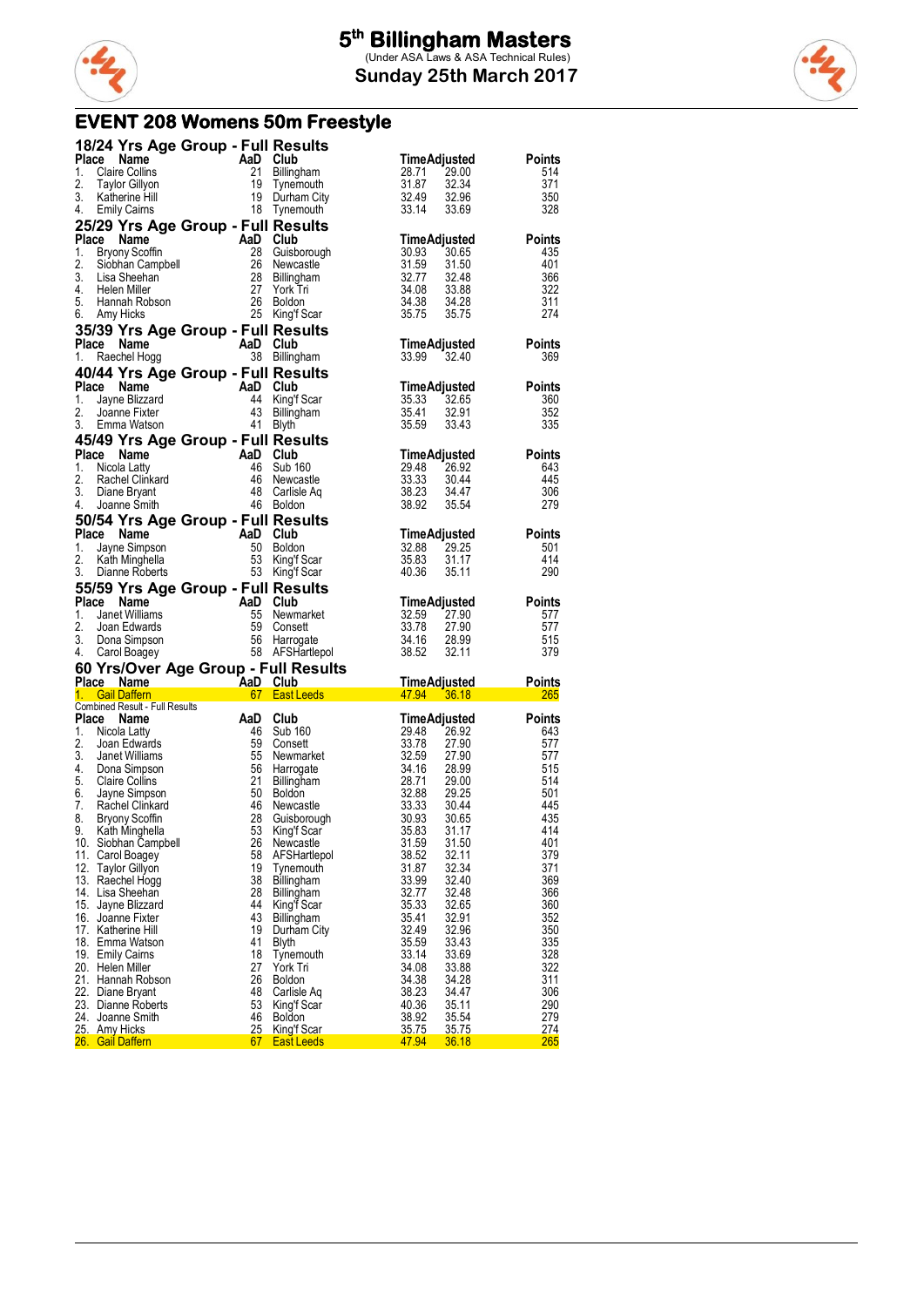# 5th Billingham Masters

(Under ASA Laws & ASA Technical Rules)

**Sunday 25th March 2017**

## EVENT 208 Womens 50m Freestyle

### 18/24 Yrs Age Group - Full Results

| Place | Name | AaD | Club | Time | Adjusted | Points |
|---|---|---|---|---|---|---|
| 1. | Claire Collins | 21 | Billingham | 28.71 | 29.00 | 514 |
| 2. | Taylor Gillyon | 19 | Tynemouth | 31.87 | 32.34 | 371 |
| 3. | Katherine Hill | 19 | Durham City | 32.49 | 32.96 | 350 |
| 4. | Emily Cairns | 18 | Tynemouth | 33.14 | 33.69 | 328 |

### 25/29 Yrs Age Group - Full Results

| Place | Name | AaD | Club | Time | Adjusted | Points |
|---|---|---|---|---|---|---|
| 1. | Bryony Scoffin | 28 | Guisborough | 30.93 | 30.65 | 435 |
| 2. | Siobhan Campbell | 26 | Newcastle | 31.59 | 31.50 | 401 |
| 3. | Lisa Sheehan | 28 | Billingham | 32.77 | 32.48 | 366 |
| 4. | Helen Miller | 27 | York Tri | 34.08 | 33.88 | 322 |
| 5. | Hannah Robson | 26 | Boldon | 34.38 | 34.28 | 311 |
| 6. | Amy Hicks | 25 | King'f Scar | 35.75 | 35.75 | 274 |

### 35/39 Yrs Age Group - Full Results

| Place | Name | AaD | Club | Time | Adjusted | Points |
|---|---|---|---|---|---|---|
| 1. | Raechel Hogg | 38 | Billingham | 33.99 | 32.40 | 369 |

### 40/44 Yrs Age Group - Full Results

| Place | Name | AaD | Club | Time | Adjusted | Points |
|---|---|---|---|---|---|---|
| 1. | Jayne Blizzard | 44 | King'f Scar | 35.33 | 32.65 | 360 |
| 2. | Joanne Fixter | 43 | Billingham | 35.41 | 32.91 | 352 |
| 3. | Emma Watson | 41 | Blyth | 35.59 | 33.43 | 335 |

### 45/49 Yrs Age Group - Full Results

| Place | Name | AaD | Club | Time | Adjusted | Points |
|---|---|---|---|---|---|---|
| 1. | Nicola Latty | 46 | Sub 160 | 29.48 | 26.92 | 643 |
| 2. | Rachel Clinkard | 46 | Newcastle | 33.33 | 30.44 | 445 |
| 3. | Diane Bryant | 48 | Carlisle Aq | 38.23 | 34.47 | 306 |
| 4. | Joanne Smith | 46 | Boldon | 38.92 | 35.54 | 279 |

### 50/54 Yrs Age Group - Full Results

| Place | Name | AaD | Club | Time | Adjusted | Points |
|---|---|---|---|---|---|---|
| 1. | Jayne Simpson | 50 | Boldon | 32.88 | 29.25 | 501 |
| 2. | Kath Minghella | 53 | King'f Scar | 35.83 | 31.17 | 414 |
| 3. | Dianne Roberts | 53 | King'f Scar | 40.36 | 35.11 | 290 |

### 55/59 Yrs Age Group - Full Results

| Place | Name | AaD | Club | Time | Adjusted | Points |
|---|---|---|---|---|---|---|
| 1. | Janet Williams | 55 | Newmarket | 32.59 | 27.90 | 577 |
| 2. | Joan Edwards | 59 | Consett | 33.78 | 27.90 | 577 |
| 3. | Dona Simpson | 56 | Harrogate | 34.16 | 28.99 | 515 |
| 4. | Carol Boagey | 58 | AFSHartlepol | 38.52 | 32.11 | 379 |

### 60 Yrs/Over Age Group - Full Results

| Place | Name | AaD | Club | Time | Adjusted | Points |
|---|---|---|---|---|---|---|
| 1. | Gail Daffern | 67 | East Leeds | 47.94 | 36.18 | 265 |

Combined Result - Full Results

| Place | Name | AaD | Club | Time | Adjusted | Points |
|---|---|---|---|---|---|---|
| 1. | Nicola Latty | 46 | Sub 160 | 29.48 | 26.92 | 643 |
| 2. | Joan Edwards | 59 | Consett | 33.78 | 27.90 | 577 |
| 3. | Janet Williams | 55 | Newmarket | 32.59 | 27.90 | 577 |
| 4. | Dona Simpson | 56 | Harrogate | 34.16 | 28.99 | 515 |
| 5. | Claire Collins | 21 | Billingham | 28.71 | 29.00 | 514 |
| 6. | Jayne Simpson | 50 | Boldon | 32.88 | 29.25 | 501 |
| 7. | Rachel Clinkard | 46 | Newcastle | 33.33 | 30.44 | 445 |
| 8. | Bryony Scoffin | 28 | Guisborough | 30.93 | 30.65 | 435 |
| 9. | Kath Minghella | 53 | King'f Scar | 35.83 | 31.17 | 414 |
| 10. | Siobhan Campbell | 26 | Newcastle | 31.59 | 31.50 | 401 |
| 11. | Carol Boagey | 58 | AFSHartlepol | 38.52 | 32.11 | 379 |
| 12. | Taylor Gillyon | 19 | Tynemouth | 31.87 | 32.34 | 371 |
| 13. | Raechel Hogg | 38 | Billingham | 33.99 | 32.40 | 369 |
| 14. | Lisa Sheehan | 28 | Billingham | 32.77 | 32.48 | 366 |
| 15. | Jayne Blizzard | 44 | King'f Scar | 35.33 | 32.65 | 360 |
| 16. | Joanne Fixter | 43 | Billingham | 35.41 | 32.91 | 352 |
| 17. | Katherine Hill | 19 | Durham City | 32.49 | 32.96 | 350 |
| 18. | Emma Watson | 41 | Blyth | 35.59 | 33.43 | 335 |
| 19. | Emily Cairns | 18 | Tynemouth | 33.14 | 33.69 | 328 |
| 20. | Helen Miller | 27 | York Tri | 34.08 | 33.88 | 322 |
| 21. | Hannah Robson | 26 | Boldon | 34.38 | 34.28 | 311 |
| 22. | Diane Bryant | 48 | Carlisle Aq | 38.23 | 34.47 | 306 |
| 23. | Dianne Roberts | 53 | King'f Scar | 40.36 | 35.11 | 290 |
| 24. | Joanne Smith | 46 | Boldon | 38.92 | 35.54 | 279 |
| 25. | Amy Hicks | 25 | King'f Scar | 35.75 | 35.75 | 274 |
| 26. | Gail Daffern | 67 | East Leeds | 47.94 | 36.18 | 265 |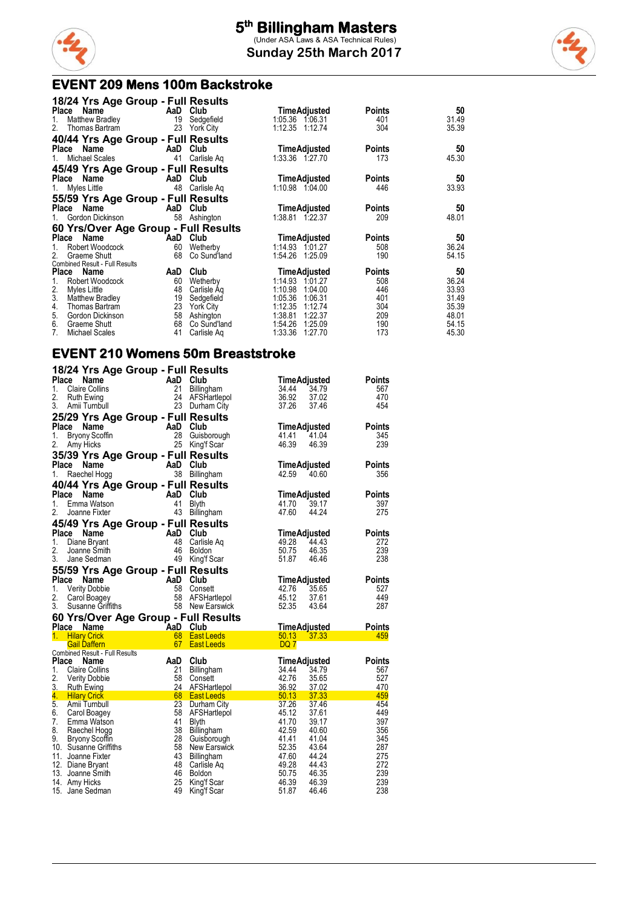# 5th Billingham Masters

(Under ASA Laws & ASA Technical Rules)

**Sunday 25th March 2017**

## EVENT 209 Mens 100m Backstroke

### 18/24 Yrs Age Group - Full Results

| Place | Name | AaD | Club | Time | Adjusted | Points | 50 |
|---|---|---|---|---|---|---|---|
| 1. | Matthew Bradley | 19 | Sedgefield | 1:05.36 | 1:06.31 | 401 | 31.49 |
| 2. | Thomas Bartram | 23 | York City | 1:12.35 | 1:12.74 | 304 | 35.39 |

### 40/44 Yrs Age Group - Full Results

| Place | Name | AaD | Club | Time | Adjusted | Points | 50 |
|---|---|---|---|---|---|---|---|
| 1. | Michael Scales | 41 | Carlisle Aq | 1:33.36 | 1:27.70 | 173 | 45.30 |

### 45/49 Yrs Age Group - Full Results

| Place | Name | AaD | Club | Time | Adjusted | Points | 50 |
|---|---|---|---|---|---|---|---|
| 1. | Myles Little | 48 | Carlisle Aq | 1:10.98 | 1:04.00 | 446 | 33.93 |

### 55/59 Yrs Age Group - Full Results

| Place | Name | AaD | Club | Time | Adjusted | Points | 50 |
|---|---|---|---|---|---|---|---|
| 1. | Gordon Dickinson | 58 | Ashington | 1:38.81 | 1:22.37 | 209 | 48.01 |

### 60 Yrs/Over Age Group - Full Results

| Place | Name | AaD | Club | Time | Adjusted | Points | 50 |
|---|---|---|---|---|---|---|---|
| 1. | Robert Woodcock | 60 | Wetherby | 1:14.93 | 1:01.27 | 508 | 36.24 |
| 2. | Graeme Shutt | 68 | Co Sund'land | 1:54.26 | 1:25.09 | 190 | 54.15 |

Combined Result - Full Results

| Place | Name | AaD | Club | Time | Adjusted | Points | 50 |
|---|---|---|---|---|---|---|---|
| 1. | Robert Woodcock | 60 | Wetherby | 1:14.93 | 1:01.27 | 508 | 36.24 |
| 2. | Myles Little | 48 | Carlisle Aq | 1:10.98 | 1:04.00 | 446 | 33.93 |
| 3. | Matthew Bradley | 19 | Sedgefield | 1:05.36 | 1:06.31 | 401 | 31.49 |
| 4. | Thomas Bartram | 23 | York City | 1:12.35 | 1:12.74 | 304 | 35.39 |
| 5. | Gordon Dickinson | 58 | Ashington | 1:38.81 | 1:22.37 | 209 | 48.01 |
| 6. | Graeme Shutt | 68 | Co Sund'land | 1:54.26 | 1:25.09 | 190 | 54.15 |
| 7. | Michael Scales | 41 | Carlisle Aq | 1:33.36 | 1:27.70 | 173 | 45.30 |

## EVENT 210 Womens 50m Breaststroke

### 18/24 Yrs Age Group - Full Results

| Place | Name | AaD | Club | Time | Adjusted | Points |
|---|---|---|---|---|---|---|
| 1. | Claire Collins | 21 | Billingham | 34.44 | 34.79 | 567 |
| 2. | Ruth Ewing | 24 | AFSHartlepol | 36.92 | 37.02 | 470 |
| 3. | Amii Turnbull | 23 | Durham City | 37.26 | 37.46 | 454 |

### 25/29 Yrs Age Group - Full Results

| Place | Name | AaD | Club | Time | Adjusted | Points |
|---|---|---|---|---|---|---|
| 1. | Bryony Scoffin | 28 | Guisborough | 41.41 | 41.04 | 345 |
| 2. | Amy Hicks | 25 | King'f Scar | 46.39 | 46.39 | 239 |

### 35/39 Yrs Age Group - Full Results

| Place | Name | AaD | Club | Time | Adjusted | Points |
|---|---|---|---|---|---|---|
| 1. | Raechel Hogg | 38 | Billingham | 42.59 | 40.60 | 356 |

### 40/44 Yrs Age Group - Full Results

| Place | Name | AaD | Club | Time | Adjusted | Points |
|---|---|---|---|---|---|---|
| 1. | Emma Watson | 41 | Blyth | 41.70 | 39.17 | 397 |
| 2. | Joanne Fixter | 43 | Billingham | 47.60 | 44.24 | 275 |

### 45/49 Yrs Age Group - Full Results

| Place | Name | AaD | Club | Time | Adjusted | Points |
|---|---|---|---|---|---|---|
| 1. | Diane Bryant | 48 | Carlisle Aq | 49.28 | 44.43 | 272 |
| 2. | Joanne Smith | 46 | Boldon | 50.75 | 46.35 | 239 |
| 3. | Jane Sedman | 49 | King'f Scar | 51.87 | 46.46 | 238 |

### 55/59 Yrs Age Group - Full Results

| Place | Name | AaD | Club | Time | Adjusted | Points |
|---|---|---|---|---|---|---|
| 1. | Verity Dobbie | 58 | Consett | 42.76 | 35.65 | 527 |
| 2. | Carol Boagey | 58 | AFSHartlepol | 45.12 | 37.61 | 449 |
| 3. | Susanne Griffiths | 58 | New Earswick | 52.35 | 43.64 | 287 |

### 60 Yrs/Over Age Group - Full Results

| Place | Name | AaD | Club | Time | Adjusted | Points |
|---|---|---|---|---|---|---|
| 1. | Hilary Crick | 68 | East Leeds | 50.13 | 37.33 | 459 |
| | Gail Daffern | 67 | East Leeds | DQ 7 | | |

Combined Result - Full Results

| Place | Name | AaD | Club | Time | Adjusted | Points |
|---|---|---|---|---|---|---|
| 1. | Claire Collins | 21 | Billingham | 34.44 | 34.79 | 567 |
| 2. | Verity Dobbie | 58 | Consett | 42.76 | 35.65 | 527 |
| 3. | Ruth Ewing | 24 | AFSHartlepol | 36.92 | 37.02 | 470 |
| 4. | Hilary Crick | 68 | East Leeds | 50.13 | 37.33 | 459 |
| 5. | Amii Turnbull | 23 | Durham City | 37.26 | 37.46 | 454 |
| 6. | Carol Boagey | 58 | AFSHartlepol | 45.12 | 37.61 | 449 |
| 7. | Emma Watson | 41 | Blyth | 41.70 | 39.17 | 397 |
| 8. | Raechel Hogg | 38 | Billingham | 42.59 | 40.60 | 356 |
| 9. | Bryony Scoffin | 28 | Guisborough | 41.41 | 41.04 | 345 |
| 10. | Susanne Griffiths | 58 | New Earswick | 52.35 | 43.64 | 287 |
| 11. | Joanne Fixter | 43 | Billingham | 47.60 | 44.24 | 275 |
| 12. | Diane Bryant | 48 | Carlisle Aq | 49.28 | 44.43 | 272 |
| 13. | Joanne Smith | 46 | Boldon | 50.75 | 46.35 | 239 |
| 14. | Amy Hicks | 25 | King'f Scar | 46.39 | 46.39 | 239 |
| 15. | Jane Sedman | 49 | King'f Scar | 51.87 | 46.46 | 238 |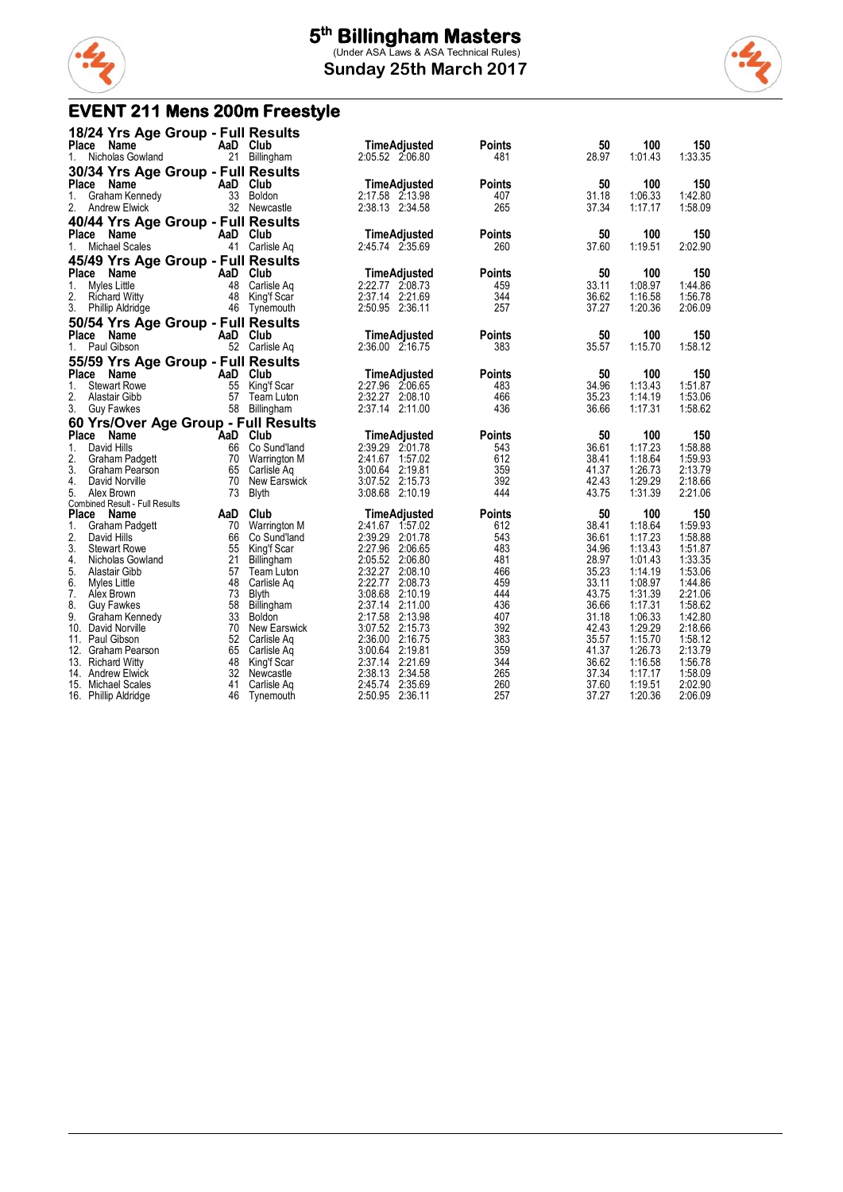# 5th Billingham Masters

(Under ASA Laws & ASA Technical Rules)

**Sunday 25th March 2017**

## EVENT 211 Mens 200m Freestyle

### 18/24 Yrs Age Group - Full Results

| Place | Name | AaD | Club | Time | Adjusted | Points | 50 | 100 | 150 |
|---|---|---|---|---|---|---|---|---|---|
| 1. | Nicholas Gowland | 21 | Billingham | 2:05.52 | 2:06.80 | 481 | 28.97 | 1:01.43 | 1:33.35 |

### 30/34 Yrs Age Group - Full Results

| Place | Name | AaD | Club | Time | Adjusted | Points | 50 | 100 | 150 |
|---|---|---|---|---|---|---|---|---|---|
| 1. | Graham Kennedy | 33 | Boldon | 2:17.58 | 2:13.98 | 407 | 31.18 | 1:06.33 | 1:42.80 |
| 2. | Andrew Elwick | 32 | Newcastle | 2:38.13 | 2:34.58 | 265 | 37.34 | 1:17.17 | 1:58.09 |

### 40/44 Yrs Age Group - Full Results

| Place | Name | AaD | Club | Time | Adjusted | Points | 50 | 100 | 150 |
|---|---|---|---|---|---|---|---|---|---|
| 1. | Michael Scales | 41 | Carlisle Aq | 2:45.74 | 2:35.69 | 260 | 37.60 | 1:19.51 | 2:02.90 |

### 45/49 Yrs Age Group - Full Results

| Place | Name | AaD | Club | Time | Adjusted | Points | 50 | 100 | 150 |
|---|---|---|---|---|---|---|---|---|---|
| 1. | Myles Little | 48 | Carlisle Aq | 2:22.77 | 2:08.73 | 459 | 33.11 | 1:08.97 | 1:44.86 |
| 2. | Richard Witty | 48 | King'f Scar | 2:37.14 | 2:21.69 | 344 | 36.62 | 1:16.58 | 1:56.78 |
| 3. | Phillip Aldridge | 46 | Tynemouth | 2:50.95 | 2:36.11 | 257 | 37.27 | 1:20.36 | 2:06.09 |

### 50/54 Yrs Age Group - Full Results

| Place | Name | AaD | Club | Time | Adjusted | Points | 50 | 100 | 150 |
|---|---|---|---|---|---|---|---|---|---|
| 1. | Paul Gibson | 52 | Carlisle Aq | 2:36.00 | 2:16.75 | 383 | 35.57 | 1:15.70 | 1:58.12 |

### 55/59 Yrs Age Group - Full Results

| Place | Name | AaD | Club | Time | Adjusted | Points | 50 | 100 | 150 |
|---|---|---|---|---|---|---|---|---|---|
| 1. | Stewart Rowe | 55 | King'f Scar | 2:27.96 | 2:06.65 | 483 | 34.96 | 1:13.43 | 1:51.87 |
| 2. | Alastair Gibb | 57 | Team Luton | 2:32.27 | 2:08.10 | 466 | 35.23 | 1:14.19 | 1:53.06 |
| 3. | Guy Fawkes | 58 | Billingham | 2:37.14 | 2:11.00 | 436 | 36.66 | 1:17.31 | 1:58.62 |

### 60 Yrs/Over Age Group - Full Results

| Place | Name | AaD | Club | Time | Adjusted | Points | 50 | 100 | 150 |
|---|---|---|---|---|---|---|---|---|---|
| 1. | David Hills | 66 | Co Sund'land | 2:39.29 | 2:01.78 | 543 | 36.61 | 1:17.23 | 1:58.88 |
| 2. | Graham Padgett | 70 | Warrington M | 2:41.67 | 1:57.02 | 612 | 38.41 | 1:18.64 | 1:59.93 |
| 3. | Graham Pearson | 65 | Carlisle Aq | 3:00.64 | 2:19.81 | 359 | 41.37 | 1:26.73 | 2:13.79 |
| 4. | David Norville | 70 | New Earswick | 3:07.52 | 2:15.73 | 392 | 42.43 | 1:29.29 | 2:18.66 |
| 5. | Alex Brown | 73 | Blyth | 3:08.68 | 2:10.19 | 444 | 43.75 | 1:31.39 | 2:21.06 |

Combined Result - Full Results

| Place | Name | AaD | Club | Time | Adjusted | Points | 50 | 100 | 150 |
|---|---|---|---|---|---|---|---|---|---|
| 1. | Graham Padgett | 70 | Warrington M | 2:41.67 | 1:57.02 | 612 | 38.41 | 1:18.64 | 1:59.93 |
| 2. | David Hills | 66 | Co Sund'land | 2:39.29 | 2:01.78 | 543 | 36.61 | 1:17.23 | 1:58.88 |
| 3. | Stewart Rowe | 55 | King'f Scar | 2:27.96 | 2:06.65 | 483 | 34.96 | 1:13.43 | 1:51.87 |
| 4. | Nicholas Gowland | 21 | Billingham | 2:05.52 | 2:06.80 | 481 | 28.97 | 1:01.43 | 1:33.35 |
| 5. | Alastair Gibb | 57 | Team Luton | 2:32.27 | 2:08.10 | 466 | 35.23 | 1:14.19 | 1:53.06 |
| 6. | Myles Little | 48 | Carlisle Aq | 2:22.77 | 2:08.73 | 459 | 33.11 | 1:08.97 | 1:44.86 |
| 7. | Alex Brown | 73 | Blyth | 3:08.68 | 2:10.19 | 444 | 43.75 | 1:31.39 | 2:21.06 |
| 8. | Guy Fawkes | 58 | Billingham | 2:37.14 | 2:11.00 | 436 | 36.66 | 1:17.31 | 1:58.62 |
| 9. | Graham Kennedy | 33 | Boldon | 2:17.58 | 2:13.98 | 407 | 31.18 | 1:06.33 | 1:42.80 |
| 10. | David Norville | 70 | New Earswick | 3:07.52 | 2:15.73 | 392 | 42.43 | 1:29.29 | 2:18.66 |
| 11. | Paul Gibson | 52 | Carlisle Aq | 2:36.00 | 2:16.75 | 383 | 35.57 | 1:15.70 | 1:58.12 |
| 12. | Graham Pearson | 65 | Carlisle Aq | 3:00.64 | 2:19.81 | 359 | 41.37 | 1:26.73 | 2:13.79 |
| 13. | Richard Witty | 48 | King'f Scar | 2:37.14 | 2:21.69 | 344 | 36.62 | 1:16.58 | 1:56.78 |
| 14. | Andrew Elwick | 32 | Newcastle | 2:38.13 | 2:34.58 | 265 | 37.34 | 1:17.17 | 1:58.09 |
| 15. | Michael Scales | 41 | Carlisle Aq | 2:45.74 | 2:35.69 | 260 | 37.60 | 1:19.51 | 2:02.90 |
| 16. | Phillip Aldridge | 46 | Tynemouth | 2:50.95 | 2:36.11 | 257 | 37.27 | 1:20.36 | 2:06.09 |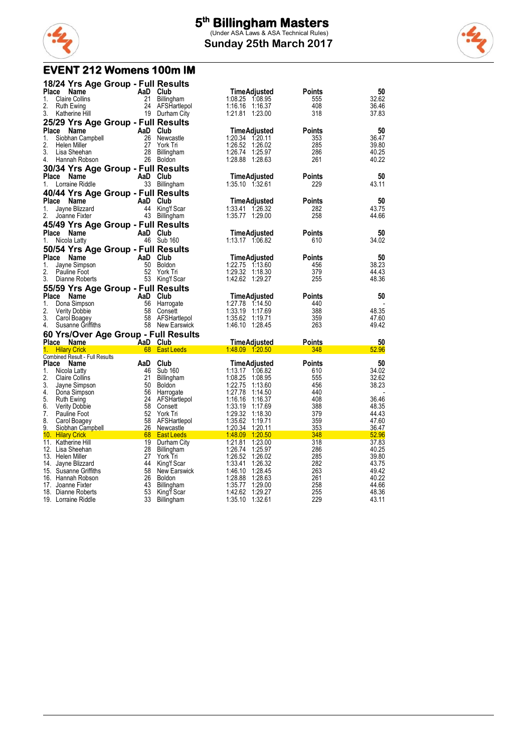# 5th Billingham Masters

(Under ASA Laws & ASA Technical Rules)

**Sunday 25th March 2017**

## EVENT 212 Womens 100m IM

### 18/24 Yrs Age Group - Full Results

| Place | Name | AaD | Club | Time | Adjusted | Points | 50 |
|---|---|---|---|---|---|---|---|
| 1. | Claire Collins | 21 | Billingham | 1:08.25 | 1:08.95 | 555 | 32.62 |
| 2. | Ruth Ewing | 24 | AFSHartlepol | 1:16.16 | 1:16.37 | 408 | 36.46 |
| 3. | Katherine Hill | 19 | Durham City | 1:21.81 | 1:23.00 | 318 | 37.83 |

### 25/29 Yrs Age Group - Full Results

| Place | Name | AaD | Club | Time | Adjusted | Points | 50 |
|---|---|---|---|---|---|---|---|
| 1. | Siobhan Campbell | 26 | Newcastle | 1:20.34 | 1:20.11 | 353 | 36.47 |
| 2. | Helen Miller | 27 | York Tri | 1:26.52 | 1:26.02 | 285 | 39.80 |
| 3. | Lisa Sheehan | 28 | Billingham | 1:26.74 | 1:25.97 | 286 | 40.25 |
| 4. | Hannah Robson | 26 | Boldon | 1:28.88 | 1:28.63 | 261 | 40.22 |

### 30/34 Yrs Age Group - Full Results

| Place | Name | AaD | Club | Time | Adjusted | Points | 50 |
|---|---|---|---|---|---|---|---|
| 1. | Lorraine Riddle | 33 | Billingham | 1:35.10 | 1:32.61 | 229 | 43.11 |

### 40/44 Yrs Age Group - Full Results

| Place | Name | AaD | Club | Time | Adjusted | Points | 50 |
|---|---|---|---|---|---|---|---|
| 1. | Jayne Blizzard | 44 | King'f Scar | 1:33.41 | 1:26.32 | 282 | 43.75 |
| 2. | Joanne Fixter | 43 | Billingham | 1:35.77 | 1:29.00 | 258 | 44.66 |

### 45/49 Yrs Age Group - Full Results

| Place | Name | AaD | Club | Time | Adjusted | Points | 50 |
|---|---|---|---|---|---|---|---|
| 1. | Nicola Latty | 46 | Sub 160 | 1:13.17 | 1:06.82 | 610 | 34.02 |

### 50/54 Yrs Age Group - Full Results

| Place | Name | AaD | Club | Time | Adjusted | Points | 50 |
|---|---|---|---|---|---|---|---|
| 1. | Jayne Simpson | 50 | Boldon | 1:22.75 | 1:13.60 | 456 | 38.23 |
| 2. | Pauline Foot | 52 | York Tri | 1:29.32 | 1:18.30 | 379 | 44.43 |
| 3. | Dianne Roberts | 53 | King'f Scar | 1:42.62 | 1:29.27 | 255 | 48.36 |

### 55/59 Yrs Age Group - Full Results

| Place | Name | AaD | Club | Time | Adjusted | Points | 50 |
|---|---|---|---|---|---|---|---|
| 1. | Dona Simpson | 56 | Harrogate | 1:27.78 | 1:14.50 | 440 | - |
| 2. | Verity Dobbie | 58 | Consett | 1:33.19 | 1:17.69 | 388 | 48.35 |
| 3. | Carol Boagey | 58 | AFSHartlepol | 1:35.62 | 1:19.71 | 359 | 47.60 |
| 4. | Susanne Griffiths | 58 | New Earswick | 1:46.10 | 1:28.45 | 263 | 49.42 |

### 60 Yrs/Over Age Group - Full Results

| Place | Name | AaD | Club | Time | Adjusted | Points | 50 |
|---|---|---|---|---|---|---|---|
| 1. | Hilary Crick | 68 | East Leeds | 1:48.09 | 1:20.50 | 348 | 52.96 |

Combined Result - Full Results

| Place | Name | AaD | Club | Time | Adjusted | Points | 50 |
|---|---|---|---|---|---|---|---|
| 1. | Nicola Latty | 46 | Sub 160 | 1:13.17 | 1:06.82 | 610 | 34.02 |
| 2. | Claire Collins | 21 | Billingham | 1:08.25 | 1:08.95 | 555 | 32.62 |
| 3. | Jayne Simpson | 50 | Boldon | 1:22.75 | 1:13.60 | 456 | 38.23 |
| 4. | Dona Simpson | 56 | Harrogate | 1:27.78 | 1:14.50 | 440 | - |
| 5. | Ruth Ewing | 24 | AFSHartlepol | 1:16.16 | 1:16.37 | 408 | 36.46 |
| 6. | Verity Dobbie | 58 | Consett | 1:33.19 | 1:17.69 | 388 | 48.35 |
| 7. | Pauline Foot | 52 | York Tri | 1:29.32 | 1:18.30 | 379 | 44.43 |
| 8. | Carol Boagey | 58 | AFSHartlepol | 1:35.62 | 1:19.71 | 359 | 47.60 |
| 9. | Siobhan Campbell | 26 | Newcastle | 1:20.34 | 1:20.11 | 353 | 36.47 |
| 10. | Hilary Crick | 68 | East Leeds | 1:48.09 | 1:20.50 | 348 | 52.96 |
| 11. | Katherine Hill | 19 | Durham City | 1:21.81 | 1:23.00 | 318 | 37.83 |
| 12. | Lisa Sheehan | 28 | Billingham | 1:26.74 | 1:25.97 | 286 | 40.25 |
| 13. | Helen Miller | 27 | York Tri | 1:26.52 | 1:26.02 | 285 | 39.80 |
| 14. | Jayne Blizzard | 44 | King'f Scar | 1:33.41 | 1:26.32 | 282 | 43.75 |
| 15. | Susanne Griffiths | 58 | New Earswick | 1:46.10 | 1:28.45 | 263 | 49.42 |
| 16. | Hannah Robson | 26 | Boldon | 1:28.88 | 1:28.63 | 261 | 40.22 |
| 17. | Joanne Fixter | 43 | Billingham | 1:35.77 | 1:29.00 | 258 | 44.66 |
| 18. | Dianne Roberts | 53 | King'f Scar | 1:42.62 | 1:29.27 | 255 | 48.36 |
| 19. | Lorraine Riddle | 33 | Billingham | 1:35.10 | 1:32.61 | 229 | 43.11 |